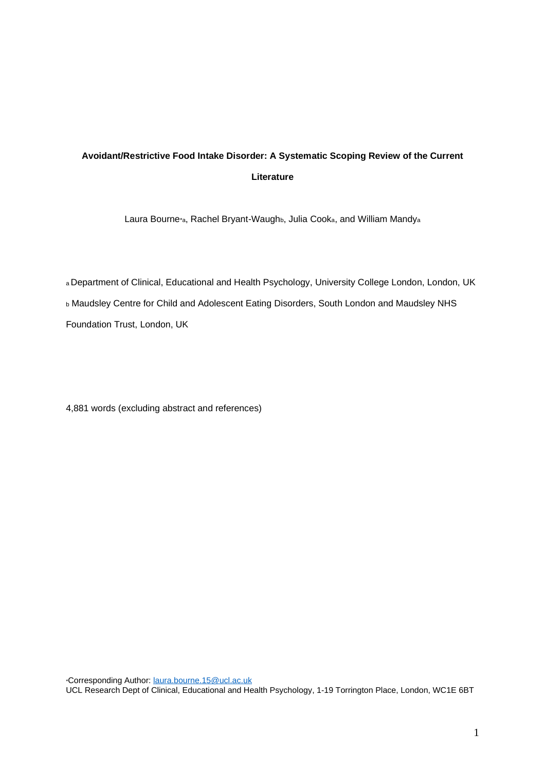**Avoidant/Restrictive Food Intake Disorder: A Systematic Scoping Review of the Current Literature**

Laura Bourne[*a], Rachel Bryant-Waugh[b], Julia Cook[a], and William Mandy[a]

[a] Department of Clinical, Educational and Health Psychology, University College London, London, UK

[b] Maudsley Centre for Child and Adolescent Eating Disorders, South London and Maudsley NHS Foundation Trust, London, UK

4,881 words (excluding abstract and references)

[*]Corresponding Author: laura.bourne.15@ucl.ac.uk

UCL Research Dept of Clinical, Educational and Health Psychology, 1-19 Torrington Place, London, WC1E 6BT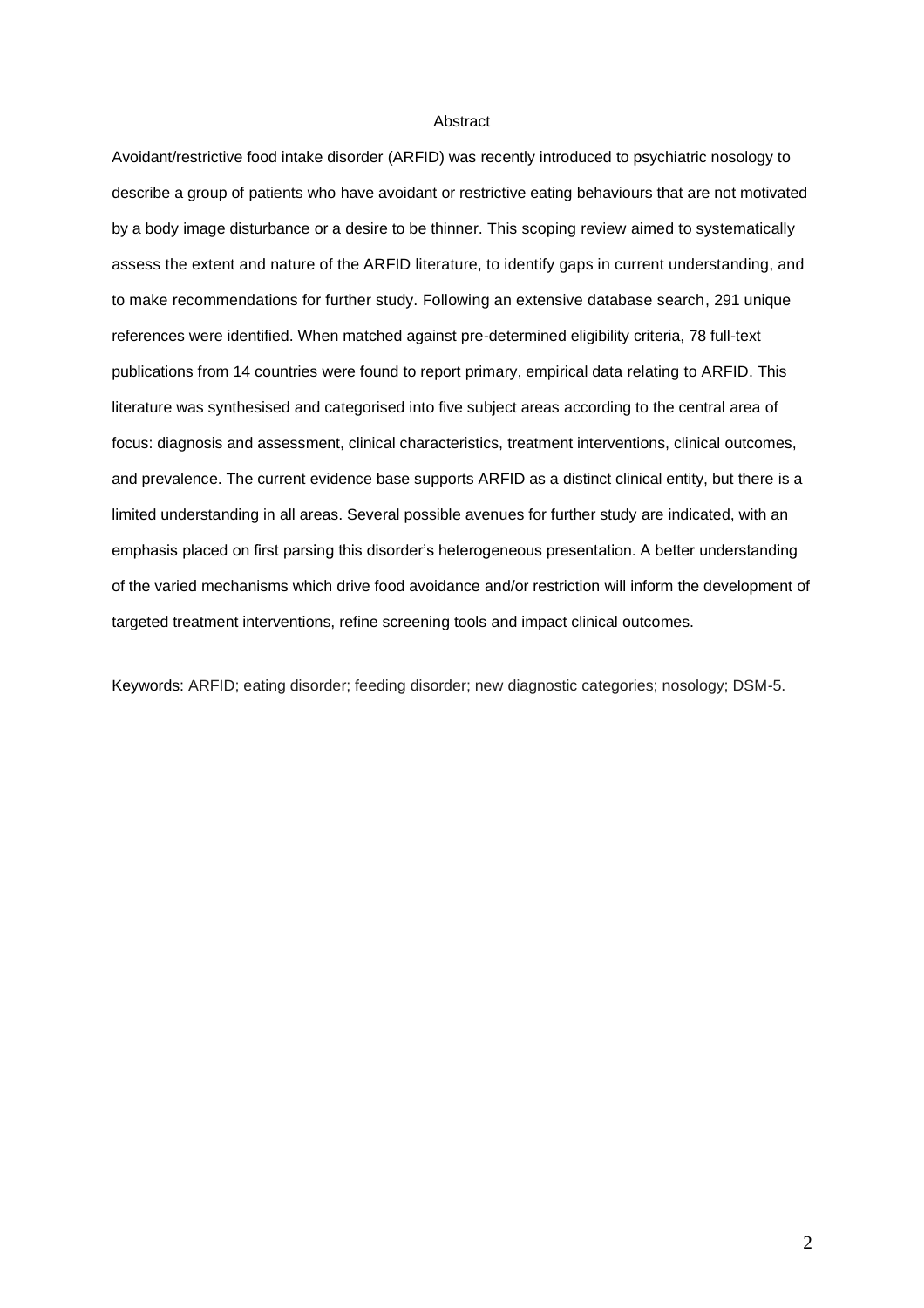# Abstract

Avoidant/restrictive food intake disorder (ARFID) was recently introduced to psychiatric nosology to describe a group of patients who have avoidant or restrictive eating behaviours that are not motivated by a body image disturbance or a desire to be thinner. This scoping review aimed to systematically assess the extent and nature of the ARFID literature, to identify gaps in current understanding, and to make recommendations for further study. Following an extensive database search, 291 unique references were identified. When matched against pre-determined eligibility criteria, 78 full-text publications from 14 countries were found to report primary, empirical data relating to ARFID. This literature was synthesised and categorised into five subject areas according to the central area of focus: diagnosis and assessment, clinical characteristics, treatment interventions, clinical outcomes, and prevalence. The current evidence base supports ARFID as a distinct clinical entity, but there is a limited understanding in all areas. Several possible avenues for further study are indicated, with an emphasis placed on first parsing this disorder's heterogeneous presentation. A better understanding of the varied mechanisms which drive food avoidance and/or restriction will inform the development of targeted treatment interventions, refine screening tools and impact clinical outcomes.

Keywords: ARFID; eating disorder; feeding disorder; new diagnostic categories; nosology; DSM-5.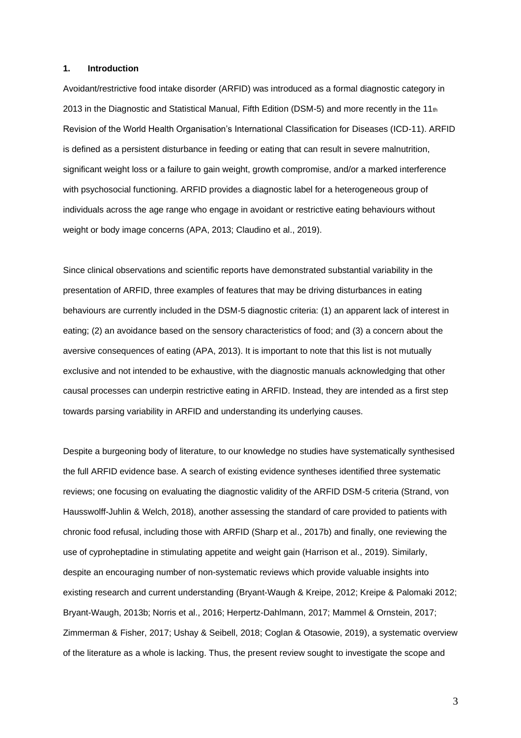## 1. Introduction

Avoidant/restrictive food intake disorder (ARFID) was introduced as a formal diagnostic category in 2013 in the Diagnostic and Statistical Manual, Fifth Edition (DSM-5) and more recently in the 11th Revision of the World Health Organisation's International Classification for Diseases (ICD-11). ARFID is defined as a persistent disturbance in feeding or eating that can result in severe malnutrition, significant weight loss or a failure to gain weight, growth compromise, and/or a marked interference with psychosocial functioning. ARFID provides a diagnostic label for a heterogeneous group of individuals across the age range who engage in avoidant or restrictive eating behaviours without weight or body image concerns (APA, 2013; Claudino et al., 2019).

Since clinical observations and scientific reports have demonstrated substantial variability in the presentation of ARFID, three examples of features that may be driving disturbances in eating behaviours are currently included in the DSM-5 diagnostic criteria: (1) an apparent lack of interest in eating; (2) an avoidance based on the sensory characteristics of food; and (3) a concern about the aversive consequences of eating (APA, 2013). It is important to note that this list is not mutually exclusive and not intended to be exhaustive, with the diagnostic manuals acknowledging that other causal processes can underpin restrictive eating in ARFID. Instead, they are intended as a first step towards parsing variability in ARFID and understanding its underlying causes.

Despite a burgeoning body of literature, to our knowledge no studies have systematically synthesised the full ARFID evidence base. A search of existing evidence syntheses identified three systematic reviews; one focusing on evaluating the diagnostic validity of the ARFID DSM-5 criteria (Strand, von Hausswolff-Juhlin & Welch, 2018), another assessing the standard of care provided to patients with chronic food refusal, including those with ARFID (Sharp et al., 2017b) and finally, one reviewing the use of cyproheptadine in stimulating appetite and weight gain (Harrison et al., 2019). Similarly, despite an encouraging number of non-systematic reviews which provide valuable insights into existing research and current understanding (Bryant-Waugh & Kreipe, 2012; Kreipe & Palomaki 2012; Bryant-Waugh, 2013b; Norris et al., 2016; Herpertz-Dahlmann, 2017; Mammel & Ornstein, 2017; Zimmerman & Fisher, 2017; Ushay & Seibell, 2018; Coglan & Otasowie, 2019), a systematic overview of the literature as a whole is lacking. Thus, the present review sought to investigate the scope and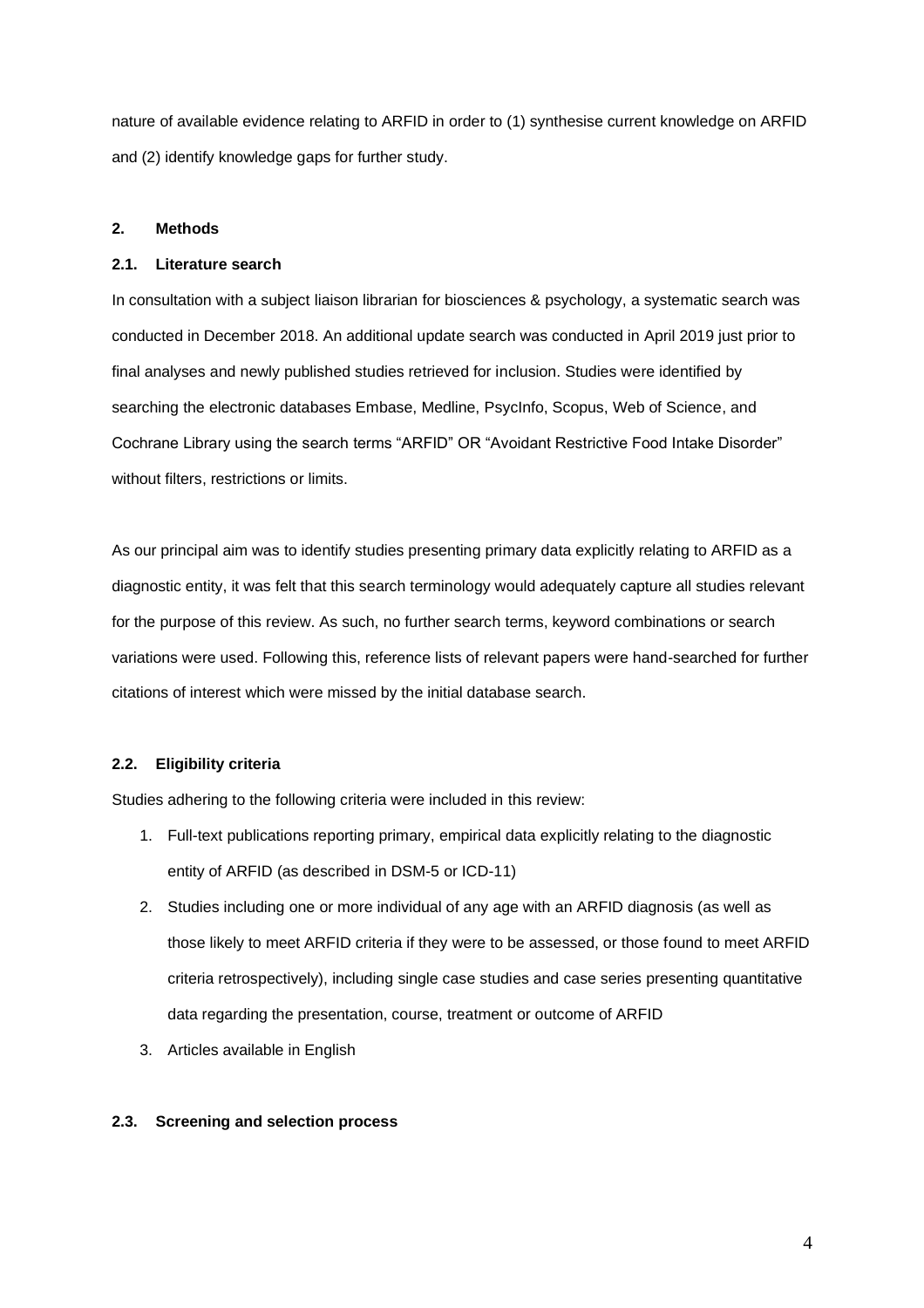nature of available evidence relating to ARFID in order to (1) synthesise current knowledge on ARFID and (2) identify knowledge gaps for further study.

## 2. Methods

### 2.1. Literature search

In consultation with a subject liaison librarian for biosciences & psychology, a systematic search was conducted in December 2018. An additional update search was conducted in April 2019 just prior to final analyses and newly published studies retrieved for inclusion. Studies were identified by searching the electronic databases Embase, Medline, PsycInfo, Scopus, Web of Science, and Cochrane Library using the search terms "ARFID" OR "Avoidant Restrictive Food Intake Disorder" without filters, restrictions or limits.

As our principal aim was to identify studies presenting primary data explicitly relating to ARFID as a diagnostic entity, it was felt that this search terminology would adequately capture all studies relevant for the purpose of this review. As such, no further search terms, keyword combinations or search variations were used. Following this, reference lists of relevant papers were hand-searched for further citations of interest which were missed by the initial database search.

### 2.2. Eligibility criteria

Studies adhering to the following criteria were included in this review:

1. Full-text publications reporting primary, empirical data explicitly relating to the diagnostic entity of ARFID (as described in DSM-5 or ICD-11)
2. Studies including one or more individual of any age with an ARFID diagnosis (as well as those likely to meet ARFID criteria if they were to be assessed, or those found to meet ARFID criteria retrospectively), including single case studies and case series presenting quantitative data regarding the presentation, course, treatment or outcome of ARFID
3. Articles available in English

### 2.3. Screening and selection process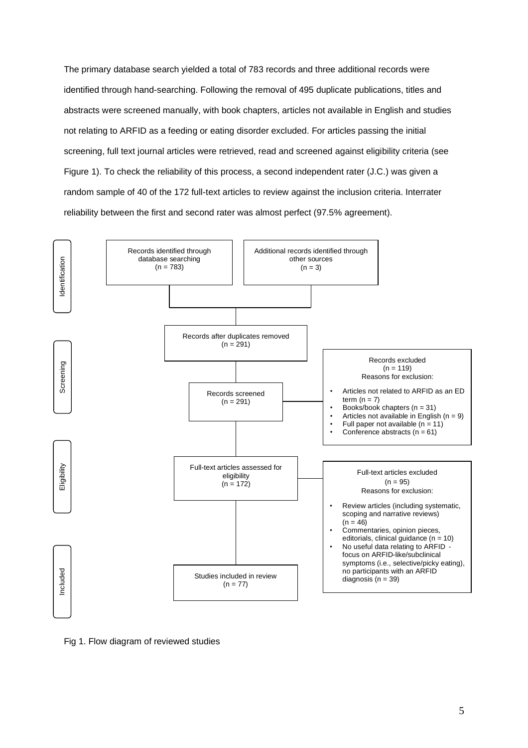The primary database search yielded a total of 783 records and three additional records were identified through hand-searching. Following the removal of 495 duplicate publications, titles and abstracts were screened manually, with book chapters, articles not available in English and studies not relating to ARFID as a feeding or eating disorder excluded. For articles passing the initial screening, full text journal articles were retrieved, read and screened against eligibility criteria (see Figure 1). To check the reliability of this process, a second independent rater (J.C.) was given a random sample of 40 of the 172 full-text articles to review against the inclusion criteria. Interrater reliability between the first and second rater was almost perfect (97.5% agreement).

**Identification**

- Records identified through database searching (n = 783)
- Additional records identified through other sources (n = 3)

**Screening**

- Records after duplicates removed (n = 291)
- Records screened (n = 291)
- Records excluded (n = 119)
  Reasons for exclusion:
  - Articles not related to ARFID as an ED term (n = 7)
  - Books/book chapters (n = 31)
  - Articles not available in English (n = 9)
  - Full paper not available (n = 11)
  - Conference abstracts (n = 61)

**Eligibility**

- Full-text articles assessed for eligibility (n = 172)
- Full-text articles excluded (n = 95)
  Reasons for exclusion:
  - Review articles (including systematic, scoping and narrative reviews) (n = 46)
  - Commentaries, opinion pieces, editorials, clinical guidance (n = 10)
  - No useful data relating to ARFID - focus on ARFID-like/subclinical symptoms (i.e., selective/picky eating), no participants with an ARFID diagnosis (n = 39)

**Included**

- Studies included in review (n = 77)

Fig 1. Flow diagram of reviewed studies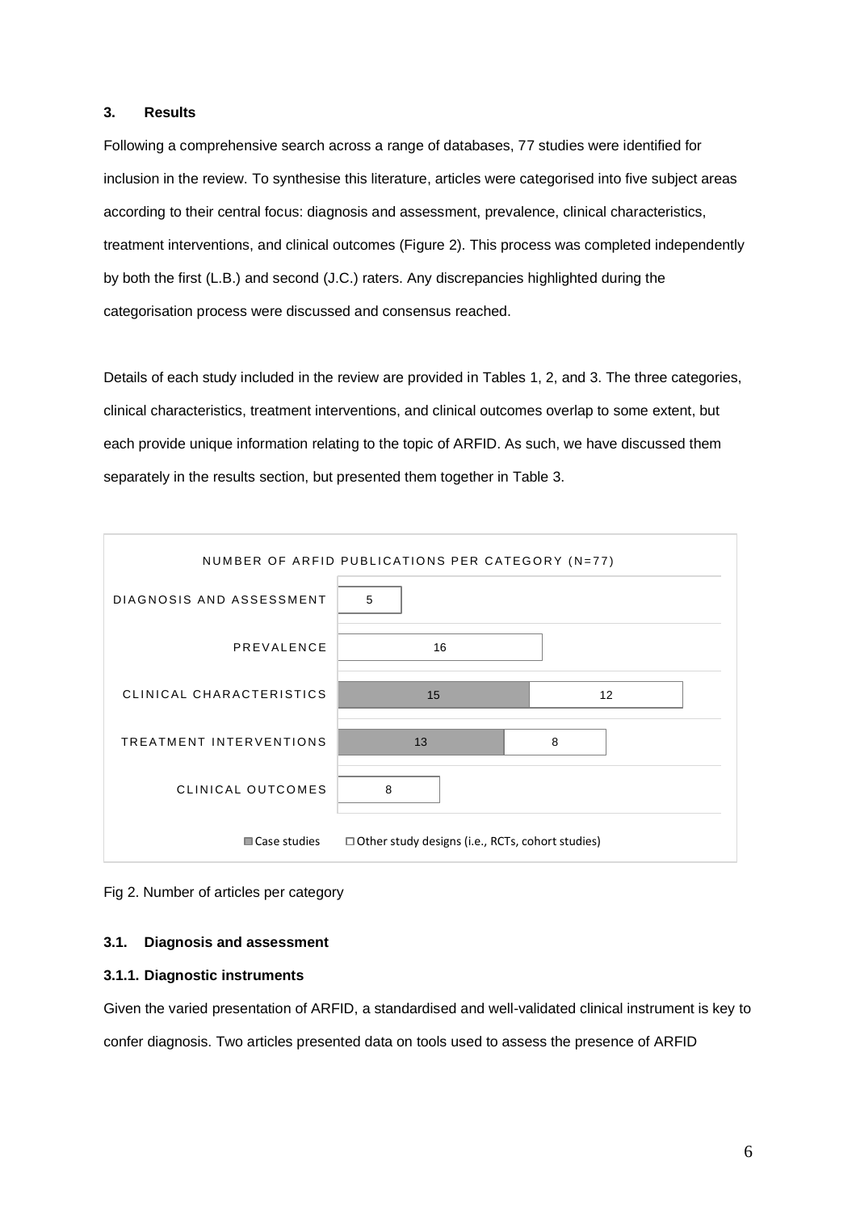## 3. Results

Following a comprehensive search across a range of databases, 77 studies were identified for inclusion in the review. To synthesise this literature, articles were categorised into five subject areas according to their central focus: diagnosis and assessment, prevalence, clinical characteristics, treatment interventions, and clinical outcomes (Figure 2). This process was completed independently by both the first (L.B.) and second (J.C.) raters. Any discrepancies highlighted during the categorisation process were discussed and consensus reached.

Details of each study included in the review are provided in Tables 1, 2, and 3. The three categories, clinical characteristics, treatment interventions, and clinical outcomes overlap to some extent, but each provide unique information relating to the topic of ARFID. As such, we have discussed them separately in the results section, but presented them together in Table 3.

NUMBER OF ARFID PUBLICATIONS PER CATEGORY (N=77)

| Category | Case studies | Other study designs (i.e., RCTs, cohort studies) |
|---|---|---|
| DIAGNOSIS AND ASSESSMENT | | 5 |
| PREVALENCE | | 16 |
| CLINICAL CHARACTERISTICS | 15 | 12 |
| TREATMENT INTERVENTIONS | 13 | 8 |
| CLINICAL OUTCOMES | | 8 |

Fig 2. Number of articles per category

### 3.1. Diagnosis and assessment

#### 3.1.1. Diagnostic instruments

Given the varied presentation of ARFID, a standardised and well-validated clinical instrument is key to confer diagnosis. Two articles presented data on tools used to assess the presence of ARFID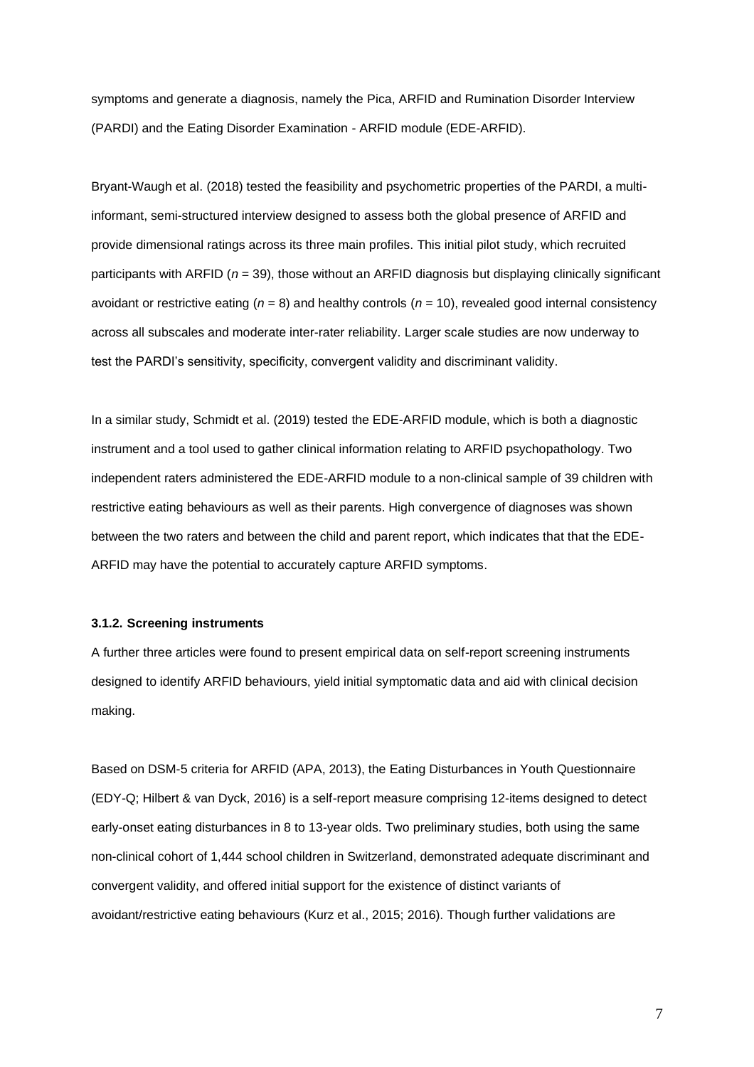symptoms and generate a diagnosis, namely the Pica, ARFID and Rumination Disorder Interview (PARDI) and the Eating Disorder Examination - ARFID module (EDE-ARFID).

Bryant-Waugh et al. (2018) tested the feasibility and psychometric properties of the PARDI, a multi-informant, semi-structured interview designed to assess both the global presence of ARFID and provide dimensional ratings across its three main profiles. This initial pilot study, which recruited participants with ARFID (*n* = 39), those without an ARFID diagnosis but displaying clinically significant avoidant or restrictive eating (*n* = 8) and healthy controls (*n* = 10), revealed good internal consistency across all subscales and moderate inter-rater reliability. Larger scale studies are now underway to test the PARDI's sensitivity, specificity, convergent validity and discriminant validity.

In a similar study, Schmidt et al. (2019) tested the EDE-ARFID module, which is both a diagnostic instrument and a tool used to gather clinical information relating to ARFID psychopathology. Two independent raters administered the EDE-ARFID module to a non-clinical sample of 39 children with restrictive eating behaviours as well as their parents. High convergence of diagnoses was shown between the two raters and between the child and parent report, which indicates that that the EDE-ARFID may have the potential to accurately capture ARFID symptoms.

#### 3.1.2. Screening instruments

A further three articles were found to present empirical data on self-report screening instruments designed to identify ARFID behaviours, yield initial symptomatic data and aid with clinical decision making.

Based on DSM-5 criteria for ARFID (APA, 2013), the Eating Disturbances in Youth Questionnaire (EDY-Q; Hilbert & van Dyck, 2016) is a self-report measure comprising 12-items designed to detect early-onset eating disturbances in 8 to 13-year olds. Two preliminary studies, both using the same non-clinical cohort of 1,444 school children in Switzerland, demonstrated adequate discriminant and convergent validity, and offered initial support for the existence of distinct variants of avoidant/restrictive eating behaviours (Kurz et al., 2015; 2016). Though further validations are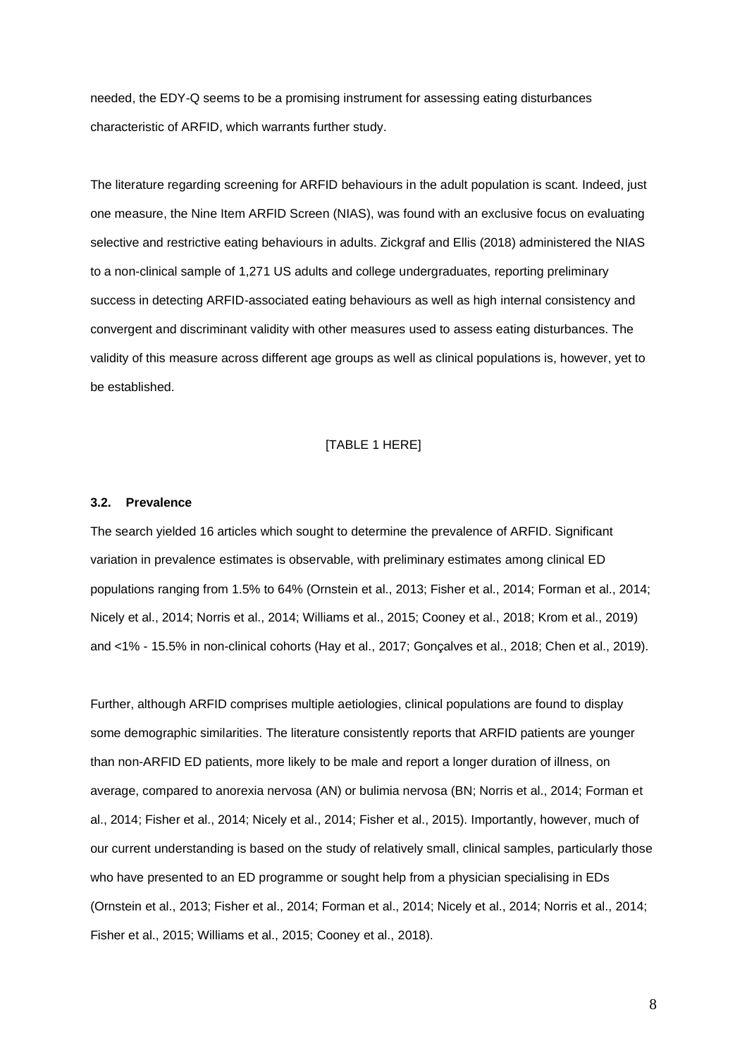needed, the EDY-Q seems to be a promising instrument for assessing eating disturbances characteristic of ARFID, which warrants further study.

The literature regarding screening for ARFID behaviours in the adult population is scant. Indeed, just one measure, the Nine Item ARFID Screen (NIAS), was found with an exclusive focus on evaluating selective and restrictive eating behaviours in adults. Zickgraf and Ellis (2018) administered the NIAS to a non-clinical sample of 1,271 US adults and college undergraduates, reporting preliminary success in detecting ARFID-associated eating behaviours as well as high internal consistency and convergent and discriminant validity with other measures used to assess eating disturbances. The validity of this measure across different age groups as well as clinical populations is, however, yet to be established.

[TABLE 1 HERE]

### 3.2. Prevalence

The search yielded 16 articles which sought to determine the prevalence of ARFID. Significant variation in prevalence estimates is observable, with preliminary estimates among clinical ED populations ranging from 1.5% to 64% (Ornstein et al., 2013; Fisher et al., 2014; Forman et al., 2014; Nicely et al., 2014; Norris et al., 2014; Williams et al., 2015; Cooney et al., 2018; Krom et al., 2019) and <1% - 15.5% in non-clinical cohorts (Hay et al., 2017; Gonçalves et al., 2018; Chen et al., 2019).

Further, although ARFID comprises multiple aetiologies, clinical populations are found to display some demographic similarities. The literature consistently reports that ARFID patients are younger than non-ARFID ED patients, more likely to be male and report a longer duration of illness, on average, compared to anorexia nervosa (AN) or bulimia nervosa (BN; Norris et al., 2014; Forman et al., 2014; Fisher et al., 2014; Nicely et al., 2014; Fisher et al., 2015). Importantly, however, much of our current understanding is based on the study of relatively small, clinical samples, particularly those who have presented to an ED programme or sought help from a physician specialising in EDs (Ornstein et al., 2013; Fisher et al., 2014; Forman et al., 2014; Nicely et al., 2014; Norris et al., 2014; Fisher et al., 2015; Williams et al., 2015; Cooney et al., 2018).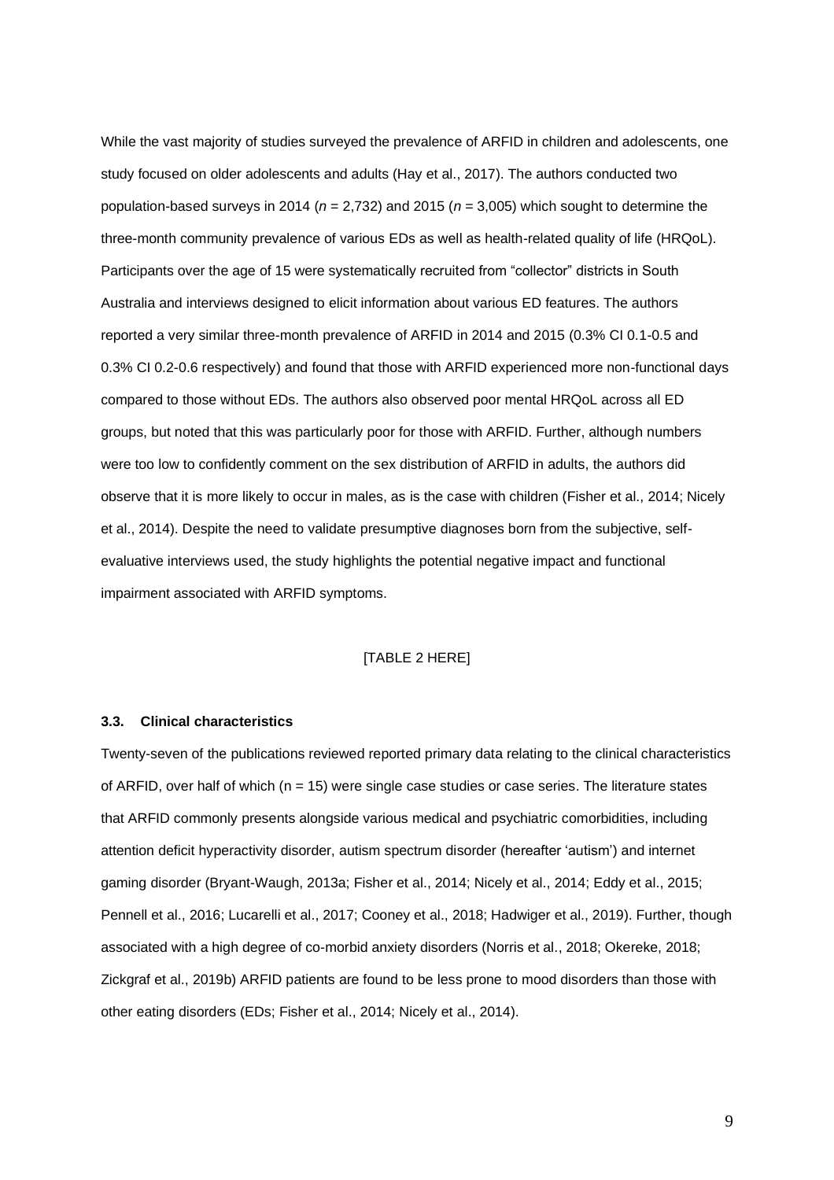While the vast majority of studies surveyed the prevalence of ARFID in children and adolescents, one study focused on older adolescents and adults (Hay et al., 2017). The authors conducted two population-based surveys in 2014 (*n* = 2,732) and 2015 (*n* = 3,005) which sought to determine the three-month community prevalence of various EDs as well as health-related quality of life (HRQoL). Participants over the age of 15 were systematically recruited from "collector" districts in South Australia and interviews designed to elicit information about various ED features. The authors reported a very similar three-month prevalence of ARFID in 2014 and 2015 (0.3% CI 0.1-0.5 and 0.3% CI 0.2-0.6 respectively) and found that those with ARFID experienced more non-functional days compared to those without EDs. The authors also observed poor mental HRQoL across all ED groups, but noted that this was particularly poor for those with ARFID. Further, although numbers were too low to confidently comment on the sex distribution of ARFID in adults, the authors did observe that it is more likely to occur in males, as is the case with children (Fisher et al., 2014; Nicely et al., 2014). Despite the need to validate presumptive diagnoses born from the subjective, self-evaluative interviews used, the study highlights the potential negative impact and functional impairment associated with ARFID symptoms.

[TABLE 2 HERE]

### 3.3. Clinical characteristics

Twenty-seven of the publications reviewed reported primary data relating to the clinical characteristics of ARFID, over half of which (n = 15) were single case studies or case series. The literature states that ARFID commonly presents alongside various medical and psychiatric comorbidities, including attention deficit hyperactivity disorder, autism spectrum disorder (hereafter 'autism') and internet gaming disorder (Bryant-Waugh, 2013a; Fisher et al., 2014; Nicely et al., 2014; Eddy et al., 2015; Pennell et al., 2016; Lucarelli et al., 2017; Cooney et al., 2018; Hadwiger et al., 2019). Further, though associated with a high degree of co-morbid anxiety disorders (Norris et al., 2018; Okereke, 2018; Zickgraf et al., 2019b) ARFID patients are found to be less prone to mood disorders than those with other eating disorders (EDs; Fisher et al., 2014; Nicely et al., 2014).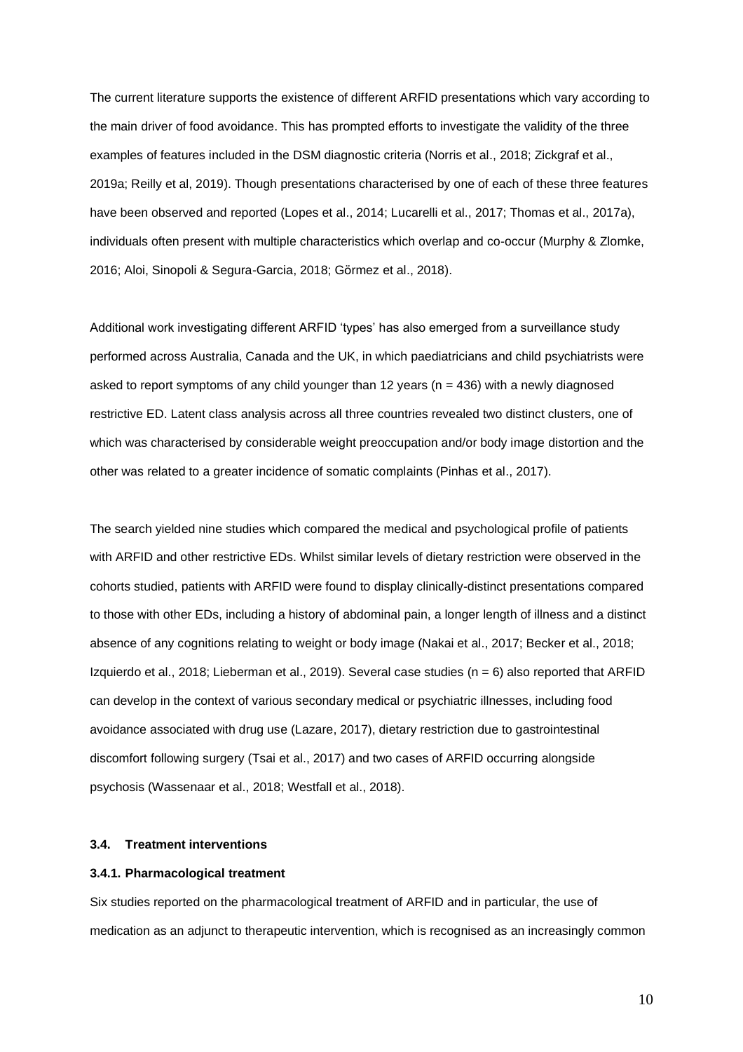The current literature supports the existence of different ARFID presentations which vary according to the main driver of food avoidance. This has prompted efforts to investigate the validity of the three examples of features included in the DSM diagnostic criteria (Norris et al., 2018; Zickgraf et al., 2019a; Reilly et al, 2019). Though presentations characterised by one of each of these three features have been observed and reported (Lopes et al., 2014; Lucarelli et al., 2017; Thomas et al., 2017a), individuals often present with multiple characteristics which overlap and co-occur (Murphy & Zlomke, 2016; Aloi, Sinopoli & Segura-Garcia, 2018; Görmez et al., 2018).

Additional work investigating different ARFID 'types' has also emerged from a surveillance study performed across Australia, Canada and the UK, in which paediatricians and child psychiatrists were asked to report symptoms of any child younger than 12 years (n = 436) with a newly diagnosed restrictive ED. Latent class analysis across all three countries revealed two distinct clusters, one of which was characterised by considerable weight preoccupation and/or body image distortion and the other was related to a greater incidence of somatic complaints (Pinhas et al., 2017).

The search yielded nine studies which compared the medical and psychological profile of patients with ARFID and other restrictive EDs. Whilst similar levels of dietary restriction were observed in the cohorts studied, patients with ARFID were found to display clinically-distinct presentations compared to those with other EDs, including a history of abdominal pain, a longer length of illness and a distinct absence of any cognitions relating to weight or body image (Nakai et al., 2017; Becker et al., 2018; Izquierdo et al., 2018; Lieberman et al., 2019). Several case studies (n = 6) also reported that ARFID can develop in the context of various secondary medical or psychiatric illnesses, including food avoidance associated with drug use (Lazare, 2017), dietary restriction due to gastrointestinal discomfort following surgery (Tsai et al., 2017) and two cases of ARFID occurring alongside psychosis (Wassenaar et al., 2018; Westfall et al., 2018).

### 3.4. Treatment interventions

#### 3.4.1. Pharmacological treatment

Six studies reported on the pharmacological treatment of ARFID and in particular, the use of medication as an adjunct to therapeutic intervention, which is recognised as an increasingly common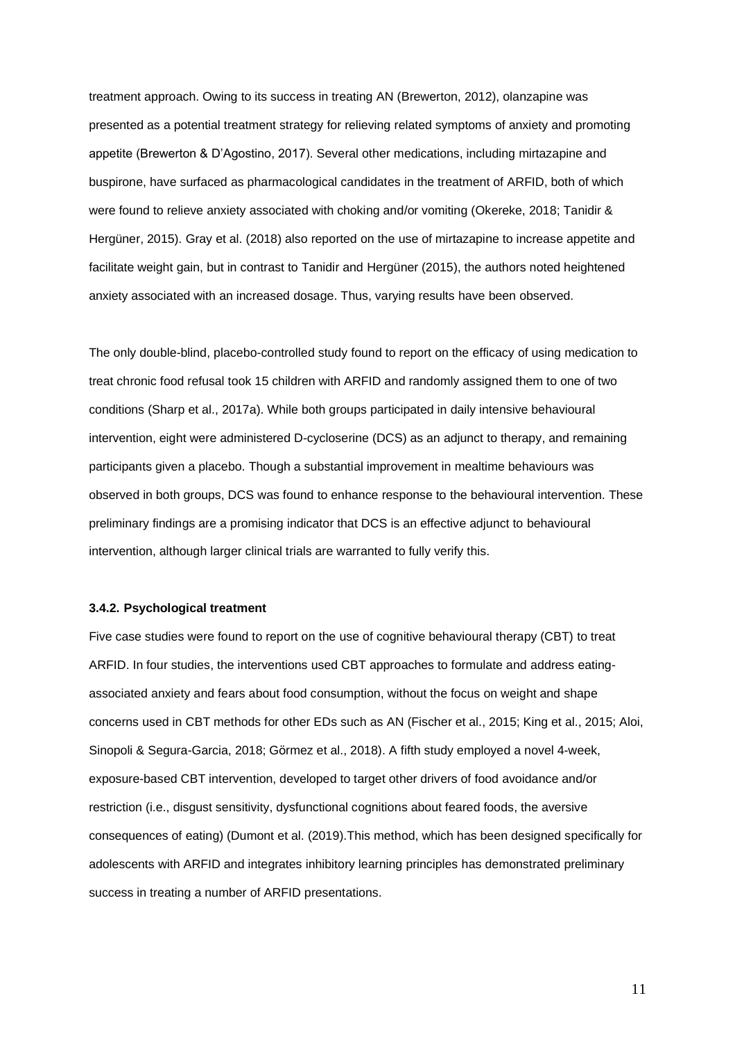treatment approach. Owing to its success in treating AN (Brewerton, 2012), olanzapine was presented as a potential treatment strategy for relieving related symptoms of anxiety and promoting appetite (Brewerton & D'Agostino, 2017). Several other medications, including mirtazapine and buspirone, have surfaced as pharmacological candidates in the treatment of ARFID, both of which were found to relieve anxiety associated with choking and/or vomiting (Okereke, 2018; Tanidir & Hergüner, 2015). Gray et al. (2018) also reported on the use of mirtazapine to increase appetite and facilitate weight gain, but in contrast to Tanidir and Hergüner (2015), the authors noted heightened anxiety associated with an increased dosage. Thus, varying results have been observed.

The only double-blind, placebo-controlled study found to report on the efficacy of using medication to treat chronic food refusal took 15 children with ARFID and randomly assigned them to one of two conditions (Sharp et al., 2017a). While both groups participated in daily intensive behavioural intervention, eight were administered D-cycloserine (DCS) as an adjunct to therapy, and remaining participants given a placebo. Though a substantial improvement in mealtime behaviours was observed in both groups, DCS was found to enhance response to the behavioural intervention. These preliminary findings are a promising indicator that DCS is an effective adjunct to behavioural intervention, although larger clinical trials are warranted to fully verify this.

#### 3.4.2. Psychological treatment

Five case studies were found to report on the use of cognitive behavioural therapy (CBT) to treat ARFID. In four studies, the interventions used CBT approaches to formulate and address eating-associated anxiety and fears about food consumption, without the focus on weight and shape concerns used in CBT methods for other EDs such as AN (Fischer et al., 2015; King et al., 2015; Aloi, Sinopoli & Segura-Garcia, 2018; Görmez et al., 2018). A fifth study employed a novel 4-week, exposure-based CBT intervention, developed to target other drivers of food avoidance and/or restriction (i.e., disgust sensitivity, dysfunctional cognitions about feared foods, the aversive consequences of eating) (Dumont et al. (2019).This method, which has been designed specifically for adolescents with ARFID and integrates inhibitory learning principles has demonstrated preliminary success in treating a number of ARFID presentations.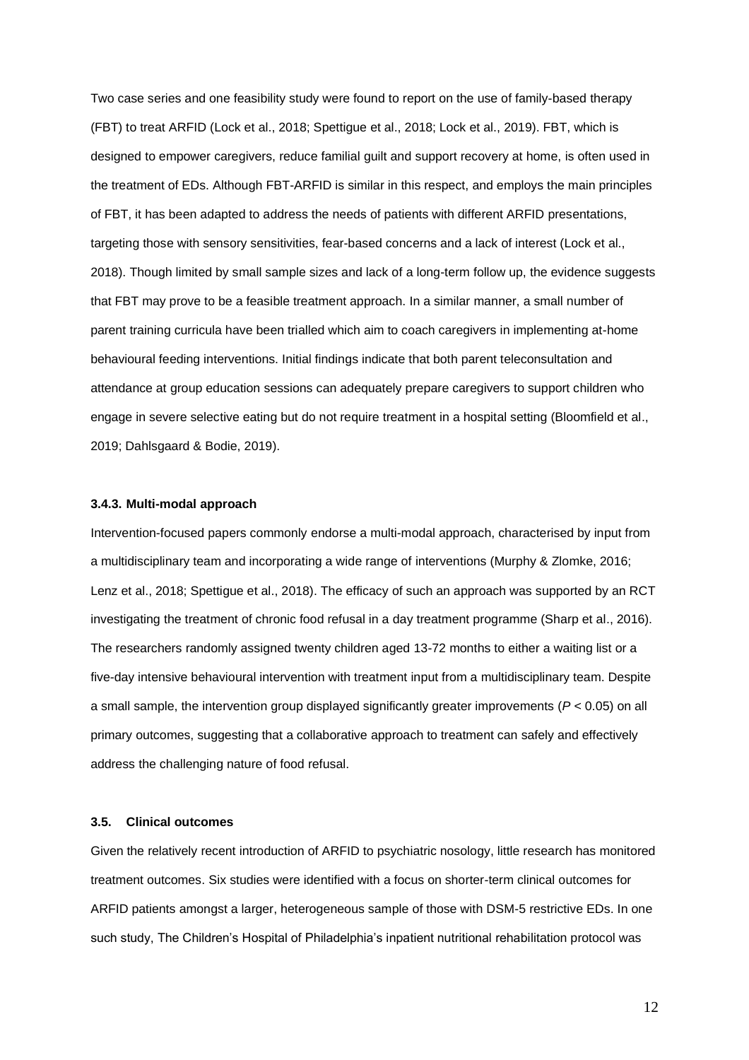Two case series and one feasibility study were found to report on the use of family-based therapy (FBT) to treat ARFID (Lock et al., 2018; Spettigue et al., 2018; Lock et al., 2019). FBT, which is designed to empower caregivers, reduce familial guilt and support recovery at home, is often used in the treatment of EDs. Although FBT-ARFID is similar in this respect, and employs the main principles of FBT, it has been adapted to address the needs of patients with different ARFID presentations, targeting those with sensory sensitivities, fear-based concerns and a lack of interest (Lock et al., 2018). Though limited by small sample sizes and lack of a long-term follow up, the evidence suggests that FBT may prove to be a feasible treatment approach. In a similar manner, a small number of parent training curricula have been trialled which aim to coach caregivers in implementing at-home behavioural feeding interventions. Initial findings indicate that both parent teleconsultation and attendance at group education sessions can adequately prepare caregivers to support children who engage in severe selective eating but do not require treatment in a hospital setting (Bloomfield et al., 2019; Dahlsgaard & Bodie, 2019).

#### 3.4.3. Multi-modal approach

Intervention-focused papers commonly endorse a multi-modal approach, characterised by input from a multidisciplinary team and incorporating a wide range of interventions (Murphy & Zlomke, 2016; Lenz et al., 2018; Spettigue et al., 2018). The efficacy of such an approach was supported by an RCT investigating the treatment of chronic food refusal in a day treatment programme (Sharp et al., 2016). The researchers randomly assigned twenty children aged 13-72 months to either a waiting list or a five-day intensive behavioural intervention with treatment input from a multidisciplinary team. Despite a small sample, the intervention group displayed significantly greater improvements ($P < 0.05$) on all primary outcomes, suggesting that a collaborative approach to treatment can safely and effectively address the challenging nature of food refusal.

### 3.5. Clinical outcomes

Given the relatively recent introduction of ARFID to psychiatric nosology, little research has monitored treatment outcomes. Six studies were identified with a focus on shorter-term clinical outcomes for ARFID patients amongst a larger, heterogeneous sample of those with DSM-5 restrictive EDs. In one such study, The Children's Hospital of Philadelphia's inpatient nutritional rehabilitation protocol was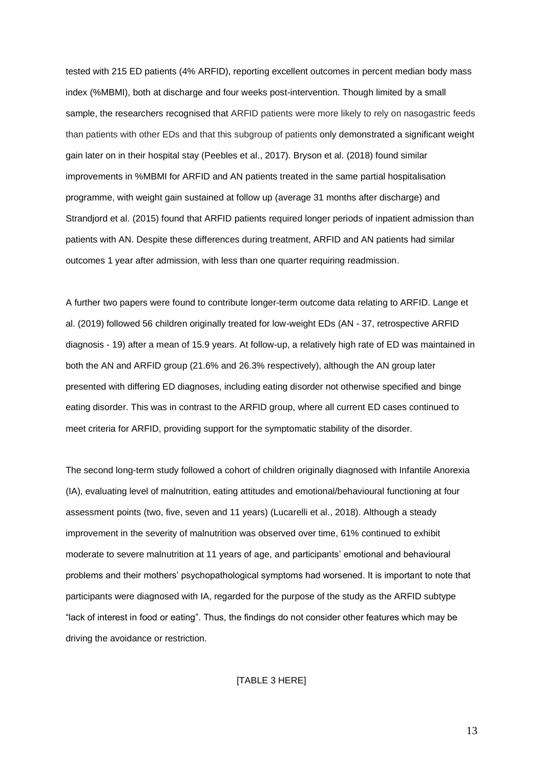tested with 215 ED patients (4% ARFID), reporting excellent outcomes in percent median body mass index (%MBMI), both at discharge and four weeks post-intervention. Though limited by a small sample, the researchers recognised that ARFID patients were more likely to rely on nasogastric feeds than patients with other EDs and that this subgroup of patients only demonstrated a significant weight gain later on in their hospital stay (Peebles et al., 2017). Bryson et al. (2018) found similar improvements in %MBMI for ARFID and AN patients treated in the same partial hospitalisation programme, with weight gain sustained at follow up (average 31 months after discharge) and Strandjord et al. (2015) found that ARFID patients required longer periods of inpatient admission than patients with AN. Despite these differences during treatment, ARFID and AN patients had similar outcomes 1 year after admission, with less than one quarter requiring readmission.

A further two papers were found to contribute longer-term outcome data relating to ARFID. Lange et al. (2019) followed 56 children originally treated for low-weight EDs (AN - 37, retrospective ARFID diagnosis - 19) after a mean of 15.9 years. At follow-up, a relatively high rate of ED was maintained in both the AN and ARFID group (21.6% and 26.3% respectively), although the AN group later presented with differing ED diagnoses, including eating disorder not otherwise specified and binge eating disorder. This was in contrast to the ARFID group, where all current ED cases continued to meet criteria for ARFID, providing support for the symptomatic stability of the disorder.

The second long-term study followed a cohort of children originally diagnosed with Infantile Anorexia (IA), evaluating level of malnutrition, eating attitudes and emotional/behavioural functioning at four assessment points (two, five, seven and 11 years) (Lucarelli et al., 2018). Although a steady improvement in the severity of malnutrition was observed over time, 61% continued to exhibit moderate to severe malnutrition at 11 years of age, and participants' emotional and behavioural problems and their mothers' psychopathological symptoms had worsened. It is important to note that participants were diagnosed with IA, regarded for the purpose of the study as the ARFID subtype "lack of interest in food or eating". Thus, the findings do not consider other features which may be driving the avoidance or restriction.

[TABLE 3 HERE]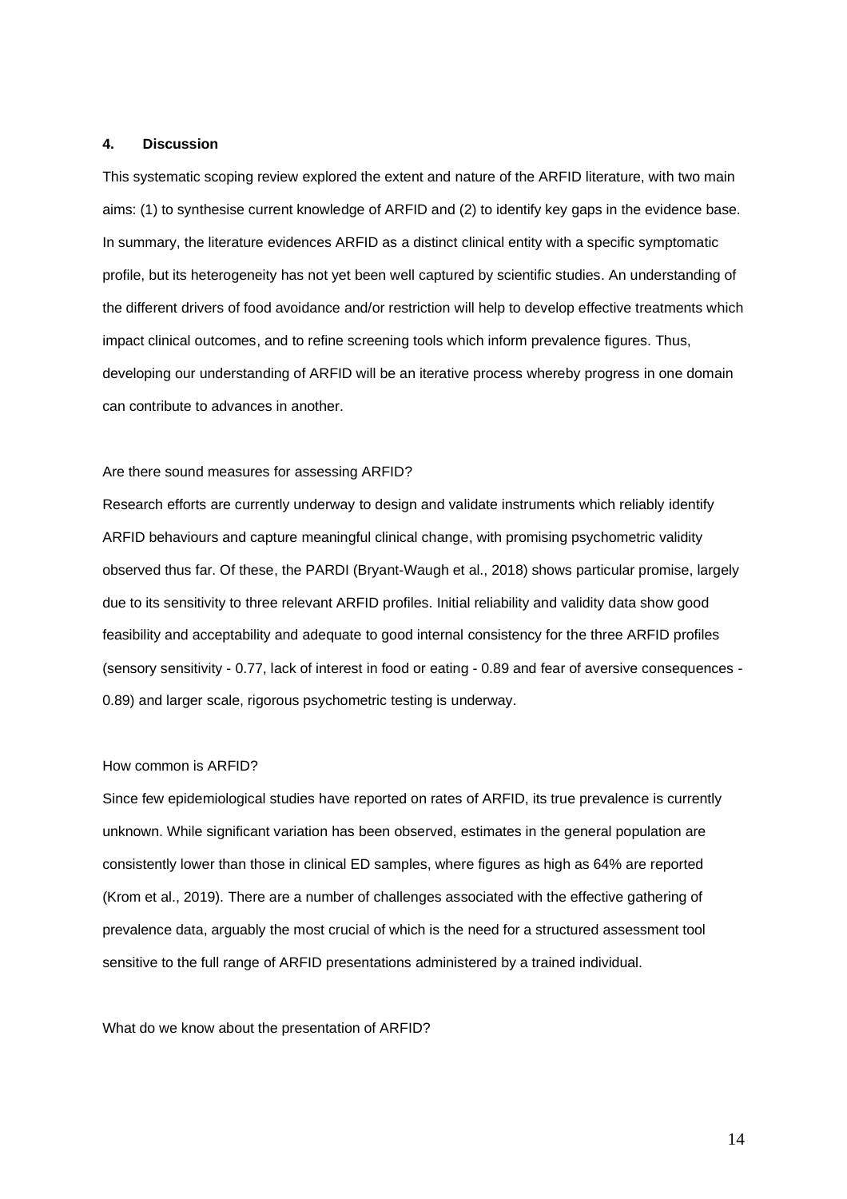## 4. Discussion

This systematic scoping review explored the extent and nature of the ARFID literature, with two main aims: (1) to synthesise current knowledge of ARFID and (2) to identify key gaps in the evidence base. In summary, the literature evidences ARFID as a distinct clinical entity with a specific symptomatic profile, but its heterogeneity has not yet been well captured by scientific studies. An understanding of the different drivers of food avoidance and/or restriction will help to develop effective treatments which impact clinical outcomes, and to refine screening tools which inform prevalence figures. Thus, developing our understanding of ARFID will be an iterative process whereby progress in one domain can contribute to advances in another.

Are there sound measures for assessing ARFID?

Research efforts are currently underway to design and validate instruments which reliably identify ARFID behaviours and capture meaningful clinical change, with promising psychometric validity observed thus far. Of these, the PARDI (Bryant-Waugh et al., 2018) shows particular promise, largely due to its sensitivity to three relevant ARFID profiles. Initial reliability and validity data show good feasibility and acceptability and adequate to good internal consistency for the three ARFID profiles (sensory sensitivity - 0.77, lack of interest in food or eating - 0.89 and fear of aversive consequences - 0.89) and larger scale, rigorous psychometric testing is underway.

How common is ARFID?

Since few epidemiological studies have reported on rates of ARFID, its true prevalence is currently unknown. While significant variation has been observed, estimates in the general population are consistently lower than those in clinical ED samples, where figures as high as 64% are reported (Krom et al., 2019). There are a number of challenges associated with the effective gathering of prevalence data, arguably the most crucial of which is the need for a structured assessment tool sensitive to the full range of ARFID presentations administered by a trained individual.

What do we know about the presentation of ARFID?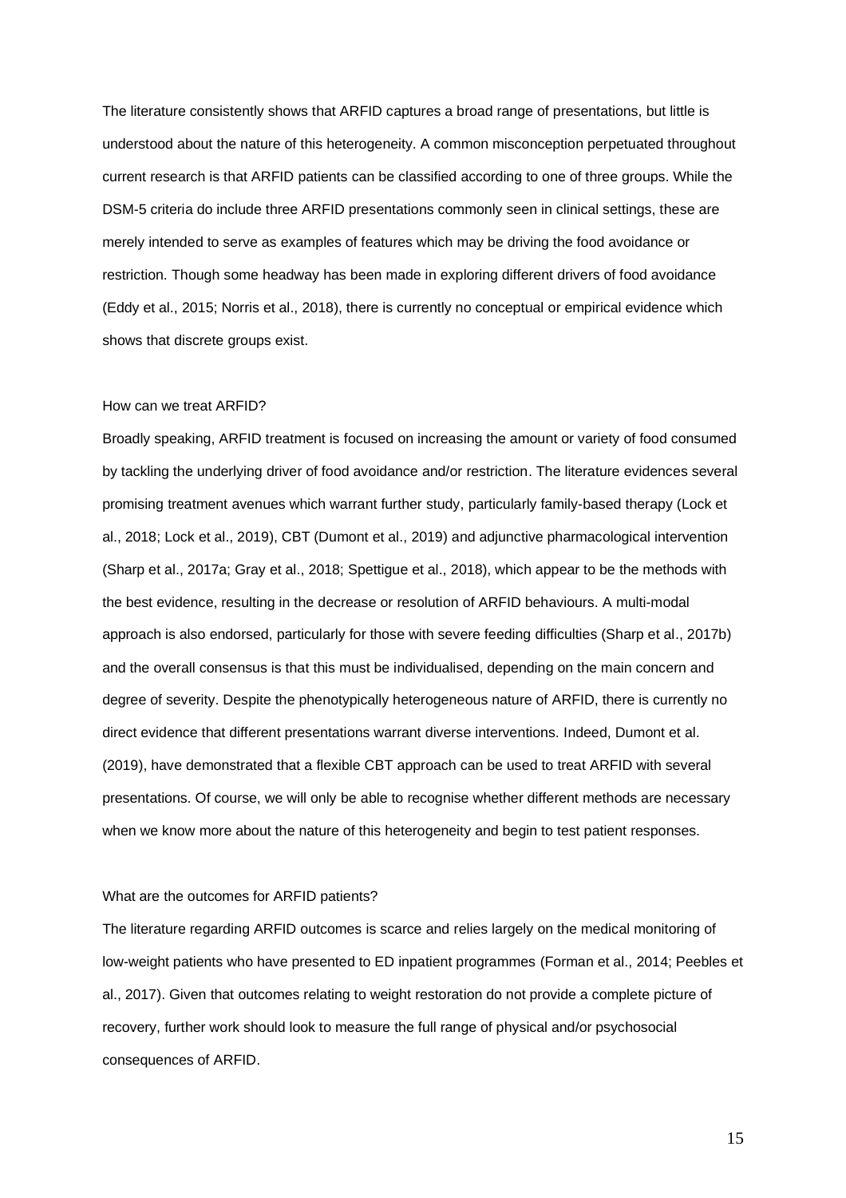The literature consistently shows that ARFID captures a broad range of presentations, but little is understood about the nature of this heterogeneity. A common misconception perpetuated throughout current research is that ARFID patients can be classified according to one of three groups. While the DSM-5 criteria do include three ARFID presentations commonly seen in clinical settings, these are merely intended to serve as examples of features which may be driving the food avoidance or restriction. Though some headway has been made in exploring different drivers of food avoidance (Eddy et al., 2015; Norris et al., 2018), there is currently no conceptual or empirical evidence which shows that discrete groups exist.

### How can we treat ARFID?

Broadly speaking, ARFID treatment is focused on increasing the amount or variety of food consumed by tackling the underlying driver of food avoidance and/or restriction. The literature evidences several promising treatment avenues which warrant further study, particularly family-based therapy (Lock et al., 2018; Lock et al., 2019), CBT (Dumont et al., 2019) and adjunctive pharmacological intervention (Sharp et al., 2017a; Gray et al., 2018; Spettigue et al., 2018), which appear to be the methods with the best evidence, resulting in the decrease or resolution of ARFID behaviours. A multi-modal approach is also endorsed, particularly for those with severe feeding difficulties (Sharp et al., 2017b) and the overall consensus is that this must be individualised, depending on the main concern and degree of severity. Despite the phenotypically heterogeneous nature of ARFID, there is currently no direct evidence that different presentations warrant diverse interventions. Indeed, Dumont et al. (2019), have demonstrated that a flexible CBT approach can be used to treat ARFID with several presentations. Of course, we will only be able to recognise whether different methods are necessary when we know more about the nature of this heterogeneity and begin to test patient responses.

### What are the outcomes for ARFID patients?

The literature regarding ARFID outcomes is scarce and relies largely on the medical monitoring of low-weight patients who have presented to ED inpatient programmes (Forman et al., 2014; Peebles et al., 2017). Given that outcomes relating to weight restoration do not provide a complete picture of recovery, further work should look to measure the full range of physical and/or psychosocial consequences of ARFID.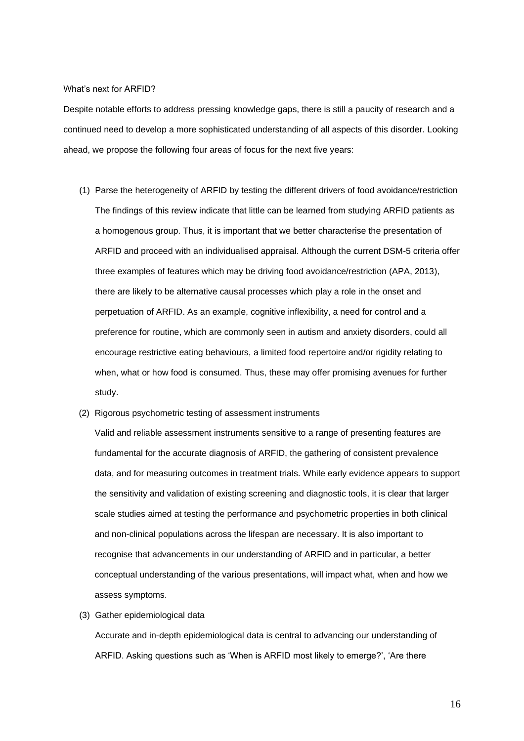## What's next for ARFID?

Despite notable efforts to address pressing knowledge gaps, there is still a paucity of research and a continued need to develop a more sophisticated understanding of all aspects of this disorder. Looking ahead, we propose the following four areas of focus for the next five years:

(1) Parse the heterogeneity of ARFID by testing the different drivers of food avoidance/restriction
   
   The findings of this review indicate that little can be learned from studying ARFID patients as a homogenous group. Thus, it is important that we better characterise the presentation of ARFID and proceed with an individualised appraisal. Although the current DSM-5 criteria offer three examples of features which may be driving food avoidance/restriction (APA, 2013), there are likely to be alternative causal processes which play a role in the onset and perpetuation of ARFID. As an example, cognitive inflexibility, a need for control and a preference for routine, which are commonly seen in autism and anxiety disorders, could all encourage restrictive eating behaviours, a limited food repertoire and/or rigidity relating to when, what or how food is consumed. Thus, these may offer promising avenues for further study.

(2) Rigorous psychometric testing of assessment instruments
   
   Valid and reliable assessment instruments sensitive to a range of presenting features are fundamental for the accurate diagnosis of ARFID, the gathering of consistent prevalence data, and for measuring outcomes in treatment trials. While early evidence appears to support the sensitivity and validation of existing screening and diagnostic tools, it is clear that larger scale studies aimed at testing the performance and psychometric properties in both clinical and non-clinical populations across the lifespan are necessary. It is also important to recognise that advancements in our understanding of ARFID and in particular, a better conceptual understanding of the various presentations, will impact what, when and how we assess symptoms.

(3) Gather epidemiological data
   
   Accurate and in-depth epidemiological data is central to advancing our understanding of ARFID. Asking questions such as 'When is ARFID most likely to emerge?', 'Are there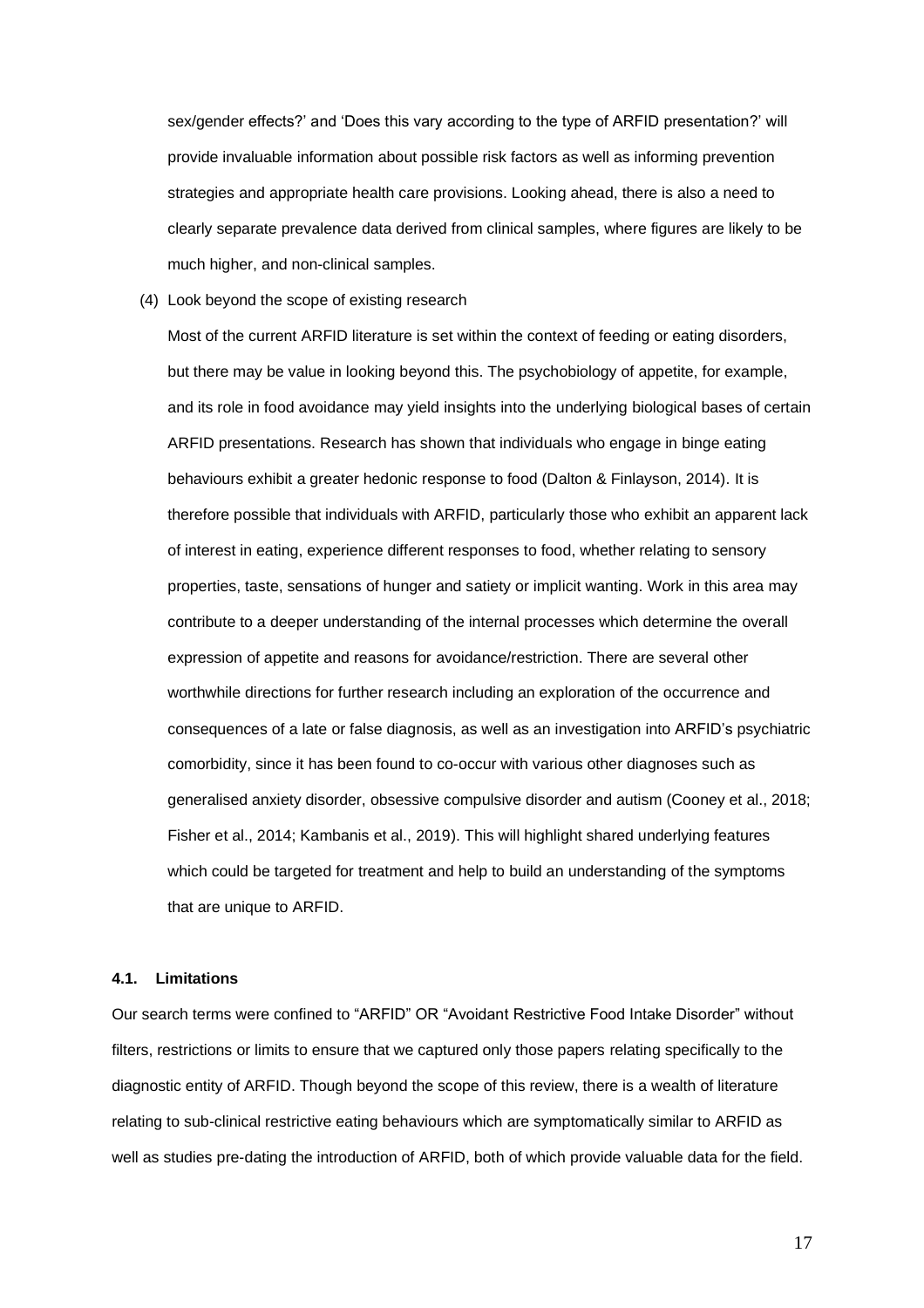sex/gender effects?' and 'Does this vary according to the type of ARFID presentation?' will provide invaluable information about possible risk factors as well as informing prevention strategies and appropriate health care provisions. Looking ahead, there is also a need to clearly separate prevalence data derived from clinical samples, where figures are likely to be much higher, and non-clinical samples.

(4) Look beyond the scope of existing research

Most of the current ARFID literature is set within the context of feeding or eating disorders, but there may be value in looking beyond this. The psychobiology of appetite, for example, and its role in food avoidance may yield insights into the underlying biological bases of certain ARFID presentations. Research has shown that individuals who engage in binge eating behaviours exhibit a greater hedonic response to food (Dalton & Finlayson, 2014). It is therefore possible that individuals with ARFID, particularly those who exhibit an apparent lack of interest in eating, experience different responses to food, whether relating to sensory properties, taste, sensations of hunger and satiety or implicit wanting. Work in this area may contribute to a deeper understanding of the internal processes which determine the overall expression of appetite and reasons for avoidance/restriction. There are several other worthwhile directions for further research including an exploration of the occurrence and consequences of a late or false diagnosis, as well as an investigation into ARFID's psychiatric comorbidity, since it has been found to co-occur with various other diagnoses such as generalised anxiety disorder, obsessive compulsive disorder and autism (Cooney et al., 2018; Fisher et al., 2014; Kambanis et al., 2019). This will highlight shared underlying features which could be targeted for treatment and help to build an understanding of the symptoms that are unique to ARFID.

### 4.1. Limitations

Our search terms were confined to "ARFID" OR "Avoidant Restrictive Food Intake Disorder" without filters, restrictions or limits to ensure that we captured only those papers relating specifically to the diagnostic entity of ARFID. Though beyond the scope of this review, there is a wealth of literature relating to sub-clinical restrictive eating behaviours which are symptomatically similar to ARFID as well as studies pre-dating the introduction of ARFID, both of which provide valuable data for the field.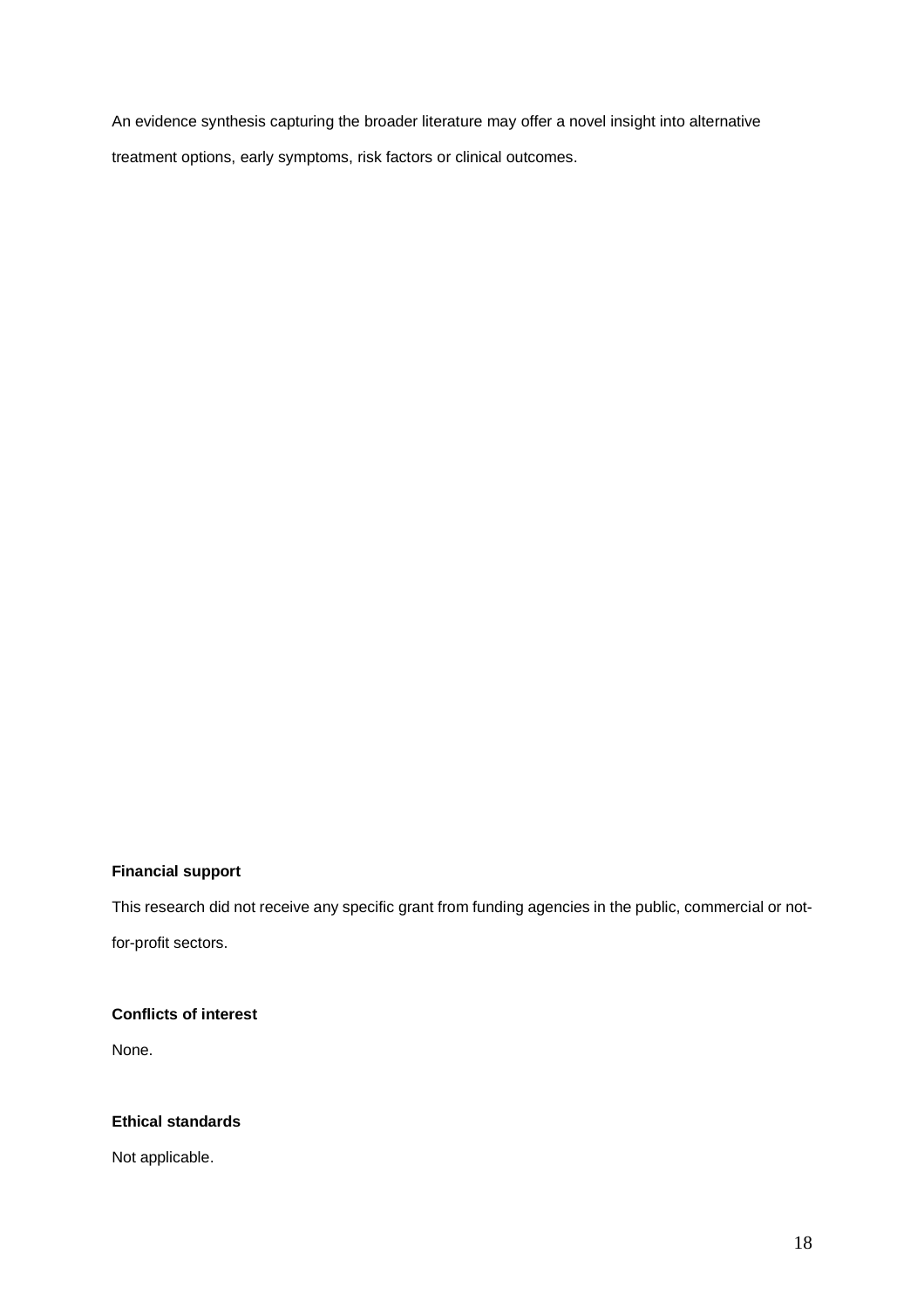An evidence synthesis capturing the broader literature may offer a novel insight into alternative treatment options, early symptoms, risk factors or clinical outcomes.

**Financial support**

This research did not receive any specific grant from funding agencies in the public, commercial or not-for-profit sectors.

**Conflicts of interest**

None.

**Ethical standards**

Not applicable.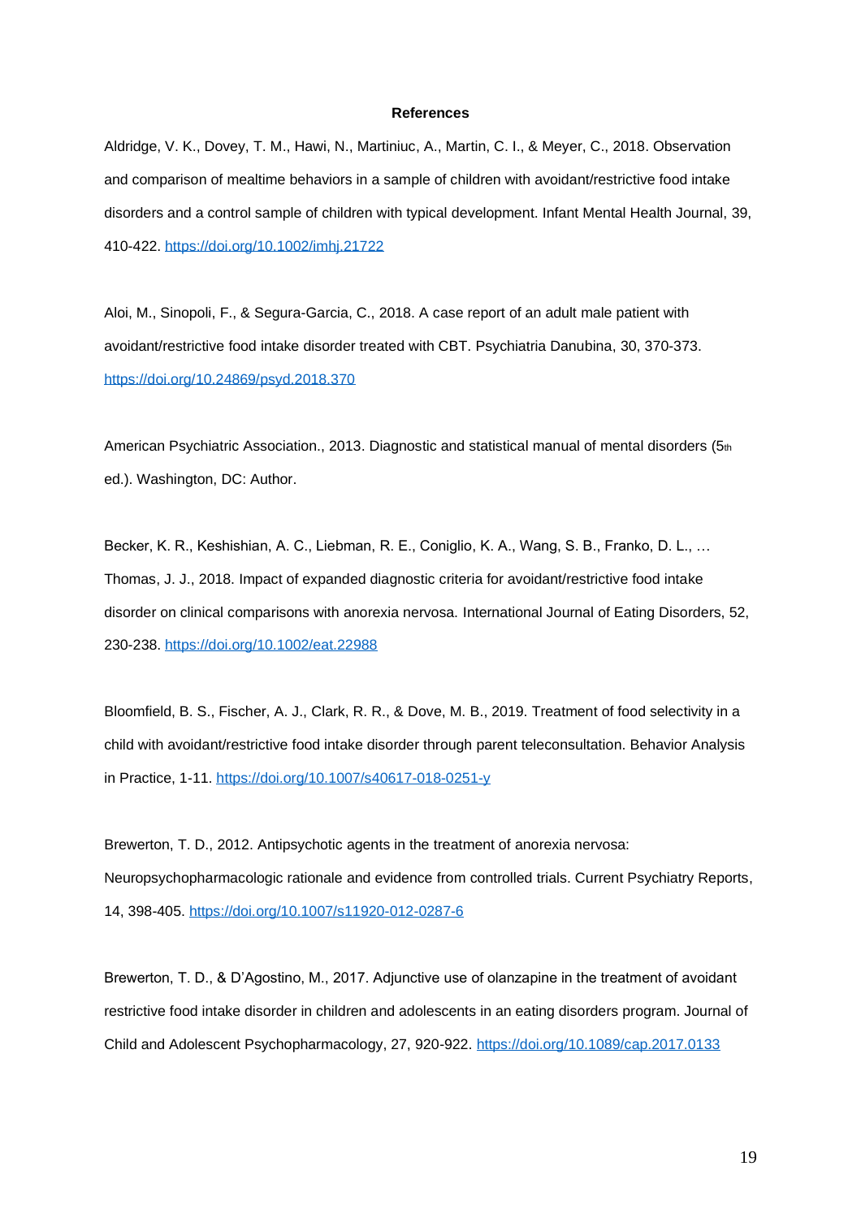**References**

Aldridge, V. K., Dovey, T. M., Hawi, N., Martiniuc, A., Martin, C. I., & Meyer, C., 2018. Observation and comparison of mealtime behaviors in a sample of children with avoidant/restrictive food intake disorders and a control sample of children with typical development. Infant Mental Health Journal, 39, 410-422. https://doi.org/10.1002/imhj.21722

Aloi, M., Sinopoli, F., & Segura-Garcia, C., 2018. A case report of an adult male patient with avoidant/restrictive food intake disorder treated with CBT. Psychiatria Danubina, 30, 370-373. https://doi.org/10.24869/psyd.2018.370

American Psychiatric Association., 2013. Diagnostic and statistical manual of mental disorders (5th ed.). Washington, DC: Author.

Becker, K. R., Keshishian, A. C., Liebman, R. E., Coniglio, K. A., Wang, S. B., Franko, D. L., … Thomas, J. J., 2018. Impact of expanded diagnostic criteria for avoidant/restrictive food intake disorder on clinical comparisons with anorexia nervosa. International Journal of Eating Disorders, 52, 230-238. https://doi.org/10.1002/eat.22988

Bloomfield, B. S., Fischer, A. J., Clark, R. R., & Dove, M. B., 2019. Treatment of food selectivity in a child with avoidant/restrictive food intake disorder through parent teleconsultation. Behavior Analysis in Practice, 1-11. https://doi.org/10.1007/s40617-018-0251-y

Brewerton, T. D., 2012. Antipsychotic agents in the treatment of anorexia nervosa: Neuropsychopharmacologic rationale and evidence from controlled trials. Current Psychiatry Reports, 14, 398-405. https://doi.org/10.1007/s11920-012-0287-6

Brewerton, T. D., & D'Agostino, M., 2017. Adjunctive use of olanzapine in the treatment of avoidant restrictive food intake disorder in children and adolescents in an eating disorders program. Journal of Child and Adolescent Psychopharmacology, 27, 920-922. https://doi.org/10.1089/cap.2017.0133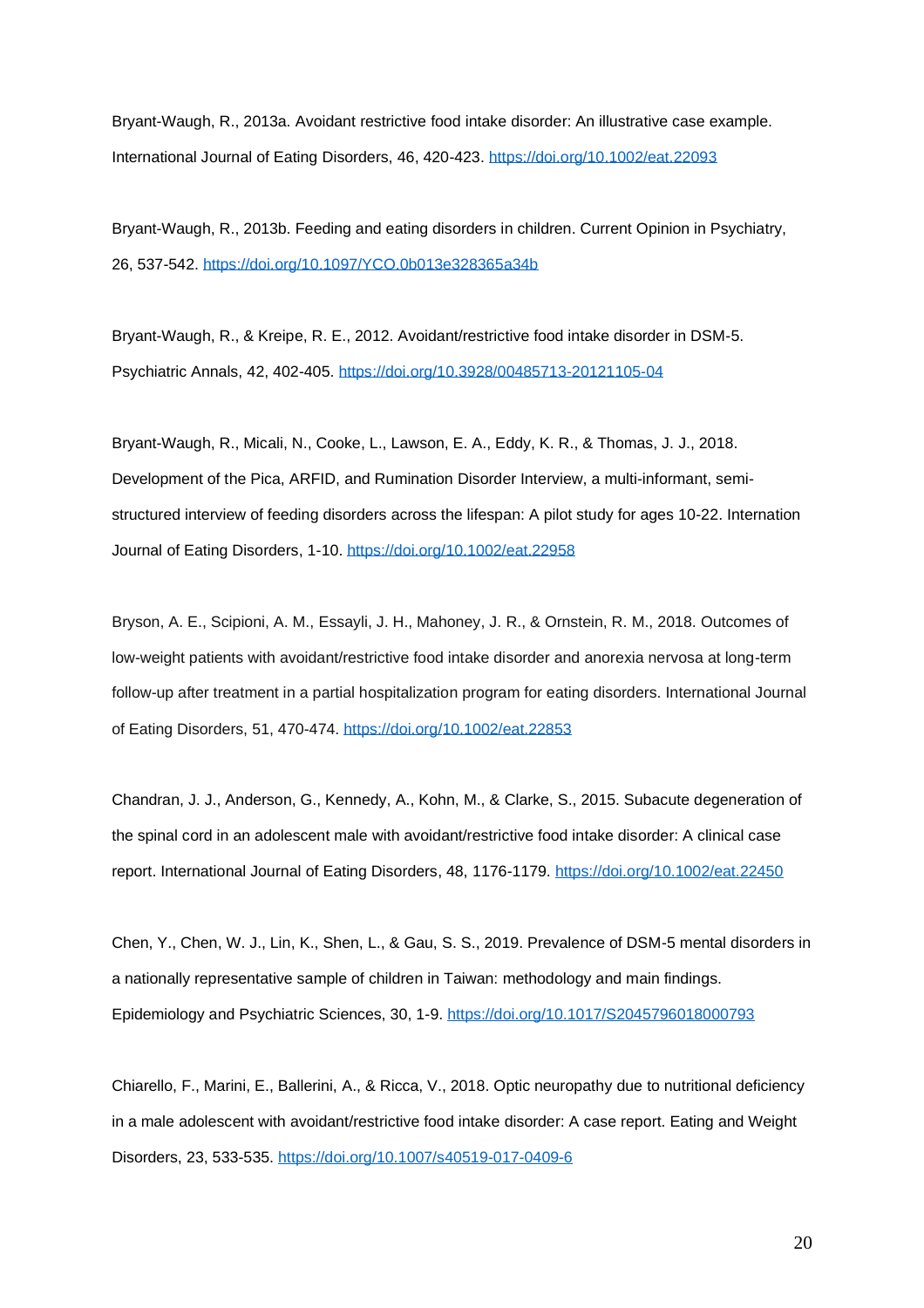Bryant-Waugh, R., 2013a. Avoidant restrictive food intake disorder: An illustrative case example. International Journal of Eating Disorders, 46, 420-423. https://doi.org/10.1002/eat.22093

Bryant-Waugh, R., 2013b. Feeding and eating disorders in children. Current Opinion in Psychiatry, 26, 537-542. https://doi.org/10.1097/YCO.0b013e328365a34b

Bryant-Waugh, R., & Kreipe, R. E., 2012. Avoidant/restrictive food intake disorder in DSM-5. Psychiatric Annals, 42, 402-405. https://doi.org/10.3928/00485713-20121105-04

Bryant-Waugh, R., Micali, N., Cooke, L., Lawson, E. A., Eddy, K. R., & Thomas, J. J., 2018. Development of the Pica, ARFID, and Rumination Disorder Interview, a multi-informant, semi-structured interview of feeding disorders across the lifespan: A pilot study for ages 10-22. Internation Journal of Eating Disorders, 1-10. https://doi.org/10.1002/eat.22958

Bryson, A. E., Scipioni, A. M., Essayli, J. H., Mahoney, J. R., & Ornstein, R. M., 2018. Outcomes of low-weight patients with avoidant/restrictive food intake disorder and anorexia nervosa at long-term follow-up after treatment in a partial hospitalization program for eating disorders. International Journal of Eating Disorders, 51, 470-474. https://doi.org/10.1002/eat.22853

Chandran, J. J., Anderson, G., Kennedy, A., Kohn, M., & Clarke, S., 2015. Subacute degeneration of the spinal cord in an adolescent male with avoidant/restrictive food intake disorder: A clinical case report. International Journal of Eating Disorders, 48, 1176-1179. https://doi.org/10.1002/eat.22450

Chen, Y., Chen, W. J., Lin, K., Shen, L., & Gau, S. S., 2019. Prevalence of DSM-5 mental disorders in a nationally representative sample of children in Taiwan: methodology and main findings. Epidemiology and Psychiatric Sciences, 30, 1-9. https://doi.org/10.1017/S2045796018000793

Chiarello, F., Marini, E., Ballerini, A., & Ricca, V., 2018. Optic neuropathy due to nutritional deficiency in a male adolescent with avoidant/restrictive food intake disorder: A case report. Eating and Weight Disorders, 23, 533-535. https://doi.org/10.1007/s40519-017-0409-6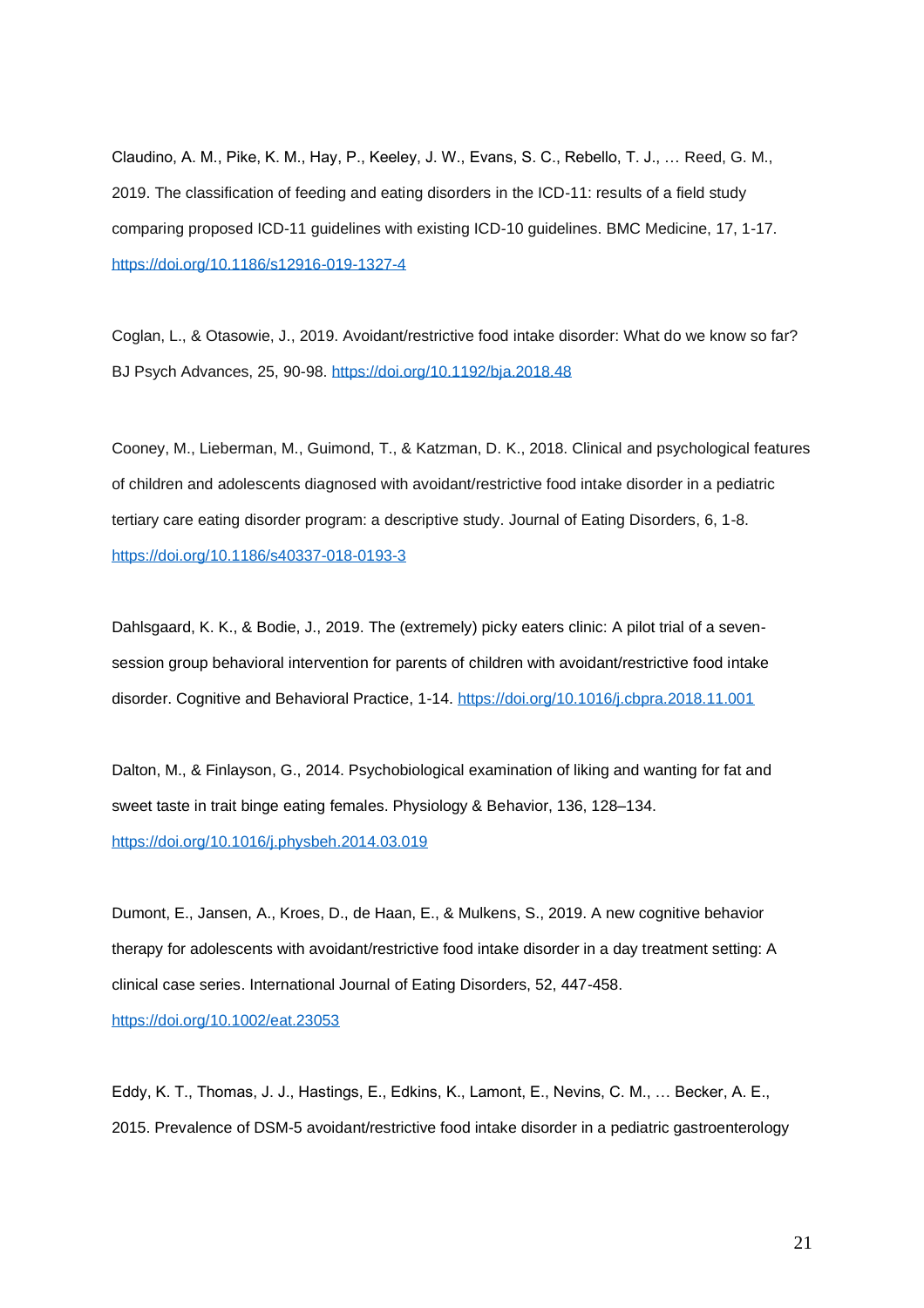Claudino, A. M., Pike, K. M., Hay, P., Keeley, J. W., Evans, S. C., Rebello, T. J., … Reed, G. M., 2019. The classification of feeding and eating disorders in the ICD-11: results of a field study comparing proposed ICD-11 guidelines with existing ICD-10 guidelines. BMC Medicine, 17, 1-17. https://doi.org/10.1186/s12916-019-1327-4

Coglan, L., & Otasowie, J., 2019. Avoidant/restrictive food intake disorder: What do we know so far? BJ Psych Advances, 25, 90-98. https://doi.org/10.1192/bja.2018.48

Cooney, M., Lieberman, M., Guimond, T., & Katzman, D. K., 2018. Clinical and psychological features of children and adolescents diagnosed with avoidant/restrictive food intake disorder in a pediatric tertiary care eating disorder program: a descriptive study. Journal of Eating Disorders, 6, 1-8. https://doi.org/10.1186/s40337-018-0193-3

Dahlsgaard, K. K., & Bodie, J., 2019. The (extremely) picky eaters clinic: A pilot trial of a seven-session group behavioral intervention for parents of children with avoidant/restrictive food intake disorder. Cognitive and Behavioral Practice, 1-14. https://doi.org/10.1016/j.cbpra.2018.11.001

Dalton, M., & Finlayson, G., 2014. Psychobiological examination of liking and wanting for fat and sweet taste in trait binge eating females. Physiology & Behavior, 136, 128–134. https://doi.org/10.1016/j.physbeh.2014.03.019

Dumont, E., Jansen, A., Kroes, D., de Haan, E., & Mulkens, S., 2019. A new cognitive behavior therapy for adolescents with avoidant/restrictive food intake disorder in a day treatment setting: A clinical case series. International Journal of Eating Disorders, 52, 447-458. https://doi.org/10.1002/eat.23053

Eddy, K. T., Thomas, J. J., Hastings, E., Edkins, K., Lamont, E., Nevins, C. M., … Becker, A. E., 2015. Prevalence of DSM-5 avoidant/restrictive food intake disorder in a pediatric gastroenterology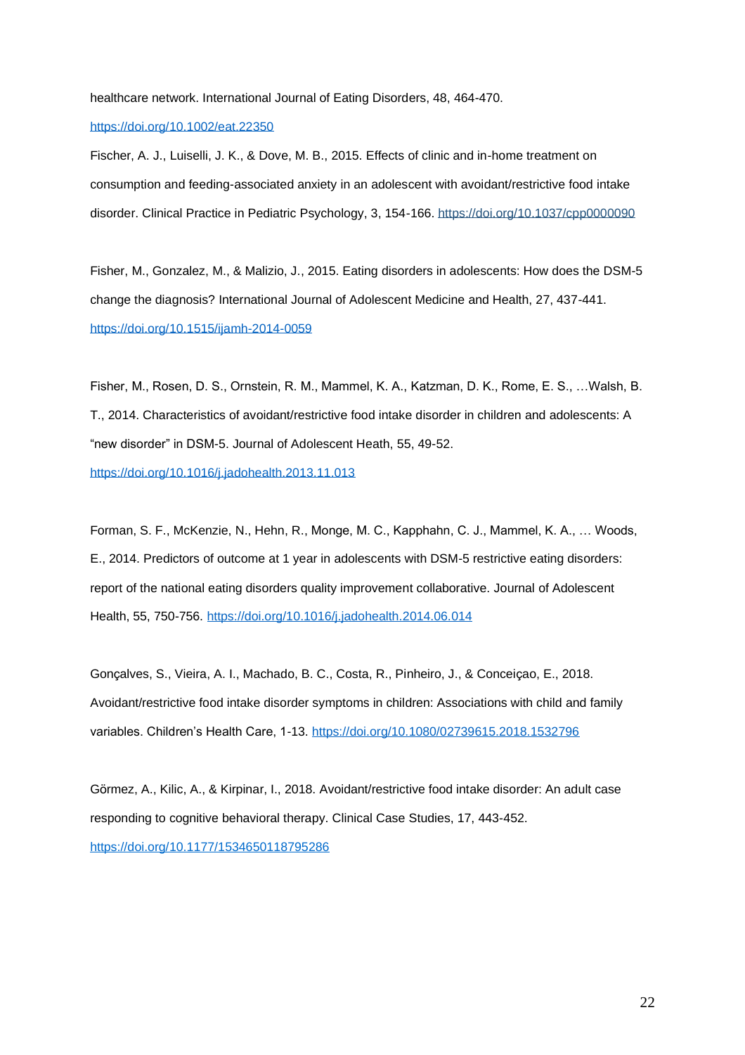healthcare network. International Journal of Eating Disorders, 48, 464-470. https://doi.org/10.1002/eat.22350

Fischer, A. J., Luiselli, J. K., & Dove, M. B., 2015. Effects of clinic and in-home treatment on consumption and feeding-associated anxiety in an adolescent with avoidant/restrictive food intake disorder. Clinical Practice in Pediatric Psychology, 3, 154-166. https://doi.org/10.1037/cpp0000090

Fisher, M., Gonzalez, M., & Malizio, J., 2015. Eating disorders in adolescents: How does the DSM-5 change the diagnosis? International Journal of Adolescent Medicine and Health, 27, 437-441. https://doi.org/10.1515/ijamh-2014-0059

Fisher, M., Rosen, D. S., Ornstein, R. M., Mammel, K. A., Katzman, D. K., Rome, E. S., …Walsh, B. T., 2014. Characteristics of avoidant/restrictive food intake disorder in children and adolescents: A "new disorder" in DSM-5. Journal of Adolescent Heath, 55, 49-52. https://doi.org/10.1016/j.jadohealth.2013.11.013

Forman, S. F., McKenzie, N., Hehn, R., Monge, M. C., Kapphahn, C. J., Mammel, K. A., … Woods, E., 2014. Predictors of outcome at 1 year in adolescents with DSM-5 restrictive eating disorders: report of the national eating disorders quality improvement collaborative. Journal of Adolescent Health, 55, 750-756. https://doi.org/10.1016/j.jadohealth.2014.06.014

Gonçalves, S., Vieira, A. I., Machado, B. C., Costa, R., Pinheiro, J., & Conceiçao, E., 2018. Avoidant/restrictive food intake disorder symptoms in children: Associations with child and family variables. Children's Health Care, 1-13. https://doi.org/10.1080/02739615.2018.1532796

Görmez, A., Kilic, A., & Kirpinar, I., 2018. Avoidant/restrictive food intake disorder: An adult case responding to cognitive behavioral therapy. Clinical Case Studies, 17, 443-452. https://doi.org/10.1177/1534650118795286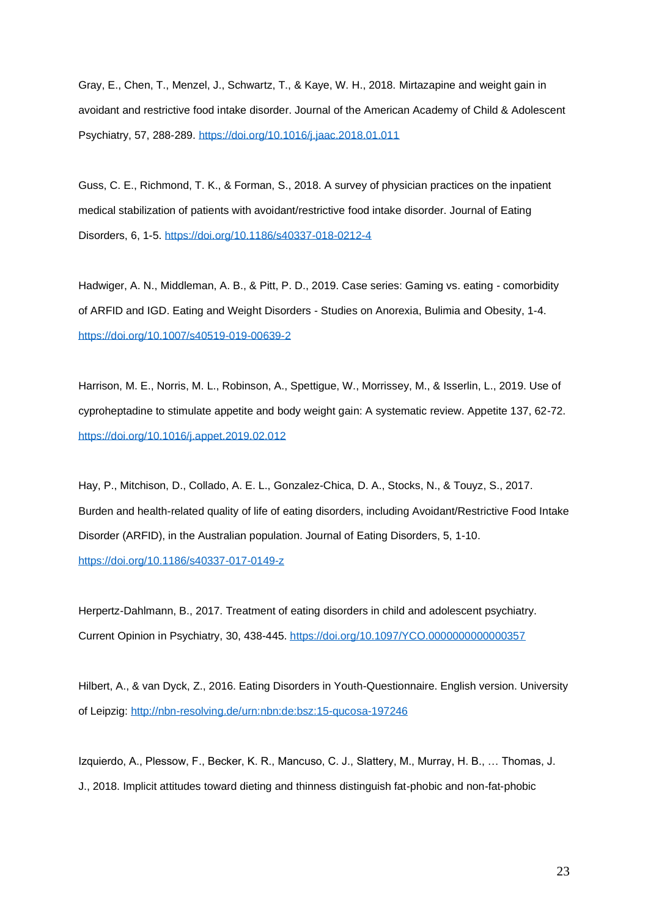Gray, E., Chen, T., Menzel, J., Schwartz, T., & Kaye, W. H., 2018. Mirtazapine and weight gain in avoidant and restrictive food intake disorder. Journal of the American Academy of Child & Adolescent Psychiatry, 57, 288-289. https://doi.org/10.1016/j.jaac.2018.01.011

Guss, C. E., Richmond, T. K., & Forman, S., 2018. A survey of physician practices on the inpatient medical stabilization of patients with avoidant/restrictive food intake disorder. Journal of Eating Disorders, 6, 1-5. https://doi.org/10.1186/s40337-018-0212-4

Hadwiger, A. N., Middleman, A. B., & Pitt, P. D., 2019. Case series: Gaming vs. eating - comorbidity of ARFID and IGD. Eating and Weight Disorders - Studies on Anorexia, Bulimia and Obesity, 1-4. https://doi.org/10.1007/s40519-019-00639-2

Harrison, M. E., Norris, M. L., Robinson, A., Spettigue, W., Morrissey, M., & Isserlin, L., 2019. Use of cyproheptadine to stimulate appetite and body weight gain: A systematic review. Appetite 137, 62-72. https://doi.org/10.1016/j.appet.2019.02.012

Hay, P., Mitchison, D., Collado, A. E. L., Gonzalez-Chica, D. A., Stocks, N., & Touyz, S., 2017. Burden and health-related quality of life of eating disorders, including Avoidant/Restrictive Food Intake Disorder (ARFID), in the Australian population. Journal of Eating Disorders, 5, 1-10. https://doi.org/10.1186/s40337-017-0149-z

Herpertz-Dahlmann, B., 2017. Treatment of eating disorders in child and adolescent psychiatry. Current Opinion in Psychiatry, 30, 438-445. https://doi.org/10.1097/YCO.0000000000000357

Hilbert, A., & van Dyck, Z., 2016. Eating Disorders in Youth-Questionnaire. English version. University of Leipzig: http://nbn-resolving.de/urn:nbn:de:bsz:15-qucosa-197246

Izquierdo, A., Plessow, F., Becker, K. R., Mancuso, C. J., Slattery, M., Murray, H. B., … Thomas, J. J., 2018. Implicit attitudes toward dieting and thinness distinguish fat-phobic and non-fat-phobic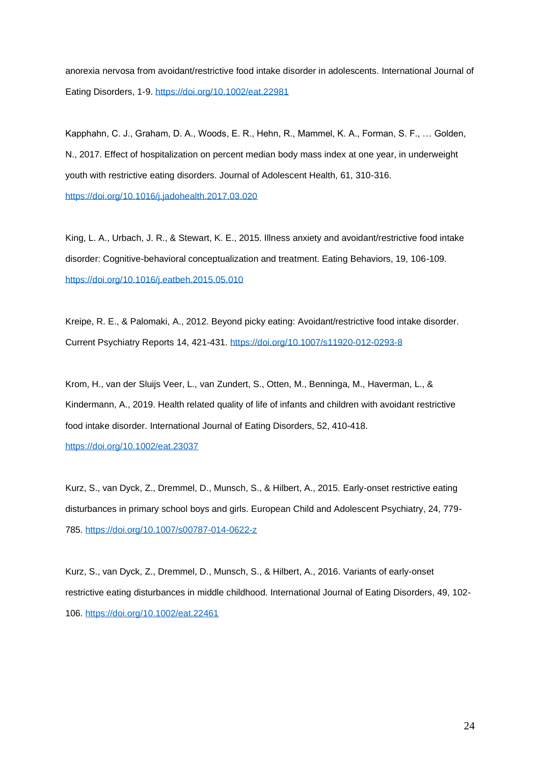anorexia nervosa from avoidant/restrictive food intake disorder in adolescents. International Journal of Eating Disorders, 1-9. https://doi.org/10.1002/eat.22981

Kapphahn, C. J., Graham, D. A., Woods, E. R., Hehn, R., Mammel, K. A., Forman, S. F., … Golden, N., 2017. Effect of hospitalization on percent median body mass index at one year, in underweight youth with restrictive eating disorders. Journal of Adolescent Health, 61, 310-316. https://doi.org/10.1016/j.jadohealth.2017.03.020

King, L. A., Urbach, J. R., & Stewart, K. E., 2015. Illness anxiety and avoidant/restrictive food intake disorder: Cognitive-behavioral conceptualization and treatment. Eating Behaviors, 19, 106-109. https://doi.org/10.1016/j.eatbeh.2015.05.010

Kreipe, R. E., & Palomaki, A., 2012. Beyond picky eating: Avoidant/restrictive food intake disorder. Current Psychiatry Reports 14, 421-431. https://doi.org/10.1007/s11920-012-0293-8

Krom, H., van der Sluijs Veer, L., van Zundert, S., Otten, M., Benninga, M., Haverman, L., & Kindermann, A., 2019. Health related quality of life of infants and children with avoidant restrictive food intake disorder. International Journal of Eating Disorders, 52, 410-418. https://doi.org/10.1002/eat.23037

Kurz, S., van Dyck, Z., Dremmel, D., Munsch, S., & Hilbert, A., 2015. Early-onset restrictive eating disturbances in primary school boys and girls. European Child and Adolescent Psychiatry, 24, 779-785. https://doi.org/10.1007/s00787-014-0622-z

Kurz, S., van Dyck, Z., Dremmel, D., Munsch, S., & Hilbert, A., 2016. Variants of early-onset restrictive eating disturbances in middle childhood. International Journal of Eating Disorders, 49, 102-106. https://doi.org/10.1002/eat.22461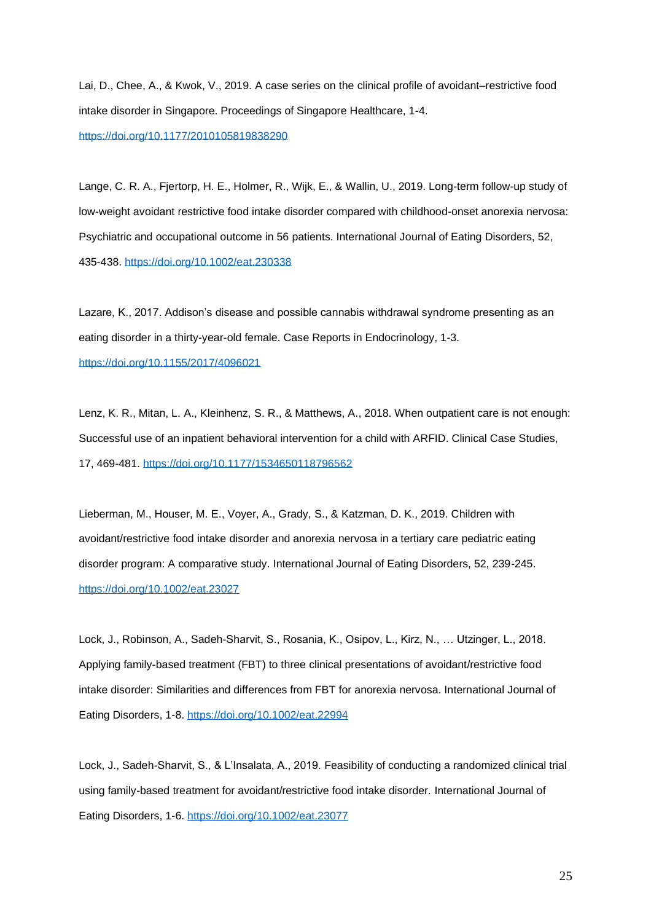Lai, D., Chee, A., & Kwok, V., 2019. A case series on the clinical profile of avoidant–restrictive food intake disorder in Singapore. Proceedings of Singapore Healthcare, 1-4. https://doi.org/10.1177/2010105819838290

Lange, C. R. A., Fjertorp, H. E., Holmer, R., Wijk, E., & Wallin, U., 2019. Long-term follow-up study of low-weight avoidant restrictive food intake disorder compared with childhood-onset anorexia nervosa: Psychiatric and occupational outcome in 56 patients. International Journal of Eating Disorders, 52, 435-438. https://doi.org/10.1002/eat.230338

Lazare, K., 2017. Addison's disease and possible cannabis withdrawal syndrome presenting as an eating disorder in a thirty-year-old female. Case Reports in Endocrinology, 1-3. https://doi.org/10.1155/2017/4096021

Lenz, K. R., Mitan, L. A., Kleinhenz, S. R., & Matthews, A., 2018. When outpatient care is not enough: Successful use of an inpatient behavioral intervention for a child with ARFID. Clinical Case Studies, 17, 469-481. https://doi.org/10.1177/1534650118796562

Lieberman, M., Houser, M. E., Voyer, A., Grady, S., & Katzman, D. K., 2019. Children with avoidant/restrictive food intake disorder and anorexia nervosa in a tertiary care pediatric eating disorder program: A comparative study. International Journal of Eating Disorders, 52, 239-245. https://doi.org/10.1002/eat.23027

Lock, J., Robinson, A., Sadeh-Sharvit, S., Rosania, K., Osipov, L., Kirz, N., … Utzinger, L., 2018. Applying family-based treatment (FBT) to three clinical presentations of avoidant/restrictive food intake disorder: Similarities and differences from FBT for anorexia nervosa. International Journal of Eating Disorders, 1-8. https://doi.org/10.1002/eat.22994

Lock, J., Sadeh-Sharvit, S., & L'Insalata, A., 2019. Feasibility of conducting a randomized clinical trial using family-based treatment for avoidant/restrictive food intake disorder. International Journal of Eating Disorders, 1-6. https://doi.org/10.1002/eat.23077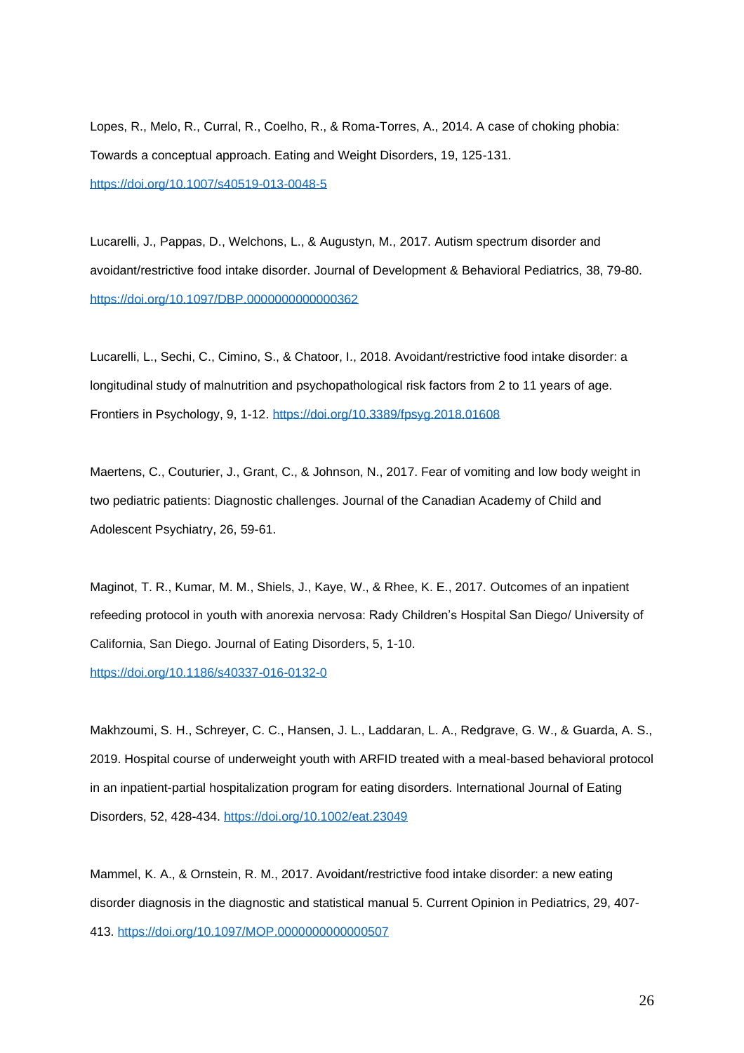Lopes, R., Melo, R., Curral, R., Coelho, R., & Roma-Torres, A., 2014. A case of choking phobia: Towards a conceptual approach. Eating and Weight Disorders, 19, 125-131. https://doi.org/10.1007/s40519-013-0048-5

Lucarelli, J., Pappas, D., Welchons, L., & Augustyn, M., 2017. Autism spectrum disorder and avoidant/restrictive food intake disorder. Journal of Development & Behavioral Pediatrics, 38, 79-80. https://doi.org/10.1097/DBP.0000000000000362

Lucarelli, L., Sechi, C., Cimino, S., & Chatoor, I., 2018. Avoidant/restrictive food intake disorder: a longitudinal study of malnutrition and psychopathological risk factors from 2 to 11 years of age. Frontiers in Psychology, 9, 1-12. https://doi.org/10.3389/fpsyg.2018.01608

Maertens, C., Couturier, J., Grant, C., & Johnson, N., 2017. Fear of vomiting and low body weight in two pediatric patients: Diagnostic challenges. Journal of the Canadian Academy of Child and Adolescent Psychiatry, 26, 59-61.

Maginot, T. R., Kumar, M. M., Shiels, J., Kaye, W., & Rhee, K. E., 2017. Outcomes of an inpatient refeeding protocol in youth with anorexia nervosa: Rady Children's Hospital San Diego/ University of California, San Diego. Journal of Eating Disorders, 5, 1-10. https://doi.org/10.1186/s40337-016-0132-0

Makhzoumi, S. H., Schreyer, C. C., Hansen, J. L., Laddaran, L. A., Redgrave, G. W., & Guarda, A. S., 2019. Hospital course of underweight youth with ARFID treated with a meal-based behavioral protocol in an inpatient-partial hospitalization program for eating disorders. International Journal of Eating Disorders, 52, 428-434. https://doi.org/10.1002/eat.23049

Mammel, K. A., & Ornstein, R. M., 2017. Avoidant/restrictive food intake disorder: a new eating disorder diagnosis in the diagnostic and statistical manual 5. Current Opinion in Pediatrics, 29, 407-413. https://doi.org/10.1097/MOP.0000000000000507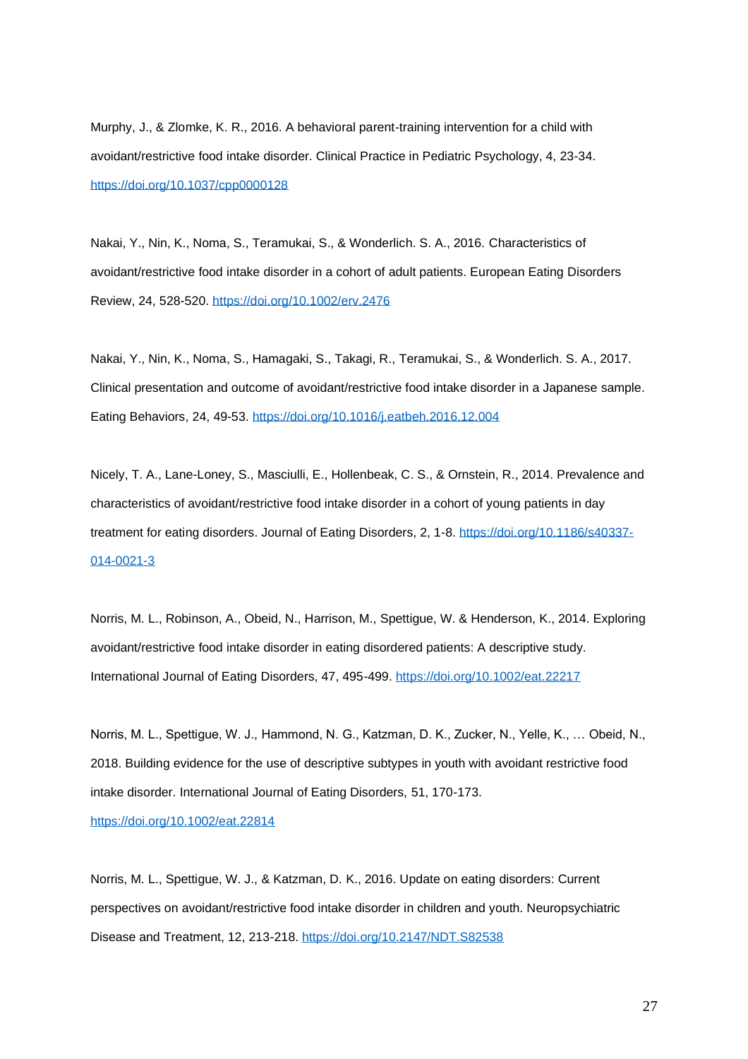Murphy, J., & Zlomke, K. R., 2016. A behavioral parent-training intervention for a child with avoidant/restrictive food intake disorder. Clinical Practice in Pediatric Psychology, 4, 23-34. https://doi.org/10.1037/cpp0000128

Nakai, Y., Nin, K., Noma, S., Teramukai, S., & Wonderlich. S. A., 2016. Characteristics of avoidant/restrictive food intake disorder in a cohort of adult patients. European Eating Disorders Review, 24, 528-520. https://doi.org/10.1002/erv.2476

Nakai, Y., Nin, K., Noma, S., Hamagaki, S., Takagi, R., Teramukai, S., & Wonderlich. S. A., 2017. Clinical presentation and outcome of avoidant/restrictive food intake disorder in a Japanese sample. Eating Behaviors, 24, 49-53. https://doi.org/10.1016/j.eatbeh.2016.12.004

Nicely, T. A., Lane-Loney, S., Masciulli, E., Hollenbeak, C. S., & Ornstein, R., 2014. Prevalence and characteristics of avoidant/restrictive food intake disorder in a cohort of young patients in day treatment for eating disorders. Journal of Eating Disorders, 2, 1-8. https://doi.org/10.1186/s40337-014-0021-3

Norris, M. L., Robinson, A., Obeid, N., Harrison, M., Spettigue, W. & Henderson, K., 2014. Exploring avoidant/restrictive food intake disorder in eating disordered patients: A descriptive study. International Journal of Eating Disorders, 47, 495-499. https://doi.org/10.1002/eat.22217

Norris, M. L., Spettigue, W. J., Hammond, N. G., Katzman, D. K., Zucker, N., Yelle, K., … Obeid, N., 2018. Building evidence for the use of descriptive subtypes in youth with avoidant restrictive food intake disorder. International Journal of Eating Disorders, 51, 170-173. https://doi.org/10.1002/eat.22814

Norris, M. L., Spettigue, W. J., & Katzman, D. K., 2016. Update on eating disorders: Current perspectives on avoidant/restrictive food intake disorder in children and youth. Neuropsychiatric Disease and Treatment, 12, 213-218. https://doi.org/10.2147/NDT.S82538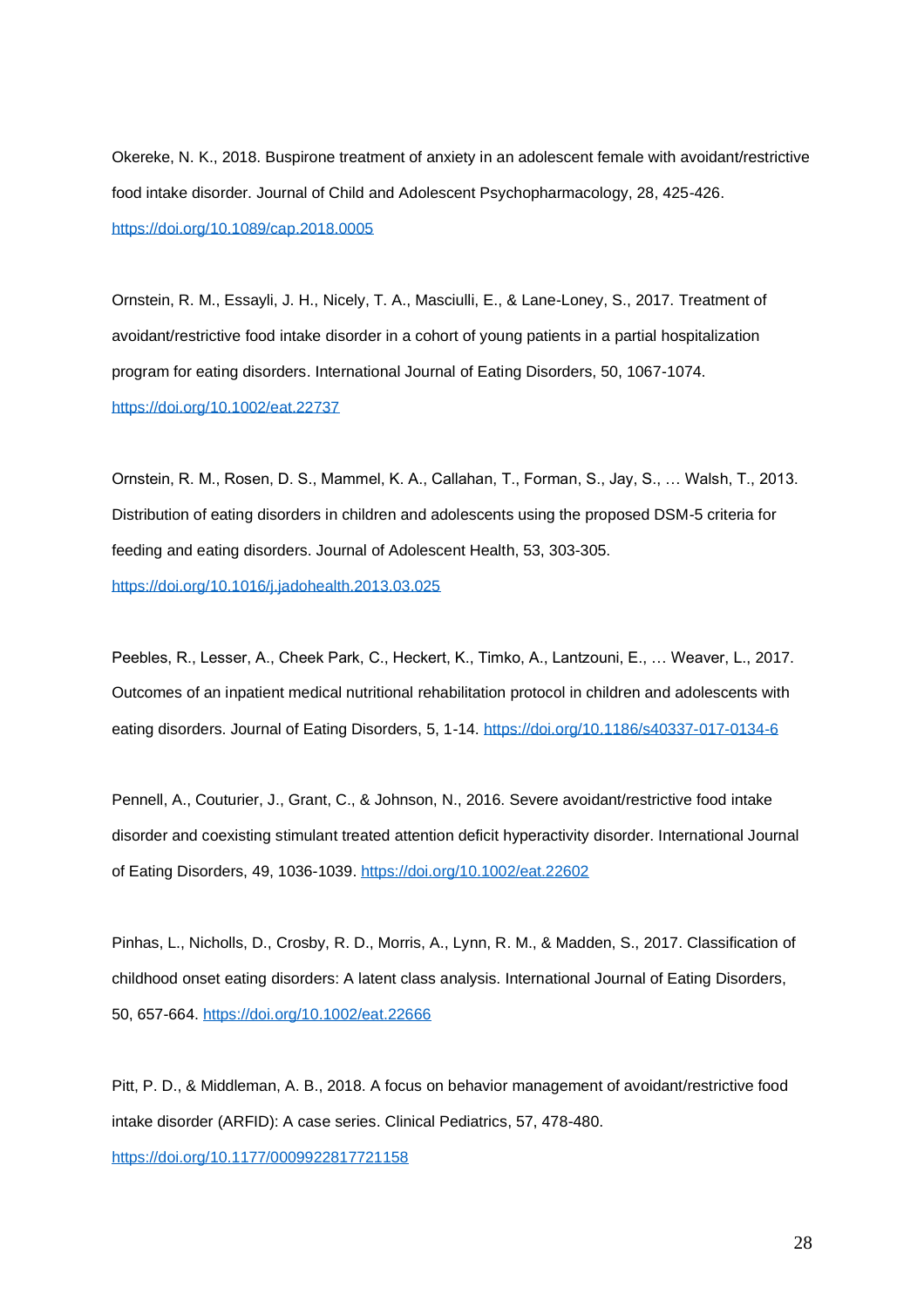Okereke, N. K., 2018. Buspirone treatment of anxiety in an adolescent female with avoidant/restrictive food intake disorder. Journal of Child and Adolescent Psychopharmacology, 28, 425-426. https://doi.org/10.1089/cap.2018.0005

Ornstein, R. M., Essayli, J. H., Nicely, T. A., Masciulli, E., & Lane-Loney, S., 2017. Treatment of avoidant/restrictive food intake disorder in a cohort of young patients in a partial hospitalization program for eating disorders. International Journal of Eating Disorders, 50, 1067-1074. https://doi.org/10.1002/eat.22737

Ornstein, R. M., Rosen, D. S., Mammel, K. A., Callahan, T., Forman, S., Jay, S., … Walsh, T., 2013. Distribution of eating disorders in children and adolescents using the proposed DSM-5 criteria for feeding and eating disorders. Journal of Adolescent Health, 53, 303-305. https://doi.org/10.1016/j.jadohealth.2013.03.025

Peebles, R., Lesser, A., Cheek Park, C., Heckert, K., Timko, A., Lantzouni, E., … Weaver, L., 2017. Outcomes of an inpatient medical nutritional rehabilitation protocol in children and adolescents with eating disorders. Journal of Eating Disorders, 5, 1-14. https://doi.org/10.1186/s40337-017-0134-6

Pennell, A., Couturier, J., Grant, C., & Johnson, N., 2016. Severe avoidant/restrictive food intake disorder and coexisting stimulant treated attention deficit hyperactivity disorder. International Journal of Eating Disorders, 49, 1036-1039. https://doi.org/10.1002/eat.22602

Pinhas, L., Nicholls, D., Crosby, R. D., Morris, A., Lynn, R. M., & Madden, S., 2017. Classification of childhood onset eating disorders: A latent class analysis. International Journal of Eating Disorders, 50, 657-664. https://doi.org/10.1002/eat.22666

Pitt, P. D., & Middleman, A. B., 2018. A focus on behavior management of avoidant/restrictive food intake disorder (ARFID): A case series. Clinical Pediatrics, 57, 478-480. https://doi.org/10.1177/0009922817721158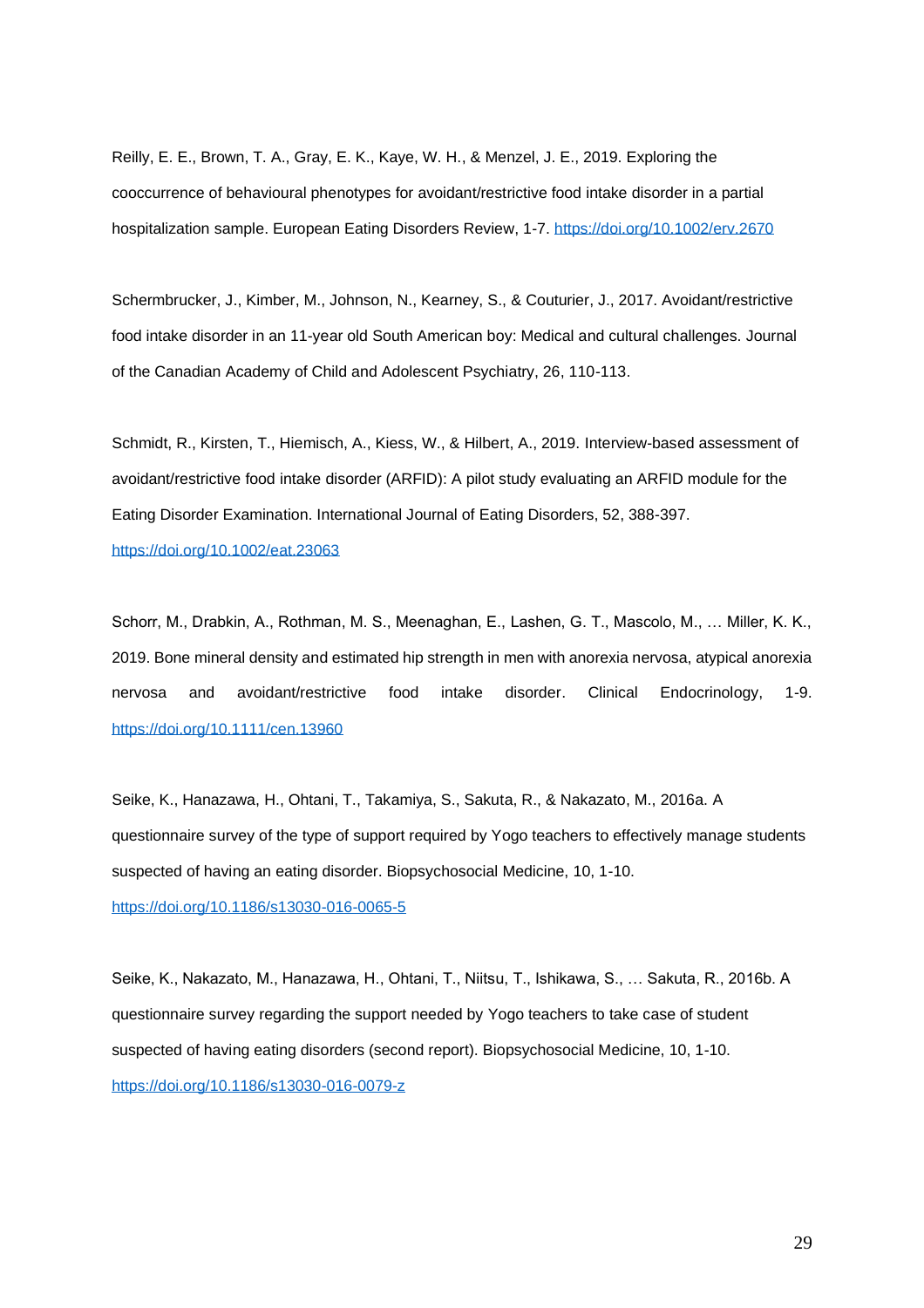Reilly, E. E., Brown, T. A., Gray, E. K., Kaye, W. H., & Menzel, J. E., 2019. Exploring the cooccurrence of behavioural phenotypes for avoidant/restrictive food intake disorder in a partial hospitalization sample. European Eating Disorders Review, 1-7. https://doi.org/10.1002/erv.2670

Schermbrucker, J., Kimber, M., Johnson, N., Kearney, S., & Couturier, J., 2017. Avoidant/restrictive food intake disorder in an 11-year old South American boy: Medical and cultural challenges. Journal of the Canadian Academy of Child and Adolescent Psychiatry, 26, 110-113.

Schmidt, R., Kirsten, T., Hiemisch, A., Kiess, W., & Hilbert, A., 2019. Interview-based assessment of avoidant/restrictive food intake disorder (ARFID): A pilot study evaluating an ARFID module for the Eating Disorder Examination. International Journal of Eating Disorders, 52, 388-397. https://doi.org/10.1002/eat.23063

Schorr, M., Drabkin, A., Rothman, M. S., Meenaghan, E., Lashen, G. T., Mascolo, M., … Miller, K. K., 2019. Bone mineral density and estimated hip strength in men with anorexia nervosa, atypical anorexia nervosa and avoidant/restrictive food intake disorder. Clinical Endocrinology, 1-9. https://doi.org/10.1111/cen.13960

Seike, K., Hanazawa, H., Ohtani, T., Takamiya, S., Sakuta, R., & Nakazato, M., 2016a. A questionnaire survey of the type of support required by Yogo teachers to effectively manage students suspected of having an eating disorder. Biopsychosocial Medicine, 10, 1-10. https://doi.org/10.1186/s13030-016-0065-5

Seike, K., Nakazato, M., Hanazawa, H., Ohtani, T., Niitsu, T., Ishikawa, S., … Sakuta, R., 2016b. A questionnaire survey regarding the support needed by Yogo teachers to take case of student suspected of having eating disorders (second report). Biopsychosocial Medicine, 10, 1-10. https://doi.org/10.1186/s13030-016-0079-z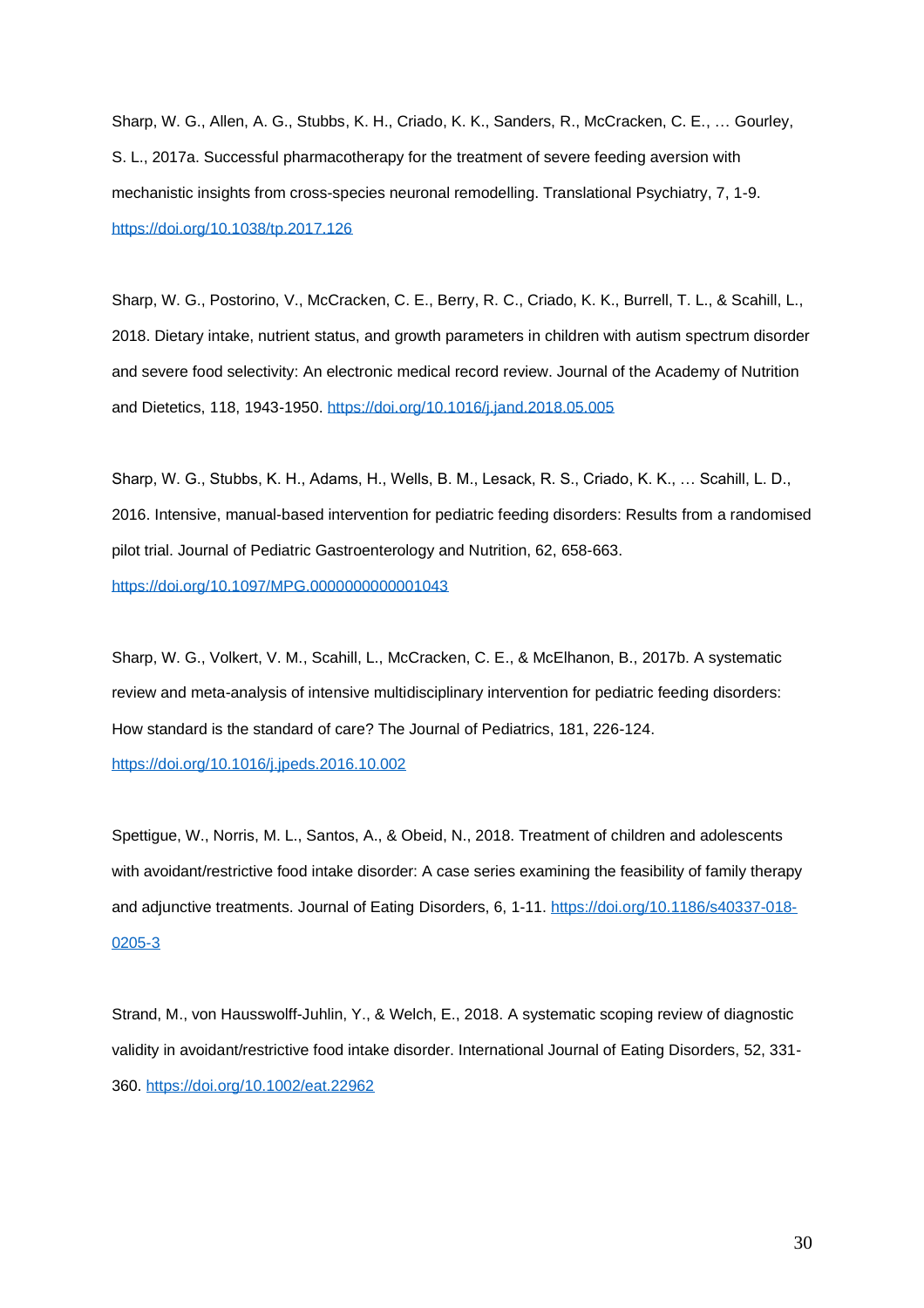Sharp, W. G., Allen, A. G., Stubbs, K. H., Criado, K. K., Sanders, R., McCracken, C. E., … Gourley, S. L., 2017a. Successful pharmacotherapy for the treatment of severe feeding aversion with mechanistic insights from cross-species neuronal remodelling. Translational Psychiatry, 7, 1-9. https://doi.org/10.1038/tp.2017.126

Sharp, W. G., Postorino, V., McCracken, C. E., Berry, R. C., Criado, K. K., Burrell, T. L., & Scahill, L., 2018. Dietary intake, nutrient status, and growth parameters in children with autism spectrum disorder and severe food selectivity: An electronic medical record review. Journal of the Academy of Nutrition and Dietetics, 118, 1943-1950. https://doi.org/10.1016/j.jand.2018.05.005

Sharp, W. G., Stubbs, K. H., Adams, H., Wells, B. M., Lesack, R. S., Criado, K. K., … Scahill, L. D., 2016. Intensive, manual-based intervention for pediatric feeding disorders: Results from a randomised pilot trial. Journal of Pediatric Gastroenterology and Nutrition, 62, 658-663. https://doi.org/10.1097/MPG.0000000000001043

Sharp, W. G., Volkert, V. M., Scahill, L., McCracken, C. E., & McElhanon, B., 2017b. A systematic review and meta-analysis of intensive multidisciplinary intervention for pediatric feeding disorders: How standard is the standard of care? The Journal of Pediatrics, 181, 226-124. https://doi.org/10.1016/j.jpeds.2016.10.002

Spettigue, W., Norris, M. L., Santos, A., & Obeid, N., 2018. Treatment of children and adolescents with avoidant/restrictive food intake disorder: A case series examining the feasibility of family therapy and adjunctive treatments. Journal of Eating Disorders, 6, 1-11. https://doi.org/10.1186/s40337-018-0205-3

Strand, M., von Hausswolff-Juhlin, Y., & Welch, E., 2018. A systematic scoping review of diagnostic validity in avoidant/restrictive food intake disorder. International Journal of Eating Disorders, 52, 331-360. https://doi.org/10.1002/eat.22962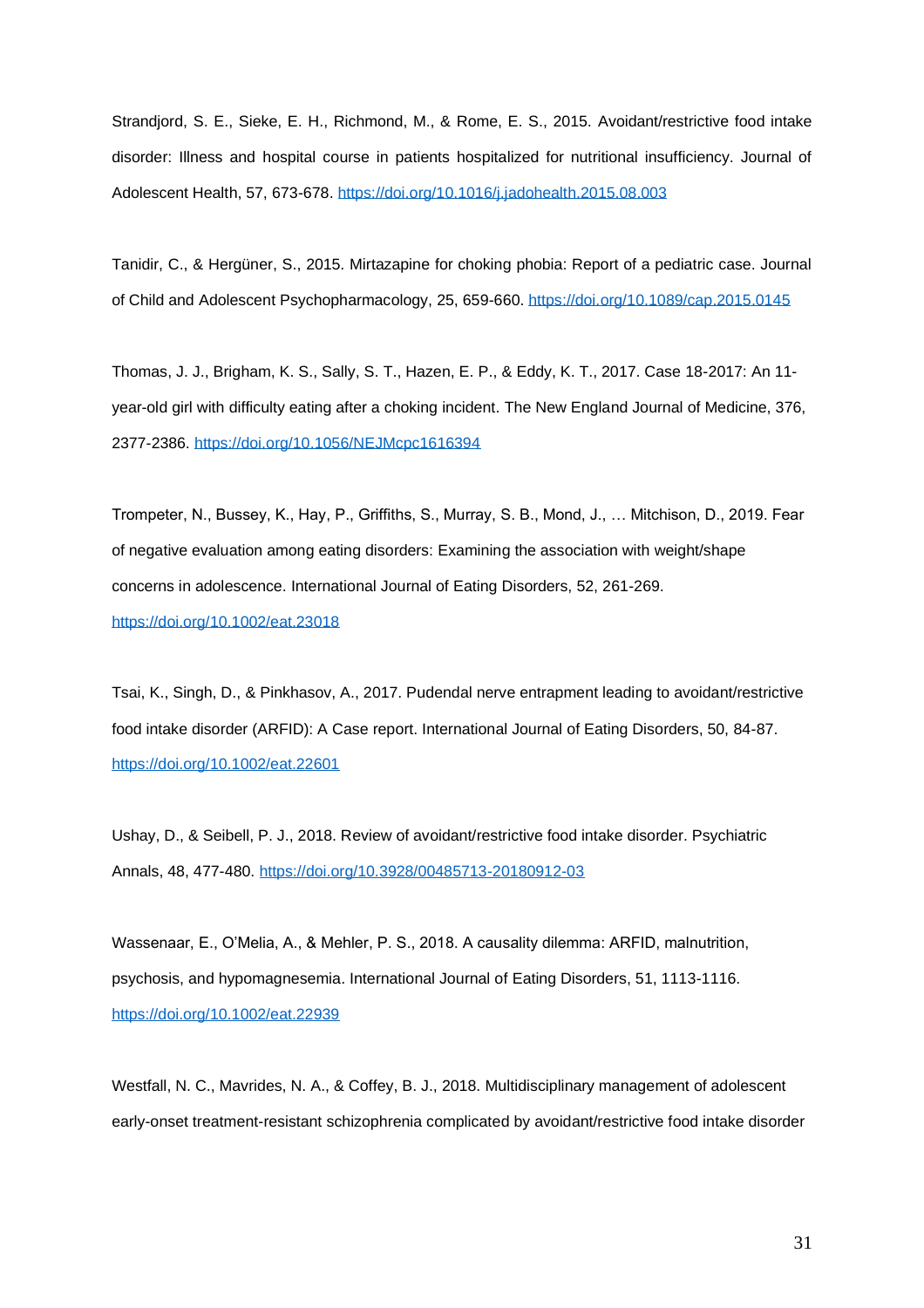Strandjord, S. E., Sieke, E. H., Richmond, M., & Rome, E. S., 2015. Avoidant/restrictive food intake disorder: Illness and hospital course in patients hospitalized for nutritional insufficiency. Journal of Adolescent Health, 57, 673-678. https://doi.org/10.1016/j.jadohealth.2015.08.003

Tanidir, C., & Hergüner, S., 2015. Mirtazapine for choking phobia: Report of a pediatric case. Journal of Child and Adolescent Psychopharmacology, 25, 659-660. https://doi.org/10.1089/cap.2015.0145

Thomas, J. J., Brigham, K. S., Sally, S. T., Hazen, E. P., & Eddy, K. T., 2017. Case 18-2017: An 11-year-old girl with difficulty eating after a choking incident. The New England Journal of Medicine, 376, 2377-2386. https://doi.org/10.1056/NEJMcpc1616394

Trompeter, N., Bussey, K., Hay, P., Griffiths, S., Murray, S. B., Mond, J., … Mitchison, D., 2019. Fear of negative evaluation among eating disorders: Examining the association with weight/shape concerns in adolescence. International Journal of Eating Disorders, 52, 261-269. https://doi.org/10.1002/eat.23018

Tsai, K., Singh, D., & Pinkhasov, A., 2017. Pudendal nerve entrapment leading to avoidant/restrictive food intake disorder (ARFID): A Case report. International Journal of Eating Disorders, 50, 84-87. https://doi.org/10.1002/eat.22601

Ushay, D., & Seibell, P. J., 2018. Review of avoidant/restrictive food intake disorder. Psychiatric Annals, 48, 477-480. https://doi.org/10.3928/00485713-20180912-03

Wassenaar, E., O'Melia, A., & Mehler, P. S., 2018. A causality dilemma: ARFID, malnutrition, psychosis, and hypomagnesemia. International Journal of Eating Disorders, 51, 1113-1116. https://doi.org/10.1002/eat.22939

Westfall, N. C., Mavrides, N. A., & Coffey, B. J., 2018. Multidisciplinary management of adolescent early-onset treatment-resistant schizophrenia complicated by avoidant/restrictive food intake disorder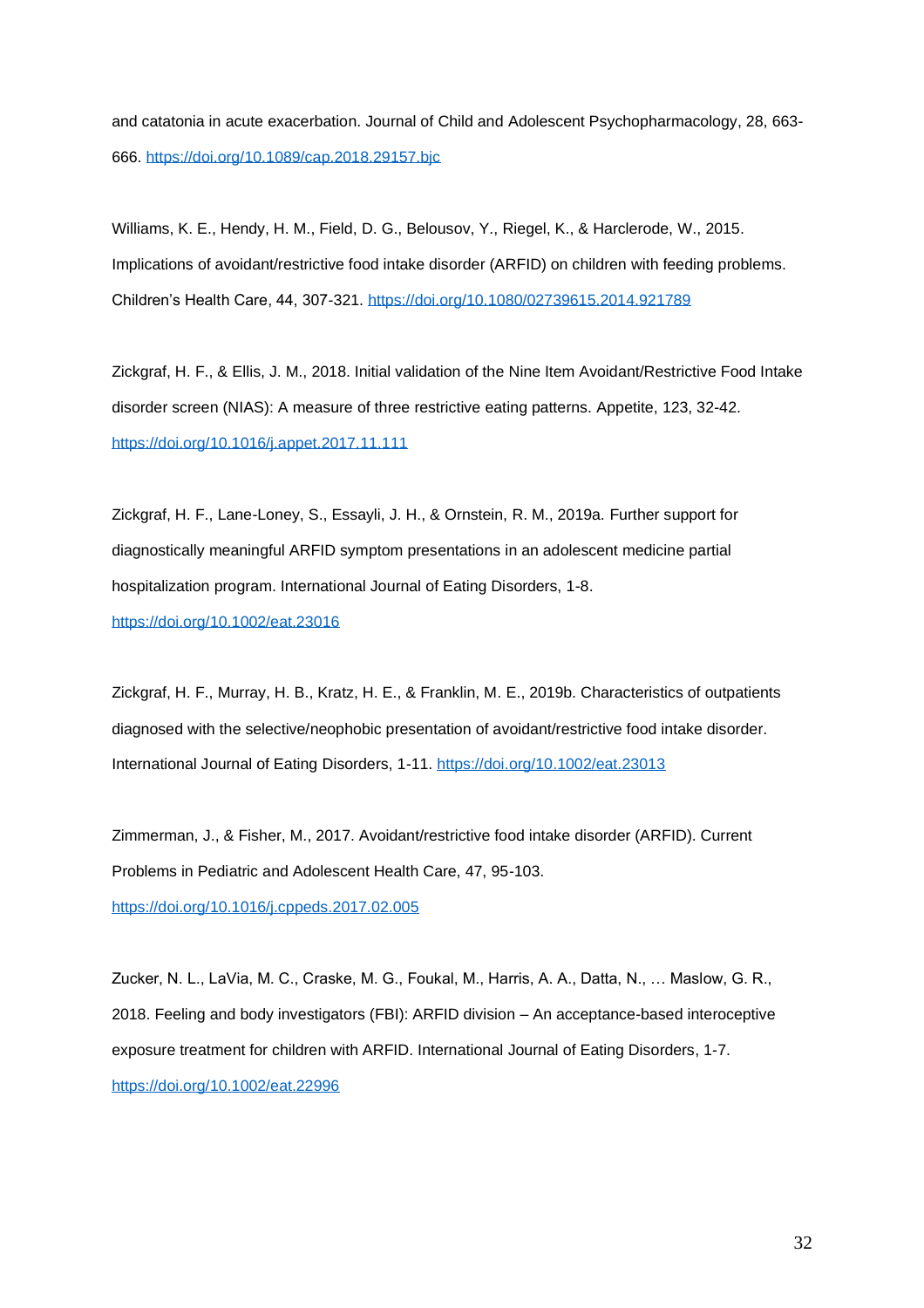and catatonia in acute exacerbation. Journal of Child and Adolescent Psychopharmacology, 28, 663-666. https://doi.org/10.1089/cap.2018.29157.bjc

Williams, K. E., Hendy, H. M., Field, D. G., Belousov, Y., Riegel, K., & Harclerode, W., 2015. Implications of avoidant/restrictive food intake disorder (ARFID) on children with feeding problems. Children's Health Care, 44, 307-321. https://doi.org/10.1080/02739615.2014.921789

Zickgraf, H. F., & Ellis, J. M., 2018. Initial validation of the Nine Item Avoidant/Restrictive Food Intake disorder screen (NIAS): A measure of three restrictive eating patterns. Appetite, 123, 32-42. https://doi.org/10.1016/j.appet.2017.11.111

Zickgraf, H. F., Lane-Loney, S., Essayli, J. H., & Ornstein, R. M., 2019a. Further support for diagnostically meaningful ARFID symptom presentations in an adolescent medicine partial hospitalization program. International Journal of Eating Disorders, 1-8. https://doi.org/10.1002/eat.23016

Zickgraf, H. F., Murray, H. B., Kratz, H. E., & Franklin, M. E., 2019b. Characteristics of outpatients diagnosed with the selective/neophobic presentation of avoidant/restrictive food intake disorder. International Journal of Eating Disorders, 1-11. https://doi.org/10.1002/eat.23013

Zimmerman, J., & Fisher, M., 2017. Avoidant/restrictive food intake disorder (ARFID). Current Problems in Pediatric and Adolescent Health Care, 47, 95-103. https://doi.org/10.1016/j.cppeds.2017.02.005

Zucker, N. L., LaVia, M. C., Craske, M. G., Foukal, M., Harris, A. A., Datta, N., … Maslow, G. R., 2018. Feeling and body investigators (FBI): ARFID division – An acceptance-based interoceptive exposure treatment for children with ARFID. International Journal of Eating Disorders, 1-7. https://doi.org/10.1002/eat.22996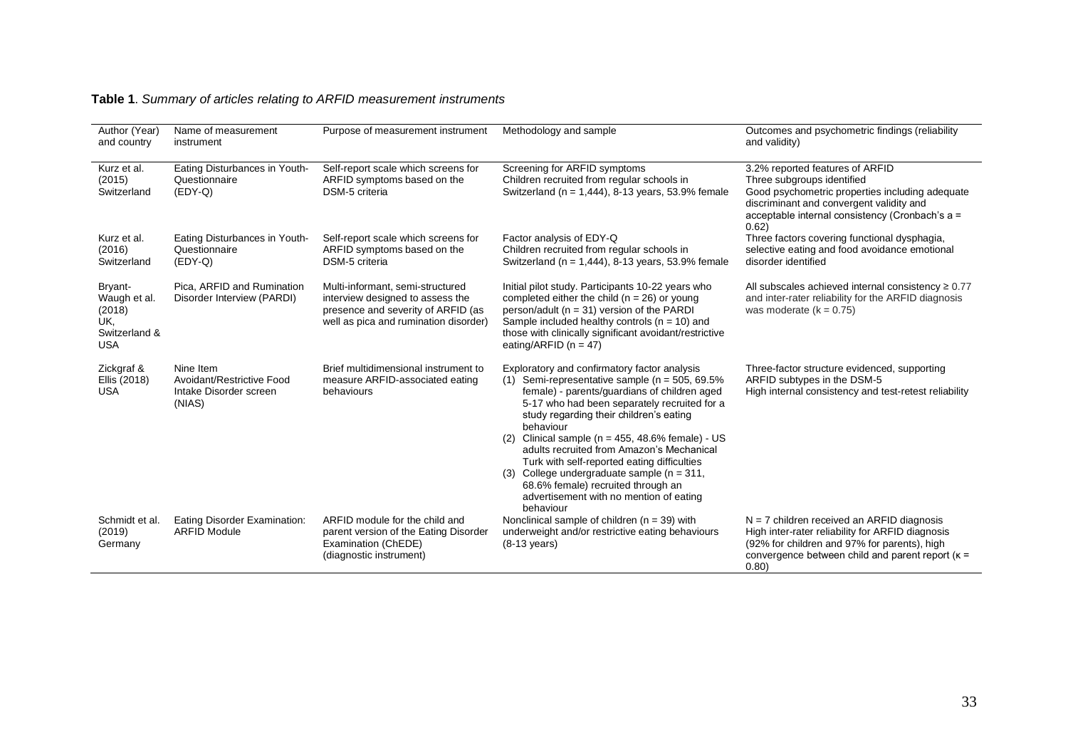**Table 1**. *Summary of articles relating to ARFID measurement instruments*

| Author (Year) and country | Name of measurement instrument | Purpose of measurement instrument | Methodology and sample | Outcomes and psychometric findings (reliability and validity) |
|---|---|---|---|---|
| Kurz et al. (2015) Switzerland | Eating Disturbances in Youth-Questionnaire (EDY-Q) | Self-report scale which screens for ARFID symptoms based on the DSM-5 criteria | Screening for ARFID symptoms<br>Children recruited from regular schools in Switzerland (n = 1,444), 8-13 years, 53.9% female | 3.2% reported features of ARFID<br>Three subgroups identified<br>Good psychometric properties including adequate discriminant and convergent validity and acceptable internal consistency (Cronbach's a = 0.62) |
| Kurz et al. (2016) Switzerland | Eating Disturbances in Youth-Questionnaire (EDY-Q) | Self-report scale which screens for ARFID symptoms based on the DSM-5 criteria | Factor analysis of EDY-Q<br>Children recruited from regular schools in Switzerland (n = 1,444), 8-13 years, 53.9% female | Three factors covering functional dysphagia, selective eating and food avoidance emotional disorder identified |
| Bryant-Waugh et al. (2018) UK, Switzerland & USA | Pica, ARFID and Rumination Disorder Interview (PARDI) | Multi-informant, semi-structured interview designed to assess the presence and severity of ARFID (as well as pica and rumination disorder) | Initial pilot study. Participants 10-22 years who completed either the child (n = 26) or young person/adult (n = 31) version of the PARDI<br>Sample included healthy controls (n = 10) and those with clinically significant avoidant/restrictive eating/ARFID (n = 47) | All subscales achieved internal consistency ≥ 0.77 and inter-rater reliability for the ARFID diagnosis was moderate (k = 0.75) |
| Zickgraf & Ellis (2018) USA | Nine Item Avoidant/Restrictive Food Intake Disorder screen (NIAS) | Brief multidimensional instrument to measure ARFID-associated eating behaviours | Exploratory and confirmatory factor analysis<br>(1) Semi-representative sample (n = 505, 69.5% female) - parents/guardians of children aged 5-17 who had been separately recruited for a study regarding their children's eating behaviour<br>(2) Clinical sample (n = 455, 48.6% female) - US adults recruited from Amazon's Mechanical Turk with self-reported eating difficulties<br>(3) College undergraduate sample (n = 311, 68.6% female) recruited through an advertisement with no mention of eating behaviour | Three-factor structure evidenced, supporting ARFID subtypes in the DSM-5<br>High internal consistency and test-retest reliability |
| Schmidt et al. (2019) Germany | Eating Disorder Examination: ARFID Module | ARFID module for the child and parent version of the Eating Disorder Examination (ChEDE) (diagnostic instrument) | Nonclinical sample of children (n = 39) with underweight and/or restrictive eating behaviours (8-13 years) | N = 7 children received an ARFID diagnosis<br>High inter-rater reliability for ARFID diagnosis (92% for children and 97% for parents), high convergence between child and parent report (κ = 0.80) |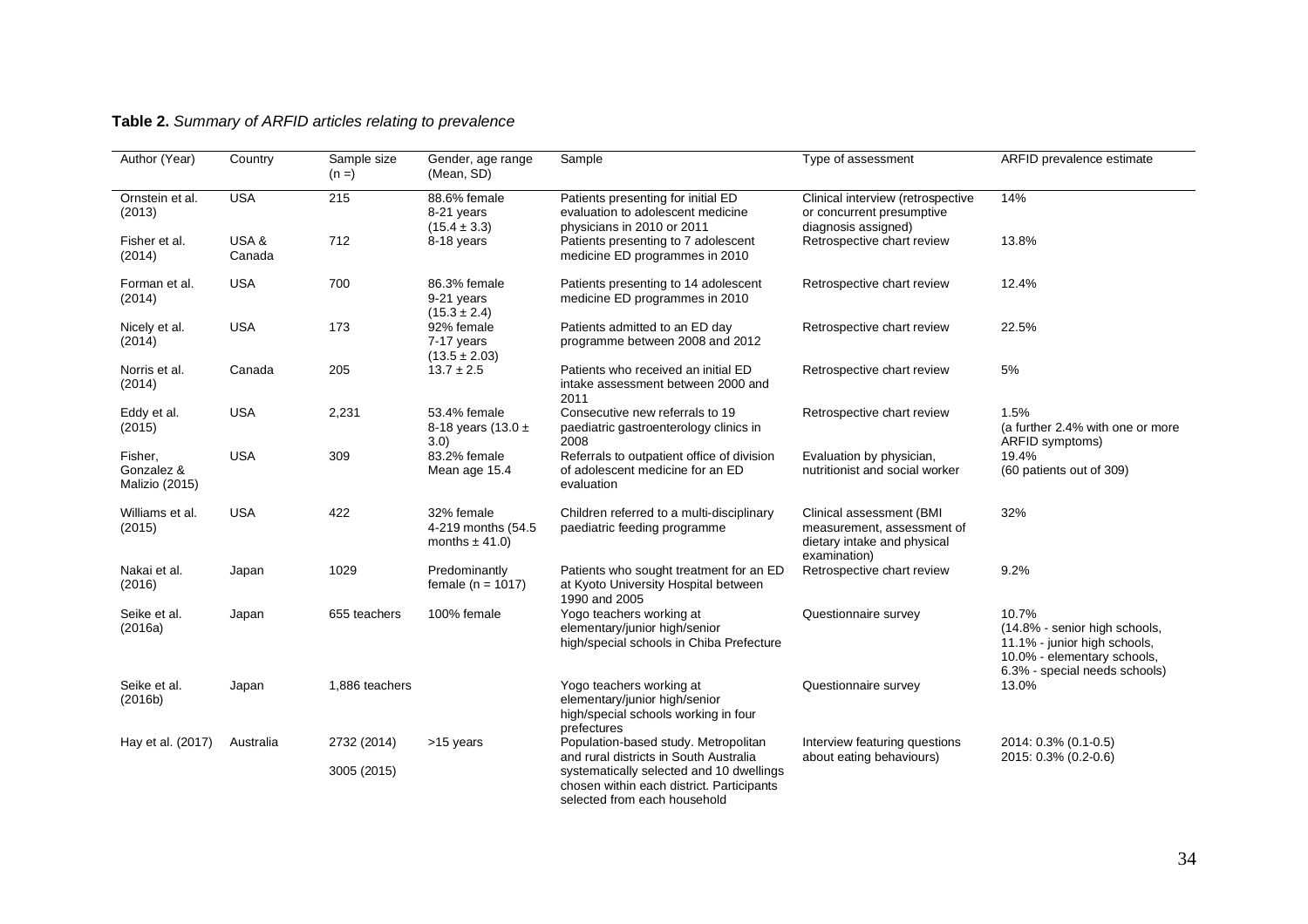**Table 2.** *Summary of ARFID articles relating to prevalence*

| Author (Year) | Country | Sample size (n =) | Gender, age range (Mean, SD) | Sample | Type of assessment | ARFID prevalence estimate |
|---|---|---|---|---|---|---|
| Ornstein et al. (2013) | USA | 215 | 88.6% female 8-21 years (15.4 ± 3.3) | Patients presenting for initial ED evaluation to adolescent medicine physicians in 2010 or 2011 | Clinical interview (retrospective or concurrent presumptive diagnosis assigned) | 14% |
| Fisher et al. (2014) | USA & Canada | 712 | 8-18 years | Patients presenting to 7 adolescent medicine ED programmes in 2010 | Retrospective chart review | 13.8% |
| Forman et al. (2014) | USA | 700 | 86.3% female 9-21 years (15.3 ± 2.4) | Patients presenting to 14 adolescent medicine ED programmes in 2010 | Retrospective chart review | 12.4% |
| Nicely et al. (2014) | USA | 173 | 92% female 7-17 years (13.5 ± 2.03) | Patients admitted to an ED day programme between 2008 and 2012 | Retrospective chart review | 22.5% |
| Norris et al. (2014) | Canada | 205 | 13.7 ± 2.5 | Patients who received an initial ED intake assessment between 2000 and 2011 | Retrospective chart review | 5% |
| Eddy et al. (2015) | USA | 2,231 | 53.4% female 8-18 years (13.0 ± 3.0) | Consecutive new referrals to 19 paediatric gastroenterology clinics in 2008 | Retrospective chart review | 1.5% (a further 2.4% with one or more ARFID symptoms) |
| Fisher, Gonzalez & Malizio (2015) | USA | 309 | 83.2% female Mean age 15.4 | Referrals to outpatient office of division of adolescent medicine for an ED evaluation | Evaluation by physician, nutritionist and social worker | 19.4% (60 patients out of 309) |
| Williams et al. (2015) | USA | 422 | 32% female 4-219 months (54.5 months ± 41.0) | Children referred to a multi-disciplinary paediatric feeding programme | Clinical assessment (BMI measurement, assessment of dietary intake and physical examination) | 32% |
| Nakai et al. (2016) | Japan | 1029 | Predominantly female (n = 1017) | Patients who sought treatment for an ED at Kyoto University Hospital between 1990 and 2005 | Retrospective chart review | 9.2% |
| Seike et al. (2016a) | Japan | 655 teachers | 100% female | Yogo teachers working at elementary/junior high/senior high/special schools in Chiba Prefecture | Questionnaire survey | 10.7% (14.8% - senior high schools, 11.1% - junior high schools, 10.0% - elementary schools, 6.3% - special needs schools) |
| Seike et al. (2016b) | Japan | 1,886 teachers | | Yogo teachers working at elementary/junior high/senior high/special schools working in four prefectures | Questionnaire survey | 13.0% |
| Hay et al. (2017) | Australia | 2732 (2014) 3005 (2015) | >15 years | Population-based study. Metropolitan and rural districts in South Australia systematically selected and 10 dwellings chosen within each district. Participants selected from each household | Interview featuring questions about eating behaviours) | 2014: 0.3% (0.1-0.5) 2015: 0.3% (0.2-0.6) |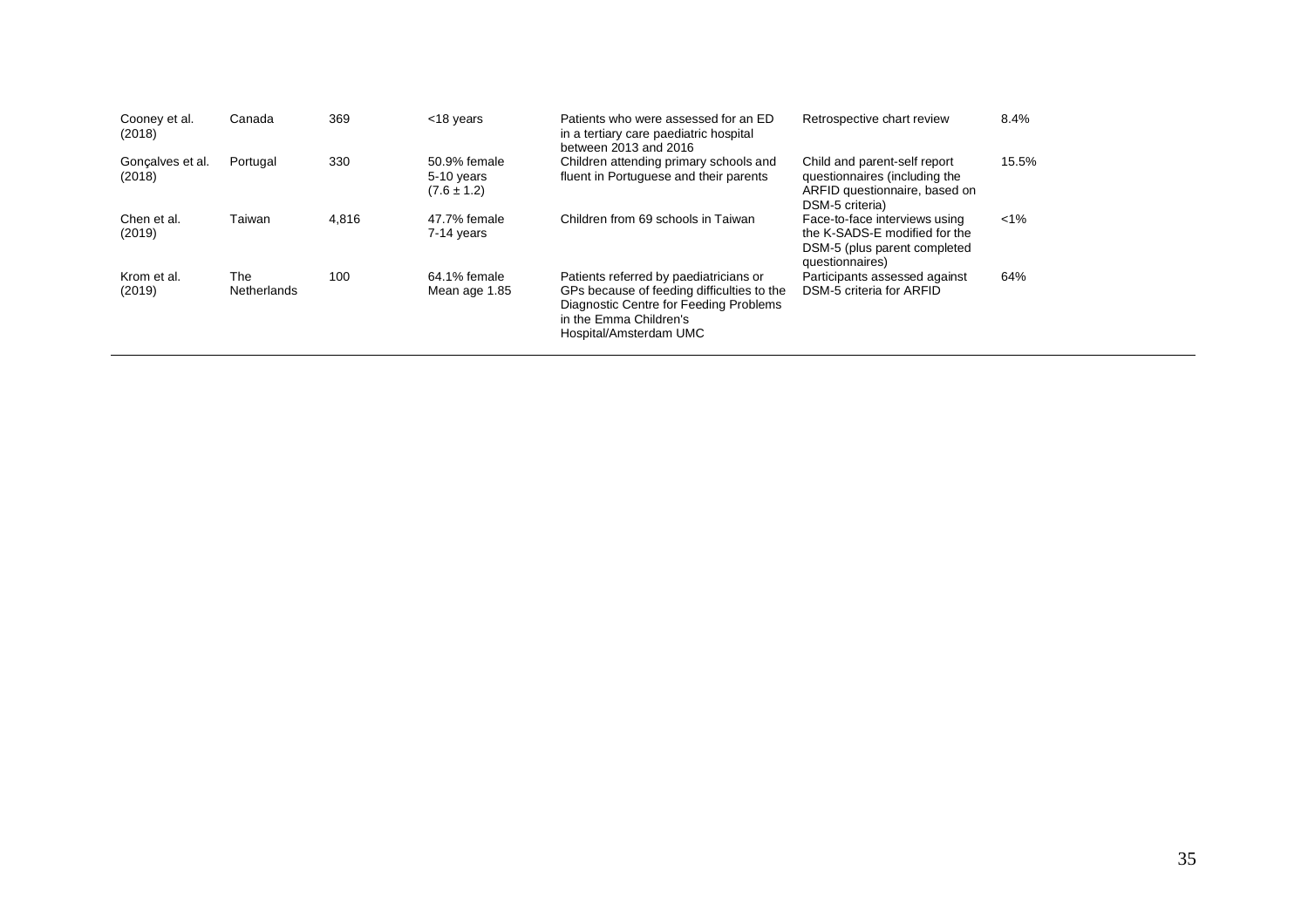| | | | | | | |
|---|---|---|---|---|---|---|
| Cooney et al. (2018) | Canada | 369 | <18 years | Patients who were assessed for an ED in a tertiary care paediatric hospital between 2013 and 2016 | Retrospective chart review | 8.4% |
| Gonçalves et al. (2018) | Portugal | 330 | 50.9% female 5-10 years (7.6 ± 1.2) | Children attending primary schools and fluent in Portuguese and their parents | Child and parent-self report questionnaires (including the ARFID questionnaire, based on DSM-5 criteria) | 15.5% |
| Chen et al. (2019) | Taiwan | 4,816 | 47.7% female 7-14 years | Children from 69 schools in Taiwan | Face-to-face interviews using the K-SADS-E modified for the DSM-5 (plus parent completed questionnaires) | <1% |
| Krom et al. (2019) | The Netherlands | 100 | 64.1% female Mean age 1.85 | Patients referred by paediatricians or GPs because of feeding difficulties to the Diagnostic Centre for Feeding Problems in the Emma Children's Hospital/Amsterdam UMC | Participants assessed against DSM-5 criteria for ARFID | 64% |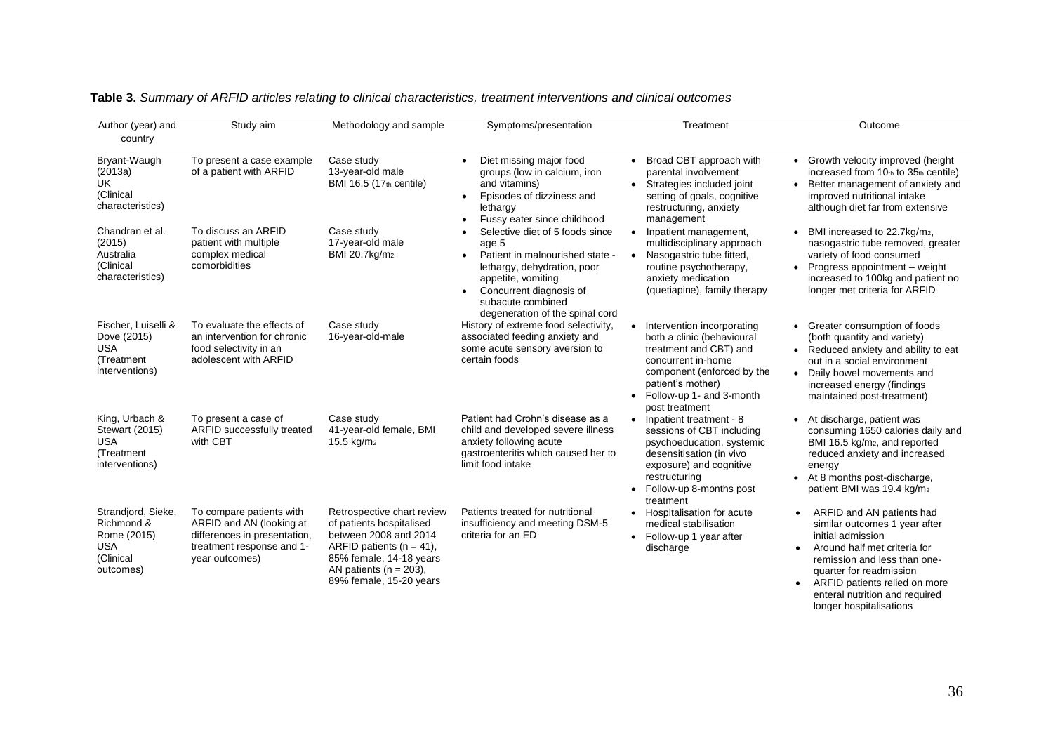**Table 3.** *Summary of ARFID articles relating to clinical characteristics, treatment interventions and clinical outcomes*

| Author (year) and country | Study aim | Methodology and sample | Symptoms/presentation | Treatment | Outcome |
|---|---|---|---|---|---|
| Bryant-Waugh (2013a) UK (Clinical characteristics) | To present a case example of a patient with ARFID | Case study 13-year-old male BMI 16.5 (17th centile) | • Diet missing major food groups (low in calcium, iron and vitamins) • Episodes of dizziness and lethargy • Fussy eater since childhood | • Broad CBT approach with parental involvement • Strategies included joint setting of goals, cognitive restructuring, anxiety management | • Growth velocity improved (height increased from 10th to 35th centile) • Better management of anxiety and improved nutritional intake although diet far from extensive |
| Chandran et al. (2015) Australia (Clinical characteristics) | To discuss an ARFID patient with multiple complex medical comorbidities | Case study 17-year-old male BMI 20.7kg/m2 | • Selective diet of 5 foods since age 5 • Patient in malnourished state - lethargy, dehydration, poor appetite, vomiting • Concurrent diagnosis of subacute combined degeneration of the spinal cord | • Inpatient management, multidisciplinary approach • Nasogastric tube fitted, routine psychotherapy, anxiety medication (quetiapine), family therapy | • BMI increased to 22.7kg/m2, nasogastric tube removed, greater variety of food consumed • Progress appointment – weight increased to 100kg and patient no longer met criteria for ARFID |
| Fischer, Luiselli & Dove (2015) USA (Treatment interventions) | To evaluate the effects of an intervention for chronic food selectivity in an adolescent with ARFID | Case study 16-year-old-male | History of extreme food selectivity, associated feeding anxiety and some acute sensory aversion to certain foods | • Intervention incorporating both a clinic (behavioural treatment and CBT) and concurrent in-home component (enforced by the patient's mother) • Follow-up 1- and 3-month post treatment | • Greater consumption of foods (both quantity and variety) • Reduced anxiety and ability to eat out in a social environment • Daily bowel movements and increased energy (findings maintained post-treatment) |
| King, Urbach & Stewart (2015) USA (Treatment interventions) | To present a case of ARFID successfully treated with CBT | Case study 41-year-old female, BMI 15.5 kg/m2 | Patient had Crohn's disease as a child and developed severe illness anxiety following acute gastroenteritis which caused her to limit food intake | • Inpatient treatment - 8 sessions of CBT including psychoeducation, systemic desensitisation (in vivo exposure) and cognitive restructuring • Follow-up 8-months post treatment | • At discharge, patient was consuming 1650 calories daily and BMI 16.5 kg/m2, and reported reduced anxiety and increased energy • At 8 months post-discharge, patient BMI was 19.4 kg/m2 |
| Strandjord, Sieke, Richmond & Rome (2015) USA (Clinical outcomes) | To compare patients with ARFID and AN (looking at differences in presentation, treatment response and 1-year outcomes) | Retrospective chart review of patients hospitalised between 2008 and 2014 ARFID patients ($n = 41$), 85% female, 14-18 years AN patients ($n = 203$), 89% female, 15-20 years | Patients treated for nutritional insufficiency and meeting DSM-5 criteria for an ED | • Hospitalisation for acute medical stabilisation • Follow-up 1 year after discharge | • ARFID and AN patients had similar outcomes 1 year after initial admission • Around half met criteria for remission and less than one-quarter for readmission • ARFID patients relied on more enteral nutrition and required longer hospitalisations |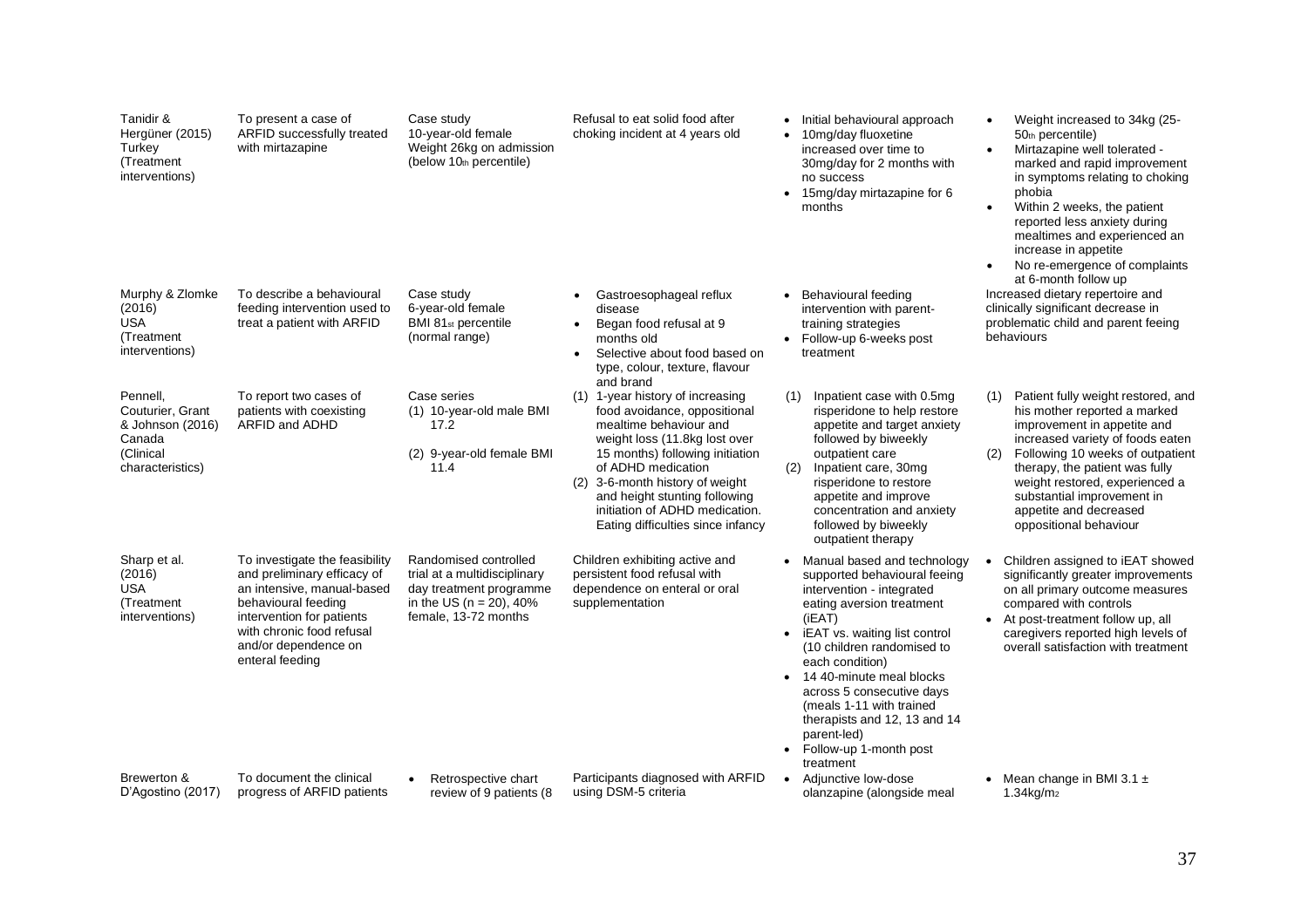| | | | | | |
|---|---|---|---|---|---|
| Tanidir & Hergüner (2015) Turkey (Treatment interventions) | To present a case of ARFID successfully treated with mirtazapine | Case study 10-year-old female Weight 26kg on admission (below 10th percentile) | Refusal to eat solid food after choking incident at 4 years old | • Initial behavioural approach<br>• 10mg/day fluoxetine increased over time to 30mg/day for 2 months with no success<br>• 15mg/day mirtazapine for 6 months | • Weight increased to 34kg (25-50th percentile)<br>• Mirtazapine well tolerated - marked and rapid improvement in symptoms relating to choking phobia<br>• Within 2 weeks, the patient reported less anxiety during mealtimes and experienced an increase in appetite<br>• No re-emergence of complaints at 6-month follow up |
| Murphy & Zlomke (2016) USA (Treatment interventions) | To describe a behavioural feeding intervention used to treat a patient with ARFID | Case study 6-year-old female BMI 81st percentile (normal range) | • Gastroesophageal reflux disease<br>• Began food refusal at 9 months old<br>• Selective about food based on type, colour, texture, flavour and brand | • Behavioural feeding intervention with parent-training strategies<br>• Follow-up 6-weeks post treatment | Increased dietary repertoire and clinically significant decrease in problematic child and parent feeing behaviours |
| Pennell, Couturier, Grant & Johnson (2016) Canada (Clinical characteristics) | To report two cases of patients with coexisting ARFID and ADHD | Case series<br>(1) 10-year-old male BMI 17.2<br>(2) 9-year-old female BMI 11.4 | (1) 1-year history of increasing food avoidance, oppositional mealtime behaviour and weight loss (11.8kg lost over 15 months) following initiation of ADHD medication<br>(2) 3-6-month history of weight and height stunting following initiation of ADHD medication. Eating difficulties since infancy | (1) Inpatient case with 0.5mg risperidone to help restore appetite and target anxiety followed by biweekly outpatient care<br>(2) Inpatient care, 30mg risperidone to restore appetite and improve concentration and anxiety followed by biweekly outpatient therapy | (1) Patient fully weight restored, and his mother reported a marked improvement in appetite and increased variety of foods eaten<br>(2) Following 10 weeks of outpatient therapy, the patient was fully weight restored, experienced a substantial improvement in appetite and decreased oppositional behaviour |
| Sharp et al. (2016) USA (Treatment interventions) | To investigate the feasibility and preliminary efficacy of an intensive, manual-based behavioural feeding intervention for patients with chronic food refusal and/or dependence on enteral feeding | Randomised controlled trial at a multidisciplinary day treatment programme in the US (n = 20), 40% female, 13-72 months | Children exhibiting active and persistent food refusal with dependence on enteral or oral supplementation | • Manual based and technology supported behavioural feeing intervention - integrated eating aversion treatment (iEAT)<br>• iEAT vs. waiting list control (10 children randomised to each condition)<br>• 14 40-minute meal blocks across 5 consecutive days (meals 1-11 with trained therapists and 12, 13 and 14 parent-led)<br>• Follow-up 1-month post treatment | • Children assigned to iEAT showed significantly greater improvements on all primary outcome measures compared with controls<br>• At post-treatment follow up, all caregivers reported high levels of overall satisfaction with treatment |
| Brewerton & D'Agostino (2017) | To document the clinical progress of ARFID patients | • Retrospective chart review of 9 patients (8 | Participants diagnosed with ARFID using DSM-5 criteria | • Adjunctive low-dose olanzapine (alongside meal | • Mean change in BMI 3.1 ± 1.34kg/m2 |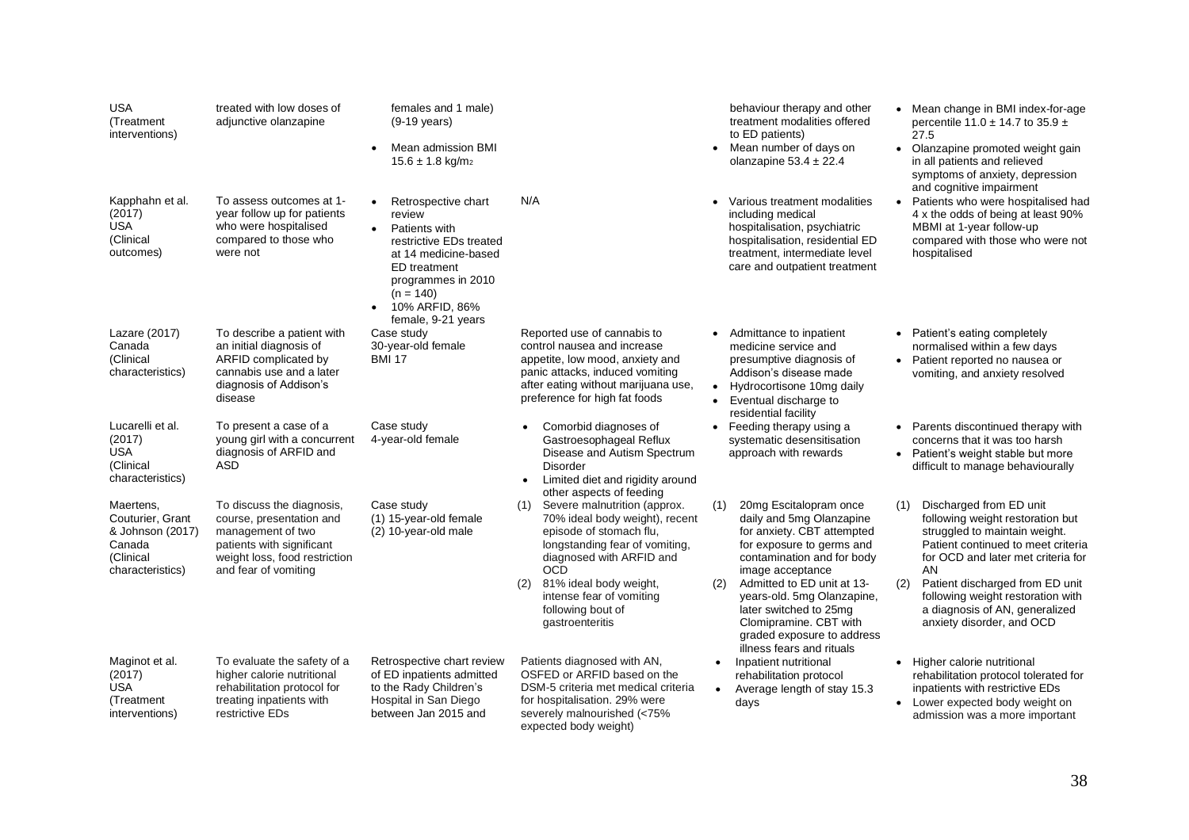| | | | | | |
|---|---|---|---|---|---|
| USA (Treatment interventions) | treated with low doses of adjunctive olanzapine | females and 1 male) (9-19 years) • Mean admission BMI 15.6 ± 1.8 kg/m2 | | behaviour therapy and other treatment modalities offered to ED patients) • Mean number of days on olanzapine 53.4 ± 22.4 | • Mean change in BMI index-for-age percentile 11.0 ± 14.7 to 35.9 ± 27.5 • Olanzapine promoted weight gain in all patients and relieved symptoms of anxiety, depression and cognitive impairment |
| Kapphahn et al. (2017) USA (Clinical outcomes) | To assess outcomes at 1-year follow up for patients who were hospitalised compared to those who were not | • Retrospective chart review • Patients with restrictive EDs treated at 14 medicine-based ED treatment programmes in 2010 (n = 140) • 10% ARFID, 86% female, 9-21 years | N/A | • Various treatment modalities including medical hospitalisation, psychiatric hospitalisation, residential ED treatment, intermediate level care and outpatient treatment | • Patients who were hospitalised had 4 x the odds of being at least 90% MBMI at 1-year follow-up compared with those who were not hospitalised |
| Lazare (2017) Canada (Clinical characteristics) | To describe a patient with an initial diagnosis of ARFID complicated by cannabis use and a later diagnosis of Addison's disease | Case study 30-year-old female BMI 17 | Reported use of cannabis to control nausea and increase appetite, low mood, anxiety and panic attacks, induced vomiting after eating without marijuana use, preference for high fat foods | • Admittance to inpatient medicine service and presumptive diagnosis of Addison's disease made • Hydrocortisone 10mg daily • Eventual discharge to residential facility | • Patient's eating completely normalised within a few days • Patient reported no nausea or vomiting, and anxiety resolved |
| Lucarelli et al. (2017) USA (Clinical characteristics) | To present a case of a young girl with a concurrent diagnosis of ARFID and ASD | Case study 4-year-old female | • Comorbid diagnoses of Gastroesophageal Reflux Disease and Autism Spectrum Disorder • Limited diet and rigidity around other aspects of feeding | • Feeding therapy using a systematic desensitisation approach with rewards | • Parents discontinued therapy with concerns that it was too harsh • Patient's weight stable but more difficult to manage behaviourally |
| Maertens, Couturier, Grant & Johnson (2017) Canada (Clinical characteristics) | To discuss the diagnosis, course, presentation and management of two patients with significant weight loss, food restriction and fear of vomiting | Case study (1) 15-year-old female (2) 10-year-old male | (1) Severe malnutrition (approx. 70% ideal body weight), recent episode of stomach flu, longstanding fear of vomiting, diagnosed with ARFID and OCD (2) 81% ideal body weight, intense fear of vomiting following bout of gastroenteritis | (1) 20mg Escitalopram once daily and 5mg Olanzapine for anxiety. CBT attempted for exposure to germs and contamination and for body image acceptance (2) Admitted to ED unit at 13-years-old. 5mg Olanzapine, later switched to 25mg Clomipramine. CBT with graded exposure to address illness fears and rituals | (1) Discharged from ED unit following weight restoration but struggled to maintain weight. Patient continued to meet criteria for OCD and later met criteria for AN (2) Patient discharged from ED unit following weight restoration with a diagnosis of AN, generalized anxiety disorder, and OCD |
| Maginot et al. (2017) USA (Treatment interventions) | To evaluate the safety of a higher calorie nutritional rehabilitation protocol for treating inpatients with restrictive EDs | Retrospective chart review of ED inpatients admitted to the Rady Children's Hospital in San Diego between Jan 2015 and | Patients diagnosed with AN, OSFED or ARFID based on the DSM-5 criteria met medical criteria for hospitalisation. 29% were severely malnourished (<75% expected body weight) | • Inpatient nutritional rehabilitation protocol • Average length of stay 15.3 days | • Higher calorie nutritional rehabilitation protocol tolerated for inpatients with restrictive EDs • Lower expected body weight on admission was a more important |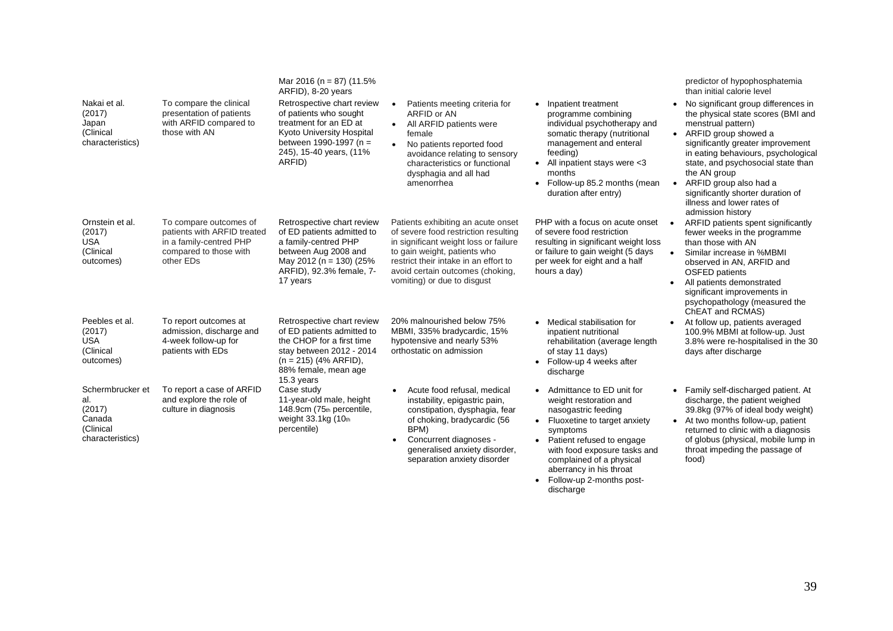| | | Mar 2016 (n = 87) (11.5% ARFID), 8-20 years | | | predictor of hypophosphatemia than initial calorie level |
|---|---|---|---|---|---|
| Nakai et al. (2017) Japan (Clinical characteristics) | To compare the clinical presentation of patients with ARFID compared to those with AN | Retrospective chart review of patients who sought treatment for an ED at Kyoto University Hospital between 1990-1997 (n = 245), 15-40 years, (11% ARFID) | • Patients meeting criteria for ARFID or AN <br>• All ARFID patients were female <br>• No patients reported food avoidance relating to sensory characteristics or functional dysphagia and all had amenorrhea | • Inpatient treatment programme combining individual psychotherapy and somatic therapy (nutritional management and enteral feeding) <br>• All inpatient stays were <3 months <br>• Follow-up 85.2 months (mean duration after entry) | • No significant group differences in the physical state scores (BMI and menstrual pattern) <br>• ARFID group showed a significantly greater improvement in eating behaviours, psychological state, and psychosocial state than the AN group <br>• ARFID group also had a significantly shorter duration of illness and lower rates of admission history |
| Ornstein et al. (2017) USA (Clinical outcomes) | To compare outcomes of patients with ARFID treated in a family-centred PHP compared to those with other EDs | Retrospective chart review of ED patients admitted to a family-centred PHP between Aug 2008 and May 2012 (n = 130) (25% ARFID), 92.3% female, 7-17 years | Patients exhibiting an acute onset of severe food restriction resulting in significant weight loss or failure to gain weight, patients who restrict their intake in an effort to avoid certain outcomes (choking, vomiting) or due to disgust | PHP with a focus on acute onset of severe food restriction resulting in significant weight loss or failure to gain weight (5 days per week for eight and a half hours a day) | • ARFID patients spent significantly fewer weeks in the programme than those with AN <br>• Similar increase in %MBMI observed in AN, ARFID and OSFED patients <br>• All patients demonstrated significant improvements in psychopathology (measured the ChEAT and RCMAS) |
| Peebles et al. (2017) USA (Clinical outcomes) | To report outcomes at admission, discharge and 4-week follow-up for patients with EDs | Retrospective chart review of ED patients admitted to the CHOP for a first time stay between 2012 - 2014 (n = 215) (4% ARFID), 88% female, mean age 15.3 years | 20% malnourished below 75% MBMI, 335% bradycardic, 15% hypotensive and nearly 53% orthostatic on admission | • Medical stabilisation for inpatient nutritional rehabilitation (average length of stay 11 days) <br>• Follow-up 4 weeks after discharge | • At follow up, patients averaged 100.9% MBMI at follow-up. Just 3.8% were re-hospitalised in the 30 days after discharge |
| Schermbrucker et al. (2017) Canada (Clinical characteristics) | To report a case of ARFID and explore the role of culture in diagnosis | Case study <br>11-year-old male, height 148.9cm (75th percentile, weight 33.1kg (10th percentile) | • Acute food refusal, medical instability, epigastric pain, constipation, dysphagia, fear of choking, bradycardic (56 BPM) <br>• Concurrent diagnoses - generalised anxiety disorder, separation anxiety disorder | • Admittance to ED unit for weight restoration and nasogastric feeding <br>• Fluoxetine to target anxiety symptoms <br>• Patient refused to engage with food exposure tasks and complained of a physical aberrancy in his throat <br>• Follow-up 2-months post-discharge | • Family self-discharged patient. At discharge, the patient weighed 39.8kg (97% of ideal body weight) <br>• At two months follow-up, patient returned to clinic with a diagnosis of globus (physical, mobile lump in throat impeding the passage of food) |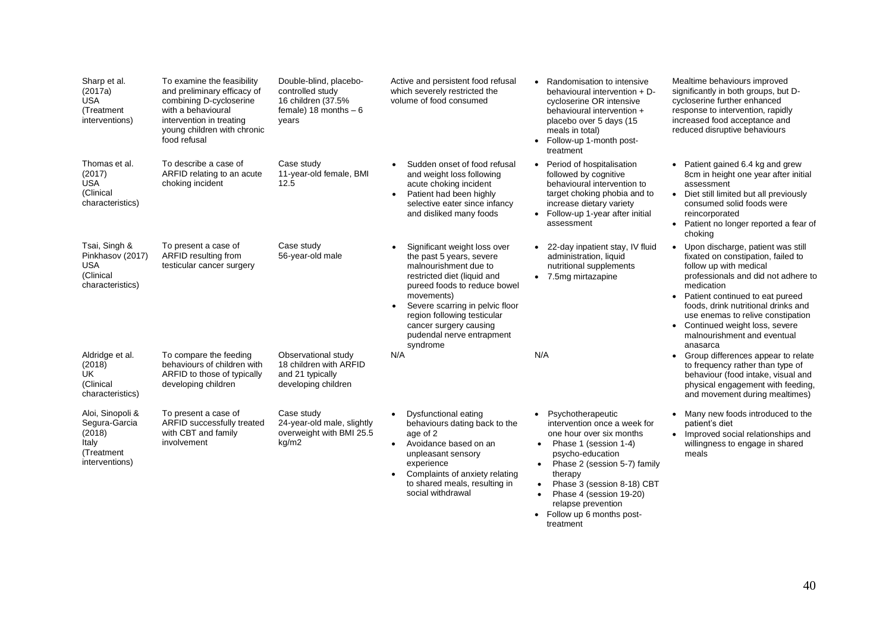| | | | | | |
|---|---|---|---|---|---|
| Sharp et al. (2017a) USA (Treatment interventions) | To examine the feasibility and preliminary efficacy of combining D-cycloserine with a behavioural intervention in treating young children with chronic food refusal | Double-blind, placebo-controlled study 16 children (37.5% female) 18 months – 6 years | Active and persistent food refusal which severely restricted the volume of food consumed | • Randomisation to intensive behavioural intervention + D-cycloserine OR intensive behavioural intervention + placebo over 5 days (15 meals in total)<br>• Follow-up 1-month post-treatment | Mealtime behaviours improved significantly in both groups, but D-cycloserine further enhanced response to intervention, rapidly increased food acceptance and reduced disruptive behaviours |
| Thomas et al. (2017) USA (Clinical characteristics) | To describe a case of ARFID relating to an acute choking incident | Case study 11-year-old female, BMI 12.5 | • Sudden onset of food refusal and weight loss following acute choking incident<br>• Patient had been highly selective eater since infancy and disliked many foods | • Period of hospitalisation followed by cognitive behavioural intervention to target choking phobia and to increase dietary variety<br>• Follow-up 1-year after initial assessment | • Patient gained 6.4 kg and grew 8cm in height one year after initial assessment<br>• Diet still limited but all previously consumed solid foods were reincorporated<br>• Patient no longer reported a fear of choking |
| Tsai, Singh & Pinkhasov (2017) USA (Clinical characteristics) | To present a case of ARFID resulting from testicular cancer surgery | Case study 56-year-old male | • Significant weight loss over the past 5 years, severe malnourishment due to restricted diet (liquid and pureed foods to reduce bowel movements)<br>• Severe scarring in pelvic floor region following testicular cancer surgery causing pudendal nerve entrapment syndrome | • 22-day inpatient stay, IV fluid administration, liquid nutritional supplements<br>• 7.5mg mirtazapine | • Upon discharge, patient was still fixated on constipation, failed to follow up with medical professionals and did not adhere to medication<br>• Patient continued to eat pureed foods, drink nutritional drinks and use enemas to relive constipation<br>• Continued weight loss, severe malnourishment and eventual anasarca |
| Aldridge et al. (2018) UK (Clinical characteristics) | To compare the feeding behaviours of children with ARFID to those of typically developing children | Observational study 18 children with ARFID and 21 typically developing children | N/A | N/A | • Group differences appear to relate to frequency rather than type of behaviour (food intake, visual and physical engagement with feeding, and movement during mealtimes) |
| Aloi, Sinopoli & Segura-Garcia (2018) Italy (Treatment interventions) | To present a case of ARFID successfully treated with CBT and family involvement | Case study 24-year-old male, slightly overweight with BMI 25.5 kg/m2 | • Dysfunctional eating behaviours dating back to the age of 2<br>• Avoidance based on an unpleasant sensory experience<br>• Complaints of anxiety relating to shared meals, resulting in social withdrawal | • Psychotherapeutic intervention once a week for one hour over six months<br>• Phase 1 (session 1-4) psycho-education<br>• Phase 2 (session 5-7) family therapy<br>• Phase 3 (session 8-18) CBT<br>• Phase 4 (session 19-20) relapse prevention<br>• Follow up 6 months post-treatment | • Many new foods introduced to the patient's diet<br>• Improved social relationships and willingness to engage in shared meals |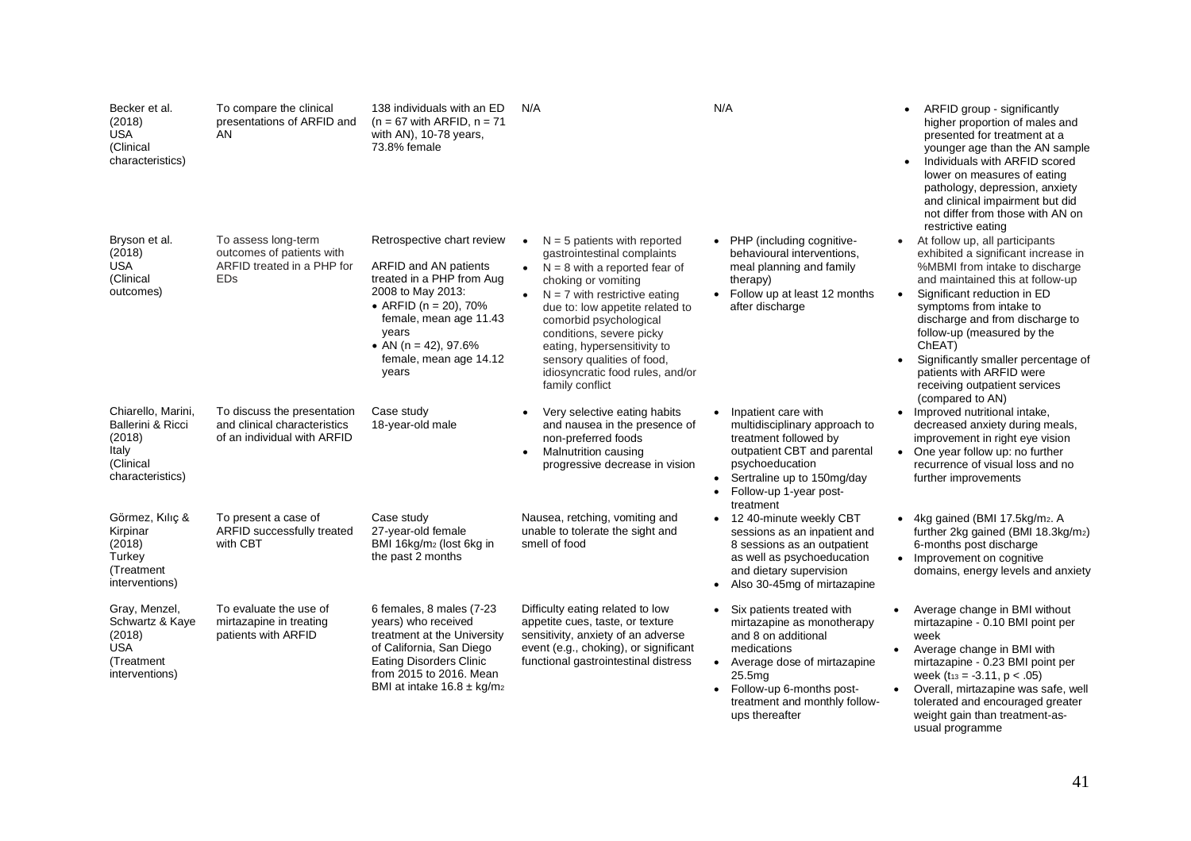| | | | | | |
|---|---|---|---|---|---|
| Becker et al. (2018) USA (Clinical characteristics) | To compare the clinical presentations of ARFID and AN | 138 individuals with an ED (n = 67 with ARFID, n = 71 with AN), 10-78 years, 73.8% female | N/A | N/A | • ARFID group - significantly higher proportion of males and presented for treatment at a younger age than the AN sample<br>• Individuals with ARFID scored lower on measures of eating pathology, depression, anxiety and clinical impairment but did not differ from those with AN on restrictive eating |
| Bryson et al. (2018) USA (Clinical outcomes) | To assess long-term outcomes of patients with ARFID treated in a PHP for EDs | Retrospective chart review<br><br>ARFID and AN patients treated in a PHP from Aug 2008 to May 2013:<br>• ARFID (n = 20), 70% female, mean age 11.43 years<br>• AN (n = 42), 97.6% female, mean age 14.12 years | • N = 5 patients with reported gastrointestinal complaints<br>• N = 8 with a reported fear of choking or vomiting<br>• N = 7 with restrictive eating due to: low appetite related to comorbid psychological conditions, severe picky eating, hypersensitivity to sensory qualities of food, idiosyncratic food rules, and/or family conflict | • PHP (including cognitive-behavioural interventions, meal planning and family therapy)<br>• Follow up at least 12 months after discharge | • At follow up, all participants exhibited a significant increase in %MBMI from intake to discharge and maintained this at follow-up<br>• Significant reduction in ED symptoms from intake to discharge and from discharge to follow-up (measured by the ChEAT)<br>• Significantly smaller percentage of patients with ARFID were receiving outpatient services (compared to AN) |
| Chiarello, Marini, Ballerini & Ricci (2018) Italy (Clinical characteristics) | To discuss the presentation and clinical characteristics of an individual with ARFID | Case study<br>18-year-old male | • Very selective eating habits and nausea in the presence of non-preferred foods<br>• Malnutrition causing progressive decrease in vision | • Inpatient care with multidisciplinary approach to treatment followed by outpatient CBT and parental psychoeducation<br>• Sertraline up to 150mg/day<br>• Follow-up 1-year post-treatment | • Improved nutritional intake, decreased anxiety during meals, improvement in right eye vision<br>• One year follow up: no further recurrence of visual loss and no further improvements |
| Görmez, Kılıç & Kirpinar (2018) Turkey (Treatment interventions) | To present a case of ARFID successfully treated with CBT | Case study<br>27-year-old female<br>BMI 16kg/m2 (lost 6kg in the past 2 months | Nausea, retching, vomiting and unable to tolerate the sight and smell of food | • 12 40-minute weekly CBT sessions as an inpatient and 8 sessions as an outpatient as well as psychoeducation and dietary supervision<br>• Also 30-45mg of mirtazapine | • 4kg gained (BMI 17.5kg/m2. A further 2kg gained (BMI 18.3kg/m2) 6-months post discharge<br>• Improvement on cognitive domains, energy levels and anxiety |
| Gray, Menzel, Schwartz & Kaye (2018) USA (Treatment interventions) | To evaluate the use of mirtazapine in treating patients with ARFID | 6 females, 8 males (7-23 years) who received treatment at the University of California, San Diego Eating Disorders Clinic from 2015 to 2016. Mean BMI at intake 16.8 ± kg/m2 | Difficulty eating related to low appetite cues, taste, or texture sensitivity, anxiety of an adverse event (e.g., choking), or significant functional gastrointestinal distress | • Six patients treated with mirtazapine as monotherapy and 8 on additional medications<br>• Average dose of mirtazapine 25.5mg<br>• Follow-up 6-months post-treatment and monthly follow-ups thereafter | • Average change in BMI without mirtazapine - 0.10 BMI point per week<br>• Average change in BMI with mirtazapine - 0.23 BMI point per week ($t_{13}$ = -3.11, $p < .05$)<br>• Overall, mirtazapine was safe, well tolerated and encouraged greater weight gain than treatment-as-usual programme |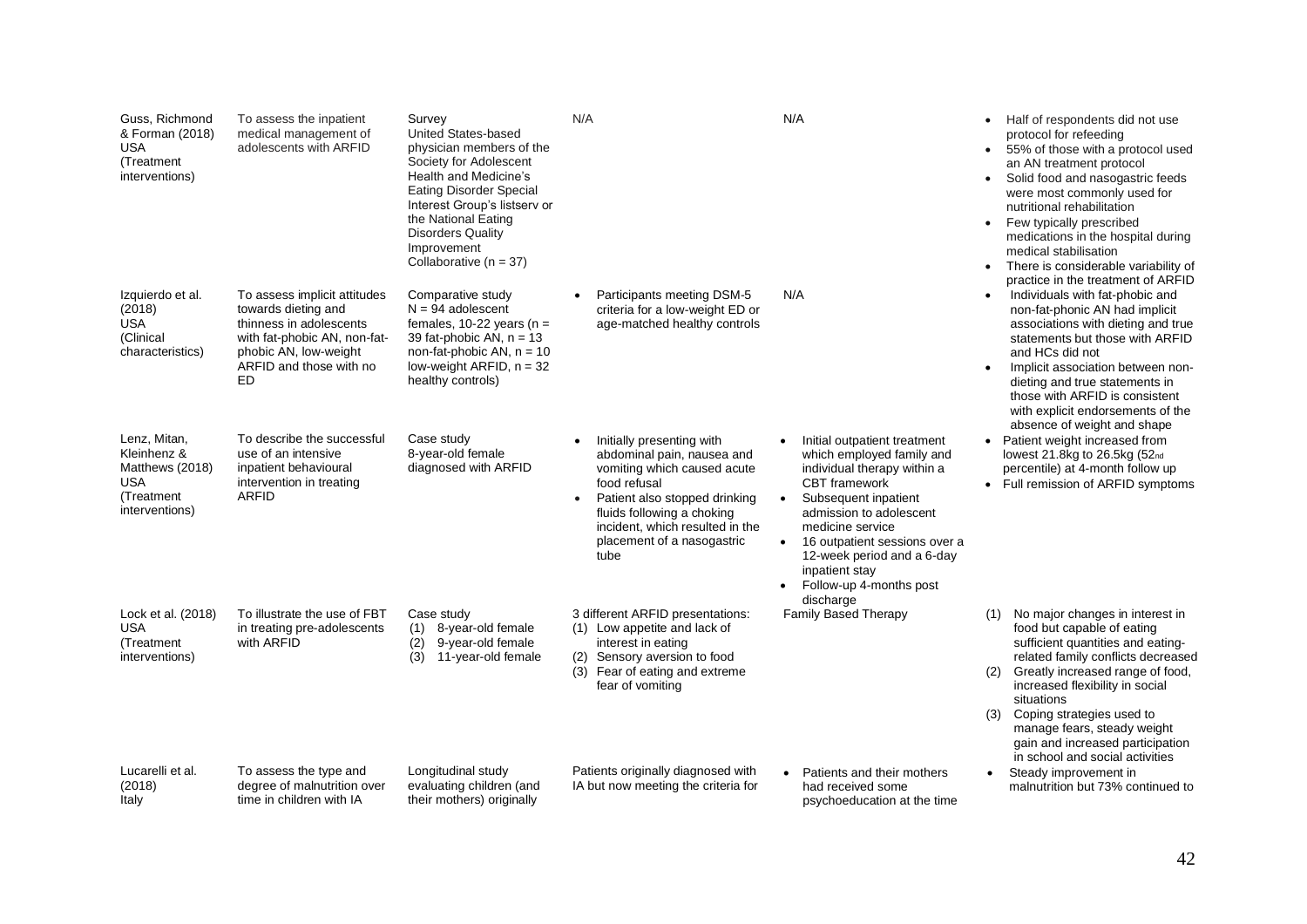| | | | | | |
|---|---|---|---|---|---|
| Guss, Richmond & Forman (2018)<br>USA<br>(Treatment interventions) | To assess the inpatient medical management of adolescents with ARFID | Survey<br>United States-based physician members of the Society for Adolescent Health and Medicine's Eating Disorder Special Interest Group's listserv or the National Eating Disorders Quality Improvement Collaborative (n = 37) | N/A | N/A | • Half of respondents did not use protocol for refeeding<br>• 55% of those with a protocol used an AN treatment protocol<br>• Solid food and nasogastric feeds were most commonly used for nutritional rehabilitation<br>• Few typically prescribed medications in the hospital during medical stabilisation<br>• There is considerable variability of practice in the treatment of ARFID |
| Izquierdo et al. (2018)<br>USA<br>(Clinical characteristics) | To assess implicit attitudes towards dieting and thinness in adolescents with fat-phobic AN, non-fat-phobic AN, low-weight ARFID and those with no ED | Comparative study<br>N = 94 adolescent females, 10-22 years (n = 39 fat-phobic AN, n = 13 non-fat-phobic AN, n = 10 low-weight ARFID, n = 32 healthy controls) | • Participants meeting DSM-5 criteria for a low-weight ED or age-matched healthy controls | N/A | • Individuals with fat-phobic and non-fat-phonic AN had implicit associations with dieting and true statements but those with ARFID and HCs did not<br>• Implicit association between non-dieting and true statements in those with ARFID is consistent with explicit endorsements of the absence of weight and shape |
| Lenz, Mitan, Kleinhenz & Matthews (2018)<br>USA<br>(Treatment interventions) | To describe the successful use of an intensive inpatient behavioural intervention in treating ARFID | Case study<br>8-year-old female diagnosed with ARFID | • Initially presenting with abdominal pain, nausea and vomiting which caused acute food refusal<br>• Patient also stopped drinking fluids following a choking incident, which resulted in the placement of a nasogastric tube | • Initial outpatient treatment which employed family and individual therapy within a CBT framework<br>• Subsequent inpatient admission to adolescent medicine service<br>• 16 outpatient sessions over a 12-week period and a 6-day inpatient stay<br>• Follow-up 4-months post discharge | • Patient weight increased from lowest 21.8kg to 26.5kg (52nd percentile) at 4-month follow up<br>• Full remission of ARFID symptoms |
| Lock et al. (2018)<br>USA<br>(Treatment interventions) | To illustrate the use of FBT in treating pre-adolescents with ARFID | Case study<br>(1) 8-year-old female<br>(2) 9-year-old female<br>(3) 11-year-old female | 3 different ARFID presentations:<br>(1) Low appetite and lack of interest in eating<br>(2) Sensory aversion to food<br>(3) Fear of eating and extreme fear of vomiting | Family Based Therapy | (1) No major changes in interest in food but capable of eating sufficient quantities and eating-related family conflicts decreased<br>(2) Greatly increased range of food, increased flexibility in social situations<br>(3) Coping strategies used to manage fears, steady weight gain and increased participation in school and social activities |
| Lucarelli et al. (2018)<br>Italy | To assess the type and degree of malnutrition over time in children with IA | Longitudinal study evaluating children (and their mothers) originally | Patients originally diagnosed with IA but now meeting the criteria for | • Patients and their mothers had received some psychoeducation at the time | • Steady improvement in malnutrition but 73% continued to |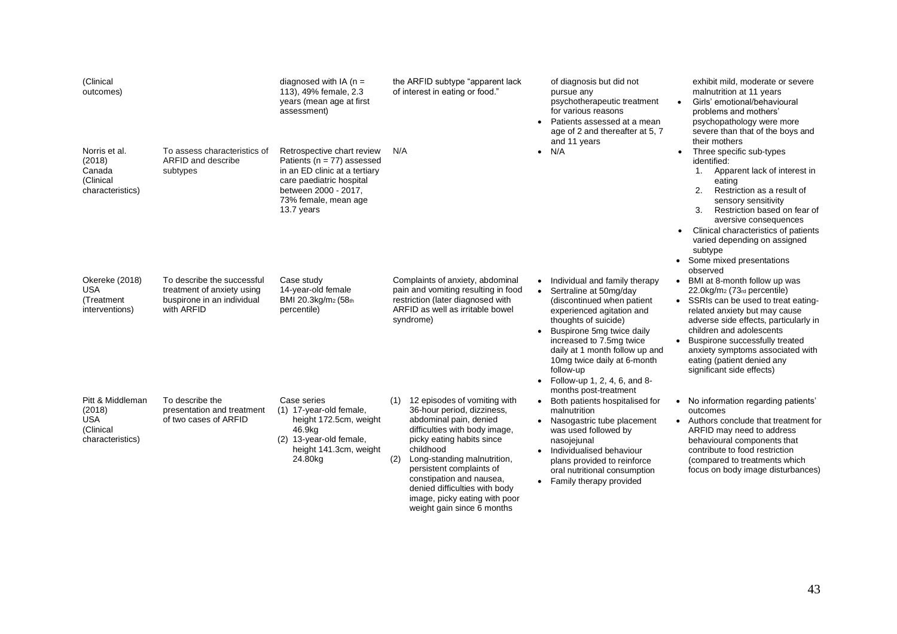| | | | | | |
|---|---|---|---|---|---|
| (Clinical outcomes) | | diagnosed with IA (n = 113), 49% female, 2.3 years (mean age at first assessment) | the ARFID subtype "apparent lack of interest in eating or food." | of diagnosis but did not pursue any psychotherapeutic treatment for various reasons<br>• Patients assessed at a mean age of 2 and thereafter at 5, 7 and 11 years | exhibit mild, moderate or severe malnutrition at 11 years<br>• Girls' emotional/behavioural problems and mothers' psychopathology were more severe than that of the boys and their mothers |
| Norris et al. (2018) Canada (Clinical characteristics) | To assess characteristics of ARFID and describe subtypes | Retrospective chart review Patients (n = 77) assessed in an ED clinic at a tertiary care paediatric hospital between 2000 - 2017, 73% female, mean age 13.7 years | N/A | • N/A | • Three specific sub-types identified:<br>1. Apparent lack of interest in eating<br>2. Restriction as a result of sensory sensitivity<br>3. Restriction based on fear of aversive consequences<br>• Clinical characteristics of patients varied depending on assigned subtype<br>• Some mixed presentations observed |
| Okereke (2018) USA (Treatment interventions) | To describe the successful treatment of anxiety using buspirone in an individual with ARFID | Case study 14-year-old female BMI 20.3kg/m2 (58th percentile) | Complaints of anxiety, abdominal pain and vomiting resulting in food restriction (later diagnosed with ARFID as well as irritable bowel syndrome) | • Individual and family therapy<br>• Sertraline at 50mg/day (discontinued when patient experienced agitation and thoughts of suicide)<br>• Buspirone 5mg twice daily increased to 7.5mg twice daily at 1 month follow up and 10mg twice daily at 6-month follow-up<br>• Follow-up 1, 2, 4, 6, and 8-months post-treatment | • BMI at 8-month follow up was 22.0kg/m2 (73rd percentile)<br>• SSRIs can be used to treat eating-related anxiety but may cause adverse side effects, particularly in children and adolescents<br>• Buspirone successfully treated anxiety symptoms associated with eating (patient denied any significant side effects) |
| Pitt & Middleman (2018) USA (Clinical characteristics) | To describe the presentation and treatment of two cases of ARFID | Case series<br>(1) 17-year-old female, height 172.5cm, weight 46.9kg<br>(2) 13-year-old female, height 141.3cm, weight 24.80kg | (1) 12 episodes of vomiting with 36-hour period, dizziness, abdominal pain, denied difficulties with body image, picky eating habits since childhood<br>(2) Long-standing malnutrition, persistent complaints of constipation and nausea, denied difficulties with body image, picky eating with poor weight gain since 6 months | • Both patients hospitalised for malnutrition<br>• Nasogastric tube placement was used followed by nasojejunal<br>• Individualised behaviour plans provided to reinforce oral nutritional consumption<br>• Family therapy provided | • No information regarding patients' outcomes<br>• Authors conclude that treatment for ARFID may need to address behavioural components that contribute to food restriction (compared to treatments which focus on body image disturbances) |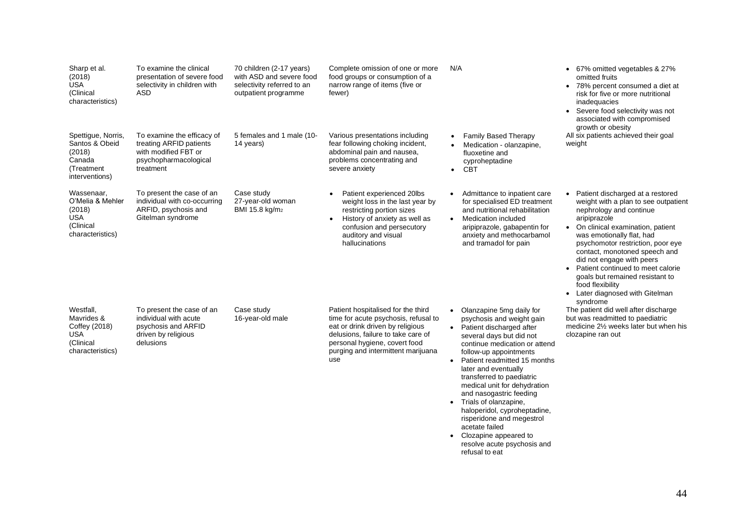| | | | | | |
|---|---|---|---|---|---|
| Sharp et al. (2018) USA (Clinical characteristics) | To examine the clinical presentation of severe food selectivity in children with ASD | 70 children (2-17 years) with ASD and severe food selectivity referred to an outpatient programme | Complete omission of one or more food groups or consumption of a narrow range of items (five or fewer) | N/A | • 67% omitted vegetables & 27% omitted fruits<br>• 78% percent consumed a diet at risk for five or more nutritional inadequacies<br>• Severe food selectivity was not associated with compromised growth or obesity |
| Spettigue, Norris, Santos & Obeid (2018) Canada (Treatment interventions) | To examine the efficacy of treating ARFID patients with modified FBT or psychopharmacological treatment | 5 females and 1 male (10-14 years) | Various presentations including fear following choking incident, abdominal pain and nausea, problems concentrating and severe anxiety | • Family Based Therapy<br>• Medication - olanzapine, fluoxetine and cyproheptadine<br>• CBT | All six patients achieved their goal weight |
| Wassenaar, O'Melia & Mehler (2018) USA (Clinical characteristics) | To present the case of an individual with co-occurring ARFID, psychosis and Gitelman syndrome | Case study 27-year-old woman BMI 15.8 kg/m2 | • Patient experienced 20lbs weight loss in the last year by restricting portion sizes<br>• History of anxiety as well as confusion and persecutory auditory and visual hallucinations | • Admittance to inpatient care for specialised ED treatment and nutritional rehabilitation<br>• Medication included aripiprazole, gabapentin for anxiety and methocarbamol and tramadol for pain | • Patient discharged at a restored weight with a plan to see outpatient nephrology and continue aripiprazole<br>• On clinical examination, patient was emotionally flat, had psychomotor restriction, poor eye contact, monotoned speech and did not engage with peers<br>• Patient continued to meet calorie goals but remained resistant to food flexibility<br>• Later diagnosed with Gitelman syndrome |
| Westfall, Mavrides & Coffey (2018) USA (Clinical characteristics) | To present the case of an individual with acute psychosis and ARFID driven by religious delusions | Case study 16-year-old male | Patient hospitalised for the third time for acute psychosis, refusal to eat or drink driven by religious delusions, failure to take care of personal hygiene, covert food purging and intermittent marijuana use | • Olanzapine 5mg daily for psychosis and weight gain<br>• Patient discharged after several days but did not continue medication or attend follow-up appointments<br>• Patient readmitted 15 months later and eventually transferred to paediatric medical unit for dehydration and nasogastric feeding<br>• Trials of olanzapine, haloperidol, cyproheptadine, risperidone and megestrol acetate failed<br>• Clozapine appeared to resolve acute psychosis and refusal to eat | The patient did well after discharge but was readmitted to paediatric medicine 2½ weeks later but when his clozapine ran out |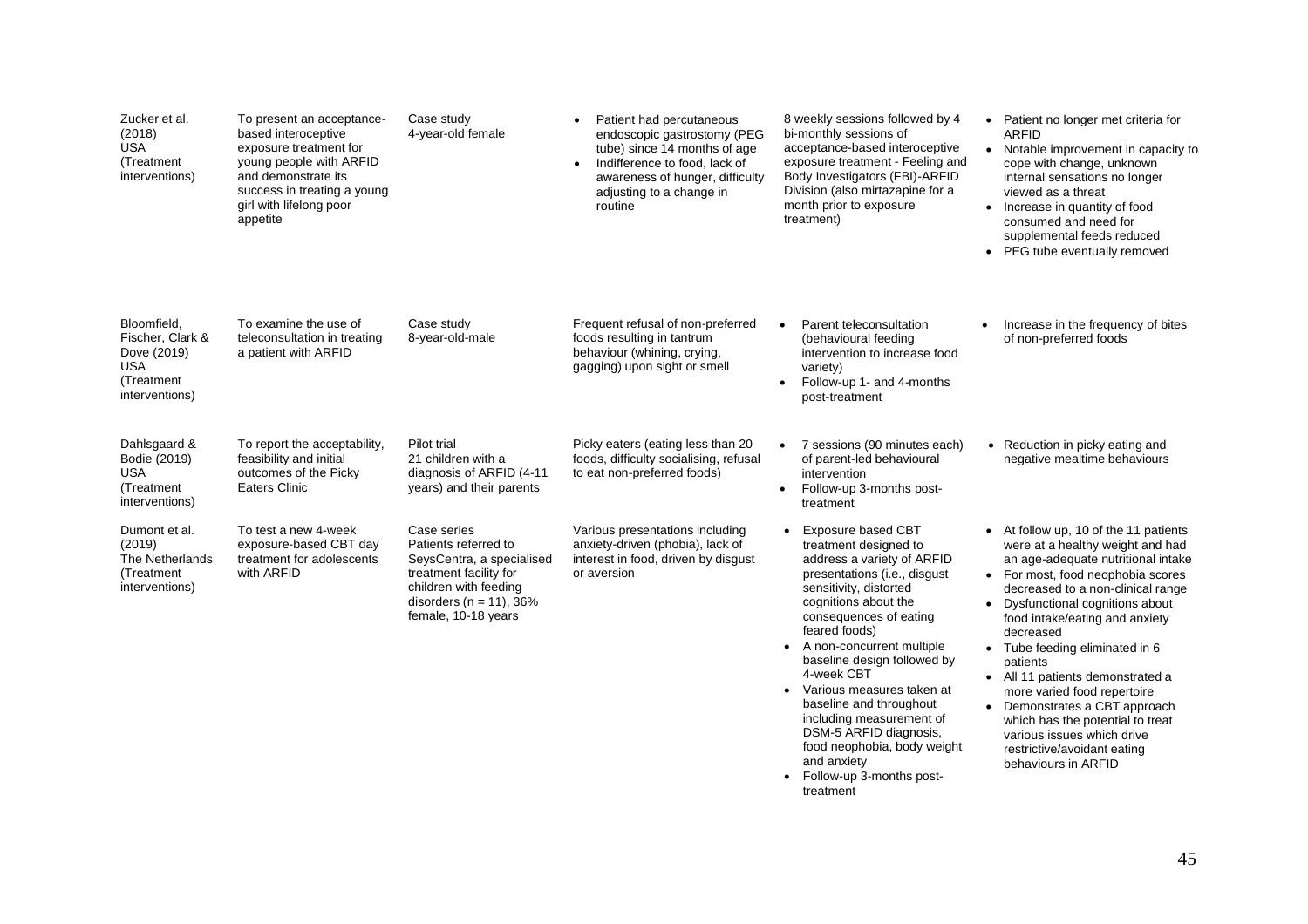| | | | | | |
|---|---|---|---|---|---|
| Zucker et al. (2018) USA (Treatment interventions) | To present an acceptance-based interoceptive exposure treatment for young people with ARFID and demonstrate its success in treating a young girl with lifelong poor appetite | Case study 4-year-old female | • Patient had percutaneous endoscopic gastrostomy (PEG tube) since 14 months of age<br>• Indifference to food, lack of awareness of hunger, difficulty adjusting to a change in routine | 8 weekly sessions followed by 4 bi-monthly sessions of acceptance-based interoceptive exposure treatment - Feeling and Body Investigators (FBI)-ARFID Division (also mirtazapine for a month prior to exposure treatment) | • Patient no longer met criteria for ARFID<br>• Notable improvement in capacity to cope with change, unknown internal sensations no longer viewed as a threat<br>• Increase in quantity of food consumed and need for supplemental feeds reduced<br>• PEG tube eventually removed |
| Bloomfield, Fischer, Clark & Dove (2019) USA (Treatment interventions) | To examine the use of teleconsultation in treating a patient with ARFID | Case study 8-year-old-male | Frequent refusal of non-preferred foods resulting in tantrum behaviour (whining, crying, gagging) upon sight or smell | • Parent teleconsultation (behavioural feeding intervention to increase food variety)<br>• Follow-up 1- and 4-months post-treatment | • Increase in the frequency of bites of non-preferred foods |
| Dahlsgaard & Bodie (2019) USA (Treatment interventions) | To report the acceptability, feasibility and initial outcomes of the Picky Eaters Clinic | Pilot trial 21 children with a diagnosis of ARFID (4-11 years) and their parents | Picky eaters (eating less than 20 foods, difficulty socialising, refusal to eat non-preferred foods) | • 7 sessions (90 minutes each) of parent-led behavioural intervention<br>• Follow-up 3-months post-treatment | • Reduction in picky eating and negative mealtime behaviours |
| Dumont et al. (2019) The Netherlands (Treatment interventions) | To test a new 4-week exposure-based CBT day treatment for adolescents with ARFID | Case series Patients referred to SeysCentra, a specialised treatment facility for children with feeding disorders (n = 11), 36% female, 10-18 years | Various presentations including anxiety-driven (phobia), lack of interest in food, driven by disgust or aversion | • Exposure based CBT treatment designed to address a variety of ARFID presentations (i.e., disgust sensitivity, distorted cognitions about the consequences of eating feared foods)<br>• A non-concurrent multiple baseline design followed by 4-week CBT<br>• Various measures taken at baseline and throughout including measurement of DSM-5 ARFID diagnosis, food neophobia, body weight and anxiety<br>• Follow-up 3-months post-treatment | • At follow up, 10 of the 11 patients were at a healthy weight and had an age-adequate nutritional intake<br>• For most, food neophobia scores decreased to a non-clinical range<br>• Dysfunctional cognitions about food intake/eating and anxiety decreased<br>• Tube feeding eliminated in 6 patients<br>• All 11 patients demonstrated a more varied food repertoire<br>• Demonstrates a CBT approach which has the potential to treat various issues which drive restrictive/avoidant eating behaviours in ARFID |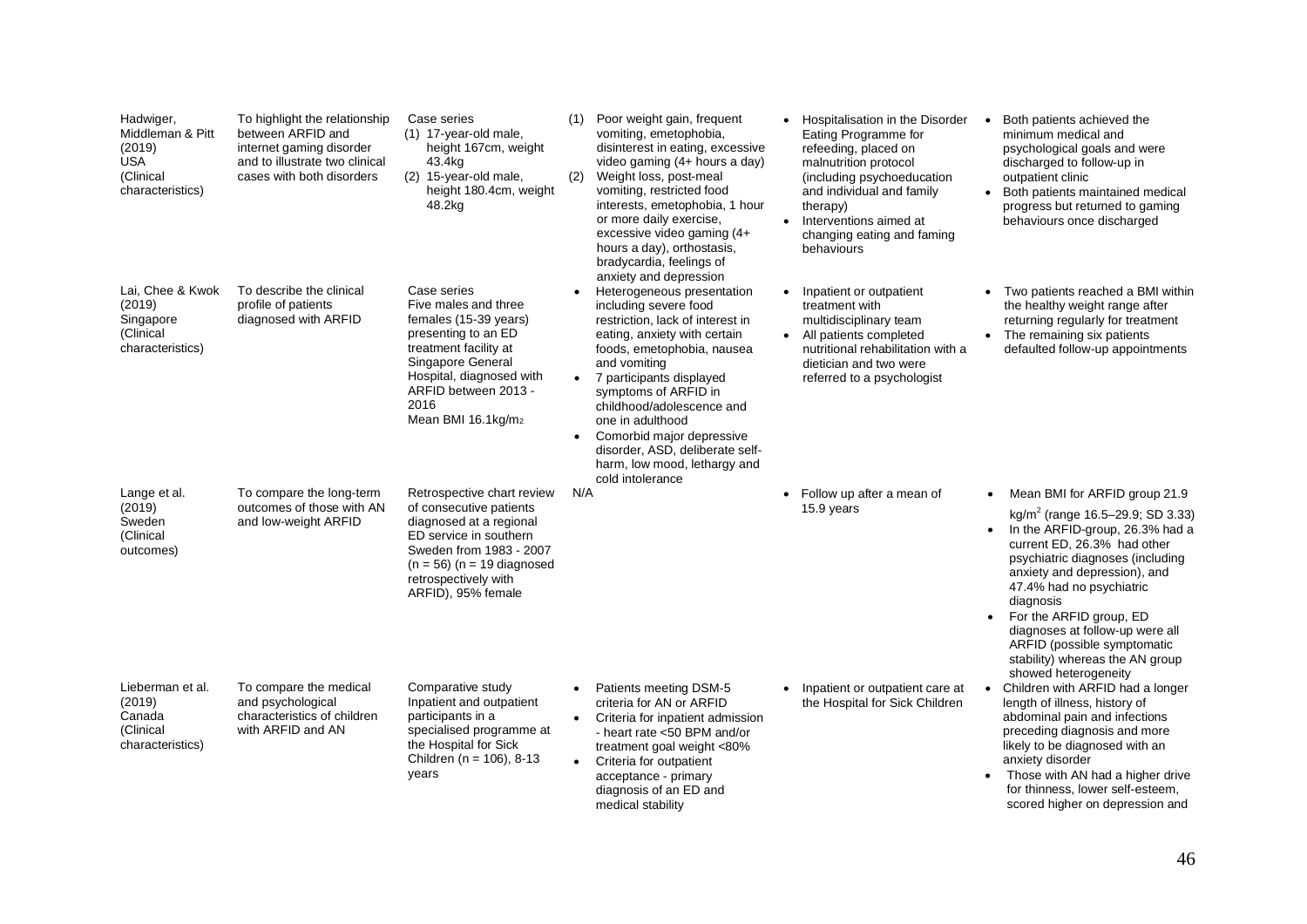| | | | | | |
|---|---|---|---|---|---|
| Hadwiger, Middleman & Pitt (2019) USA (Clinical characteristics) | To highlight the relationship between ARFID and internet gaming disorder and to illustrate two clinical cases with both disorders | Case series (1) 17-year-old male, height 167cm, weight 43.4kg (2) 15-year-old male, height 180.4cm, weight 48.2kg | (1) Poor weight gain, frequent vomiting, emetophobia, disinterest in eating, excessive video gaming (4+ hours a day) (2) Weight loss, post-meal vomiting, restricted food interests, emetophobia, 1 hour or more daily exercise, excessive video gaming (4+ hours a day), orthostasis, bradycardia, feelings of anxiety and depression | • Hospitalisation in the Disorder Eating Programme for refeeding, placed on malnutrition protocol (including psychoeducation and individual and family therapy) • Interventions aimed at changing eating and faming behaviours | • Both patients achieved the minimum medical and psychological goals and were discharged to follow-up in outpatient clinic • Both patients maintained medical progress but returned to gaming behaviours once discharged |
| Lai, Chee & Kwok (2019) Singapore (Clinical characteristics) | To describe the clinical profile of patients diagnosed with ARFID | Case series Five males and three females (15-39 years) presenting to an ED treatment facility at Singapore General Hospital, diagnosed with ARFID between 2013 - 2016 Mean BMI 16.1kg/m2 | • Heterogeneous presentation including severe food restriction, lack of interest in eating, anxiety with certain foods, emetophobia, nausea and vomiting • 7 participants displayed symptoms of ARFID in childhood/adolescence and one in adulthood • Comorbid major depressive disorder, ASD, deliberate self-harm, low mood, lethargy and cold intolerance | • Inpatient or outpatient treatment with multidisciplinary team • All patients completed nutritional rehabilitation with a dietician and two were referred to a psychologist | • Two patients reached a BMI within the healthy weight range after returning regularly for treatment • The remaining six patients defaulted follow-up appointments |
| Lange et al. (2019) Sweden (Clinical outcomes) | To compare the long-term outcomes of those with AN and low-weight ARFID | Retrospective chart review of consecutive patients diagnosed at a regional ED service in southern Sweden from 1983 - 2007 (n = 56) (n = 19 diagnosed retrospectively with ARFID), 95% female | N/A | • Follow up after a mean of 15.9 years | • Mean BMI for ARFID group 21.9 $kg/m^2$ (range 16.5–29.9; SD 3.33) • In the ARFID-group, 26.3% had a current ED, 26.3% had other psychiatric diagnoses (including anxiety and depression), and 47.4% had no psychiatric diagnosis • For the ARFID group, ED diagnoses at follow-up were all ARFID (possible symptomatic stability) whereas the AN group showed heterogeneity |
| Lieberman et al. (2019) Canada (Clinical characteristics) | To compare the medical and psychological characteristics of children with ARFID and AN | Comparative study Inpatient and outpatient participants in a specialised programme at the Hospital for Sick Children (n = 106), 8-13 years | • Patients meeting DSM-5 criteria for AN or ARFID • Criteria for inpatient admission - heart rate <50 BPM and/or treatment goal weight <80% • Criteria for outpatient acceptance - primary diagnosis of an ED and medical stability | • Inpatient or outpatient care at the Hospital for Sick Children | • Children with ARFID had a longer length of illness, history of abdominal pain and infections preceding diagnosis and more likely to be diagnosed with an anxiety disorder • Those with AN had a higher drive for thinness, lower self-esteem, scored higher on depression and |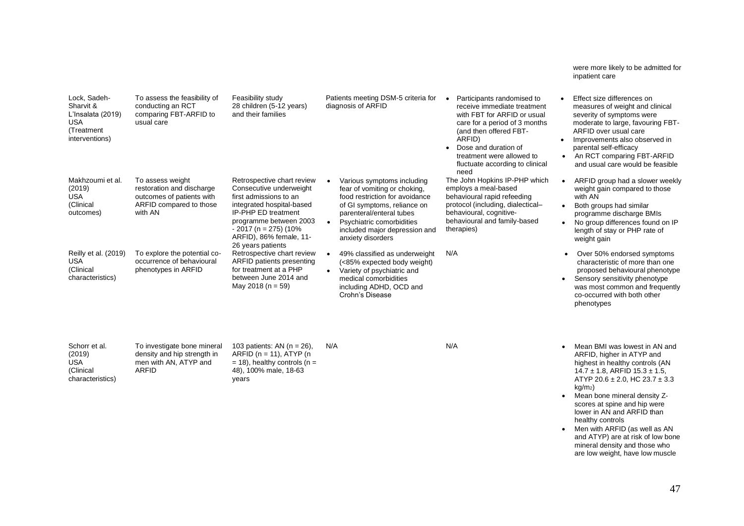| | | | | | |
|---|---|---|---|---|---|
| | | | | | were more likely to be admitted for inpatient care |
| Lock, Sadeh-Sharvit & L'Insalata (2019) USA (Treatment interventions) | To assess the feasibility of conducting an RCT comparing FBT-ARFID to usual care | Feasibility study 28 children (5-12 years) and their families | Patients meeting DSM-5 criteria for diagnosis of ARFID | • Participants randomised to receive immediate treatment with FBT for ARFID or usual care for a period of 3 months (and then offered FBT-ARFID)<br>• Dose and duration of treatment were allowed to fluctuate according to clinical need | • Effect size differences on measures of weight and clinical severity of symptoms were moderate to large, favouring FBT-ARFID over usual care<br>• Improvements also observed in parental self-efficacy<br>• An RCT comparing FBT-ARFID and usual care would be feasible |
| Makhzoumi et al. (2019) USA (Clinical outcomes) | To assess weight restoration and discharge outcomes of patients with ARFID compared to those with AN | Retrospective chart review Consecutive underweight first admissions to an integrated hospital-based IP-PHP ED treatment programme between 2003 - 2017 (n = 275) (10% ARFID), 86% female, 11-26 years patients | • Various symptoms including fear of vomiting or choking, food restriction for avoidance of GI symptoms, reliance on parenteral/enteral tubes<br>• Psychiatric comorbidities included major depression and anxiety disorders | The John Hopkins IP-PHP which employs a meal-based behavioural rapid refeeding protocol (including, dialectical–behavioural, cognitive-behavioural and family-based therapies) | • ARFID group had a slower weekly weight gain compared to those with AN<br>• Both groups had similar programme discharge BMIs<br>• No group differences found on IP length of stay or PHP rate of weight gain |
| Reilly et al. (2019) USA (Clinical characteristics) | To explore the potential co-occurrence of behavioural phenotypes in ARFID | Retrospective chart review ARFID patients presenting for treatment at a PHP between June 2014 and May 2018 (n = 59) | • 49% classified as underweight (<85% expected body weight)<br>• Variety of psychiatric and medical comorbidities including ADHD, OCD and Crohn's Disease | N/A | • Over 50% endorsed symptoms characteristic of more than one proposed behavioural phenotype<br>• Sensory sensitivity phenotype was most common and frequently co-occurred with both other phenotypes |
| Schorr et al. (2019) USA (Clinical characteristics) | To investigate bone mineral density and hip strength in men with AN, ATYP and ARFID | 103 patients: AN (n = 26), ARFID (n = 11), ATYP (n = 18), healthy controls (n = 48), 100% male, 18-63 years | N/A | N/A | • Mean BMI was lowest in AN and ARFID, higher in ATYP and highest in healthy controls (AN 14.7 ± 1.8, ARFID 15.3 ± 1.5, ATYP 20.6 ± 2.0, HC 23.7 ± 3.3 $kg/m_2$)<br>• Mean bone mineral density Z-scores at spine and hip were lower in AN and ARFID than healthy controls<br>• Men with ARFID (as well as AN and ATYP) are at risk of low bone mineral density and those who are low weight, have low muscle |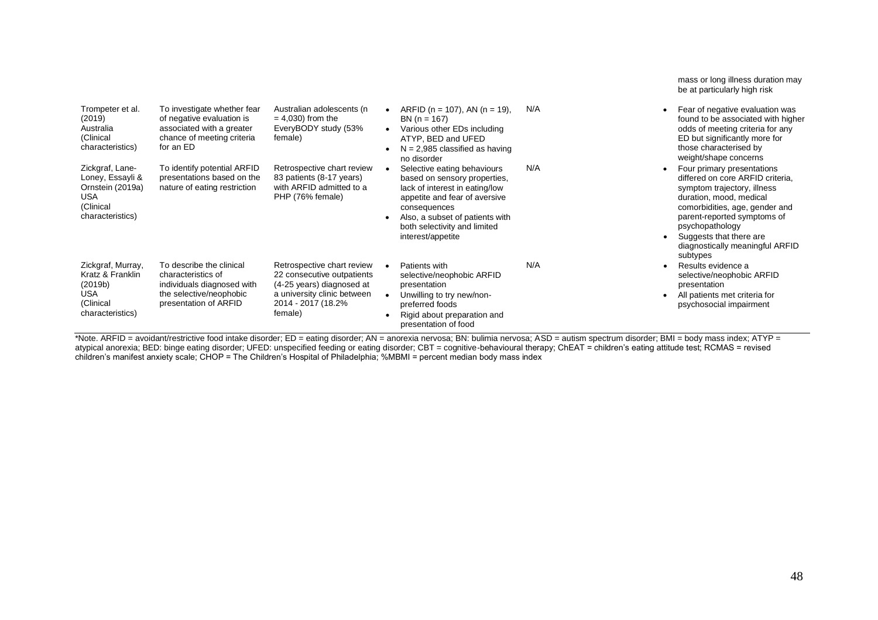| | | | | | | |
|---|---|---|---|---|---|---|
| | | | | | | mass or long illness duration may be at particularly high risk |
| Trompeter et al. (2019) Australia (Clinical characteristics) | To investigate whether fear of negative evaluation is associated with a greater chance of meeting criteria for an ED | Australian adolescents (n = 4,030) from the EveryBODY study (53% female) | • ARFID (n = 107), AN (n = 19), BN (n = 167) • Various other EDs including ATYP, BED and UFED • N = 2,985 classified as having no disorder | N/A | | • Fear of negative evaluation was found to be associated with higher odds of meeting criteria for any ED but significantly more for those characterised by weight/shape concerns |
| Zickgraf, Lane-Loney, Essayli & Ornstein (2019a) USA (Clinical characteristics) | To identify potential ARFID presentations based on the nature of eating restriction | Retrospective chart review 83 patients (8-17 years) with ARFID admitted to a PHP (76% female) | • Selective eating behaviours based on sensory properties, lack of interest in eating/low appetite and fear of aversive consequences • Also, a subset of patients with both selectivity and limited interest/appetite | N/A | | • Four primary presentations differed on core ARFID criteria, symptom trajectory, illness duration, mood, medical comorbidities, age, gender and parent-reported symptoms of psychopathology • Suggests that there are diagnostically meaningful ARFID subtypes |
| Zickgraf, Murray, Kratz & Franklin (2019b) USA (Clinical characteristics) | To describe the clinical characteristics of individuals diagnosed with the selective/neophobic presentation of ARFID | Retrospective chart review 22 consecutive outpatients (4-25 years) diagnosed at a university clinic between 2014 - 2017 (18.2% female) | • Patients with selective/neophobic ARFID presentation • Unwilling to try new/non-preferred foods • Rigid about preparation and presentation of food | N/A | | • Results evidence a selective/neophobic ARFID presentation • All patients met criteria for psychosocial impairment |

*Note. ARFID = avoidant/restrictive food intake disorder; ED = eating disorder; AN = anorexia nervosa; BN: bulimia nervosa; ASD = autism spectrum disorder; BMI = body mass index; ATYP = atypical anorexia; BED: binge eating disorder; UFED: unspecified feeding or eating disorder; CBT = cognitive-behavioural therapy; ChEAT = children's eating attitude test; RCMAS = revised children's manifest anxiety scale; CHOP = The Children's Hospital of Philadelphia; %MBMI = percent median body mass index